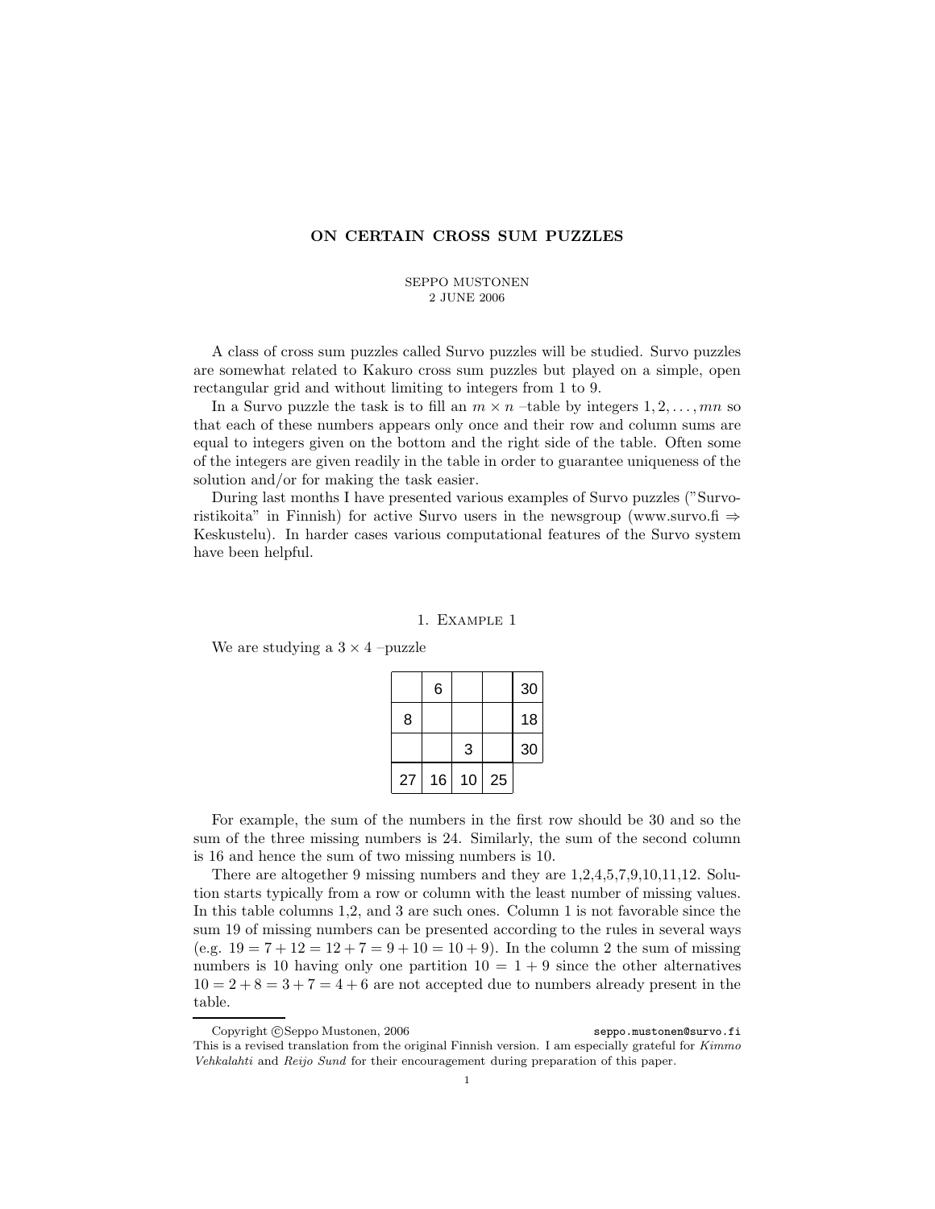# ON CERTAIN CROSS SUM PUZZLES

SEPPO MUSTONEN
2 JUNE 2006

A class of cross sum puzzles called Survo puzzles will be studied. Survo puzzles are somewhat related to Kakuro cross sum puzzles but played on a simple, open rectangular grid and without limiting to integers from 1 to 9.

In a Survo puzzle the task is to fill an $m \times n$ –table by integers $1, 2, \ldots, mn$ so that each of these numbers appears only once and their row and column sums are equal to integers given on the bottom and the right side of the table. Often some of the integers are given readily in the table in order to guarantee uniqueness of the solution and/or for making the task easier.

During last months I have presented various examples of Survo puzzles ("Survoristikoita" in Finnish) for active Survo users in the newsgroup (www.survo.fi ⇒ Keskustelu). In harder cases various computational features of the Survo system have been helpful.

## 1. Example 1

We are studying a $3 \times 4$ –puzzle

| | | | | |
|---|---|---|---|---|
| | 6 | | | 30 |
| 8 | | | | 18 |
| | | 3 | | 30 |
| 27 | 16 | 10 | 25 | |

For example, the sum of the numbers in the first row should be 30 and so the sum of the three missing numbers is 24. Similarly, the sum of the second column is 16 and hence the sum of two missing numbers is 10.

There are altogether 9 missing numbers and they are 1,2,4,5,7,9,10,11,12. Solution starts typically from a row or column with the least number of missing values. In this table columns 1,2, and 3 are such ones. Column 1 is not favorable since the sum 19 of missing numbers can be presented according to the rules in several ways (e.g. $19 = 7 + 12 = 12 + 7 = 9 + 10 = 10 + 9$). In the column 2 the sum of missing numbers is 10 having only one partition $10 = 1 + 9$ since the other alternatives $10 = 2 + 8 = 3 + 7 = 4 + 6$ are not accepted due to numbers already present in the table.

Copyright ©Seppo Mustonen, 2006 seppo.mustonen@survo.fi

This is a revised translation from the original Finnish version. I am especially grateful for *Kimmo Vehkalahti* and *Reijo Sund* for their encouragement during preparation of this paper.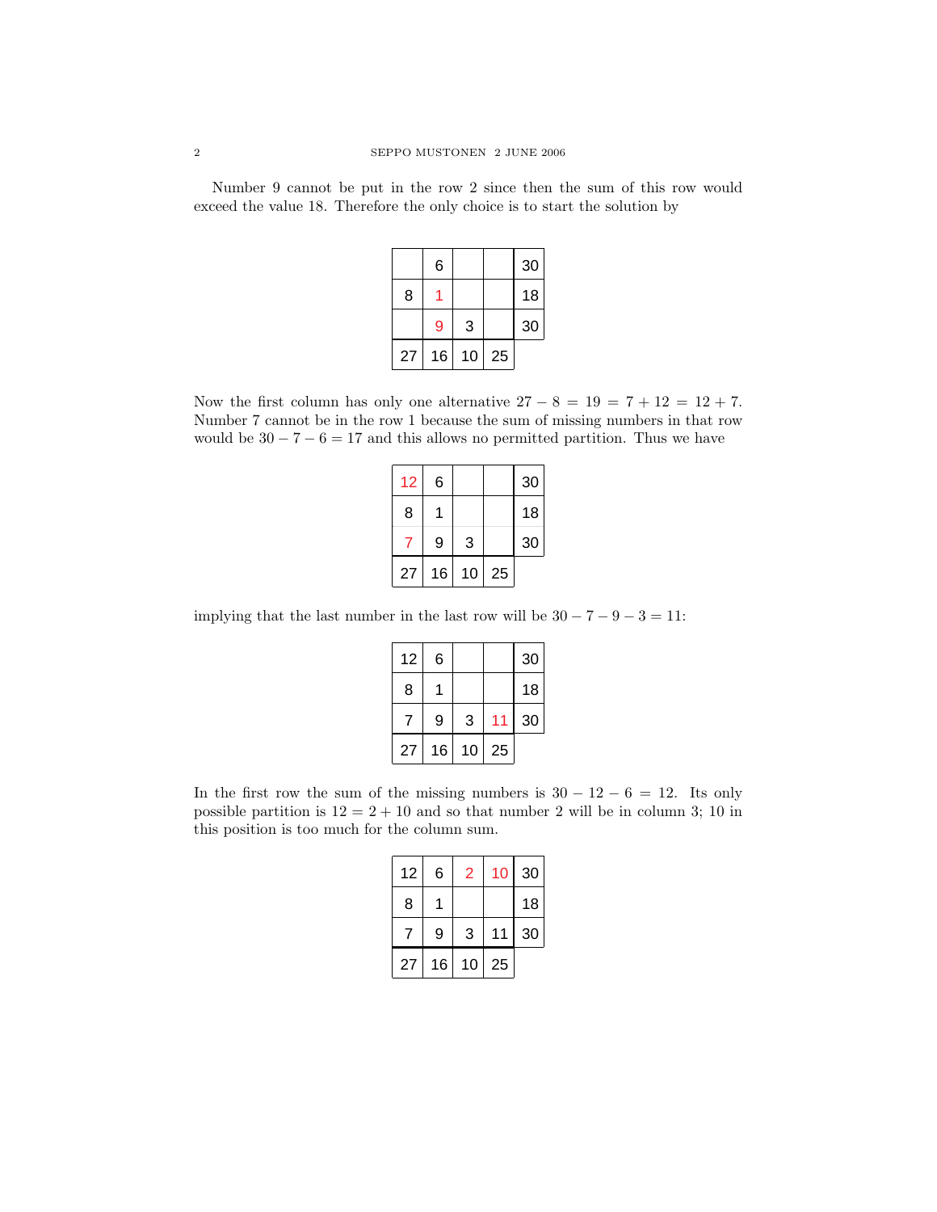Number 9 cannot be put in the row 2 since then the sum of this row would exceed the value 18. Therefore the only choice is to start the solution by

| | | | | |
|---|---|---|---|---|
| | 6 | | | 30 |
| 8 | 1 | | | 18 |
| | 9 | 3 | | 30 |
| 27 | 16 | 10 | 25 | |

Now the first column has only one alternative $27 - 8 = 19 = 7 + 12 = 12 + 7$. Number 7 cannot be in the row 1 because the sum of missing numbers in that row would be $30 - 7 - 6 = 17$ and this allows no permitted partition. Thus we have

| | | | | |
|---|---|---|---|---|
| 12 | 6 | | | 30 |
| 8 | 1 | | | 18 |
| 7 | 9 | 3 | | 30 |
| 27 | 16 | 10 | 25 | |

implying that the last number in the last row will be $30 - 7 - 9 - 3 = 11$:

| | | | | |
|---|---|---|---|---|
| 12 | 6 | | | 30 |
| 8 | 1 | | | 18 |
| 7 | 9 | 3 | 11 | 30 |
| 27 | 16 | 10 | 25 | |

In the first row the sum of the missing numbers is $30 - 12 - 6 = 12$. Its only possible partition is $12 = 2 + 10$ and so that number 2 will be in column 3; 10 in this position is too much for the column sum.

| | | | | |
|---|---|---|---|---|
| 12 | 6 | 2 | 10 | 30 |
| 8 | 1 | | | 18 |
| 7 | 9 | 3 | 11 | 30 |
| 27 | 16 | 10 | 25 | |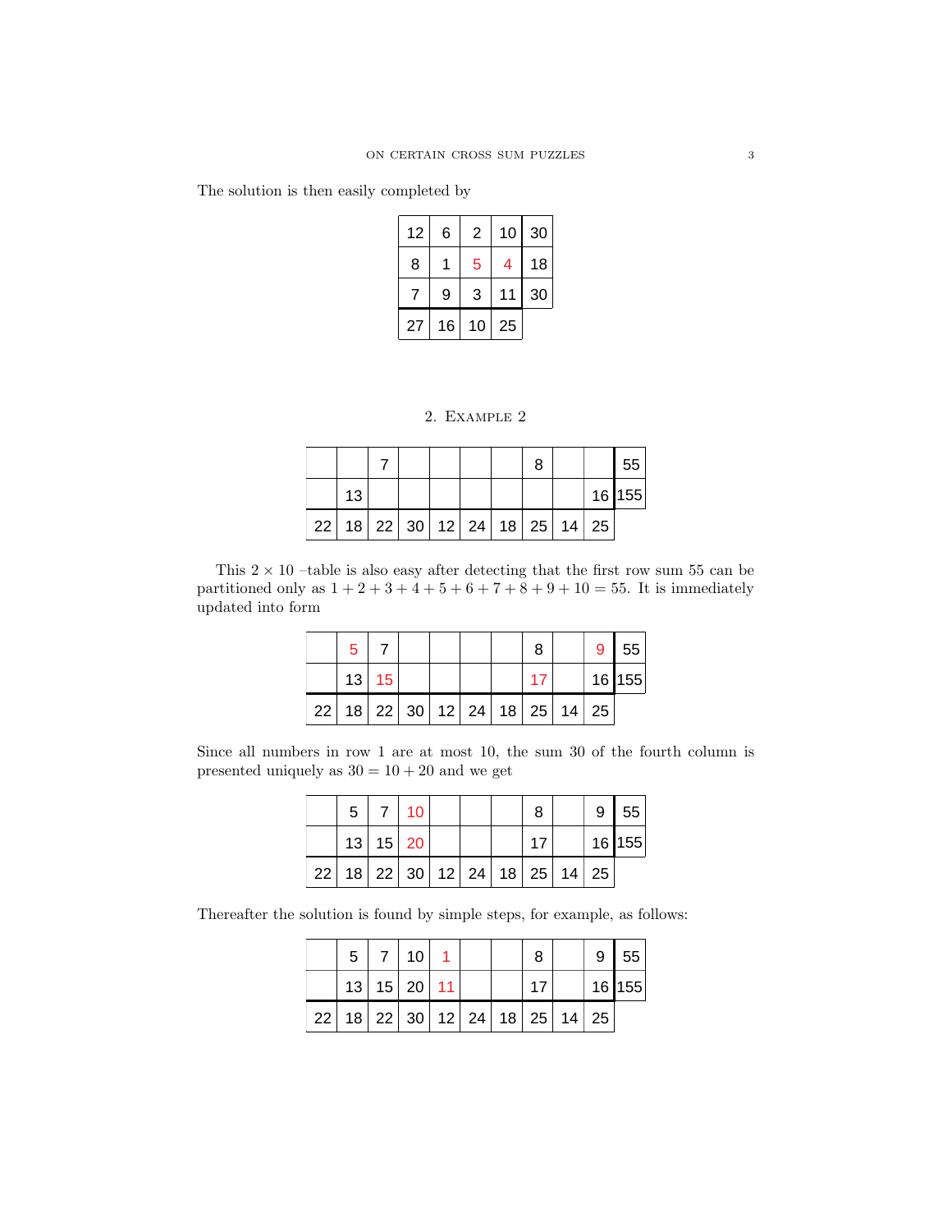The solution is then easily completed by

| 12 | 6 | 2 | 10 | 30 |
|---|---|---|---|---|
| 8 | 1 | 5 | 4 | 18 |
| 7 | 9 | 3 | 11 | 30 |
| 27 | 16 | 10 | 25 | |

## 2. Example 2

| | | 7 | | | | | 8 | | | 55 |
|---|---|---|---|---|---|---|---|---|---|---|
| | 13 | | | | | | | | 16 | 155 |
| 22 | 18 | 22 | 30 | 12 | 24 | 18 | 25 | 14 | 25 | |

This $2 \times 10$ –table is also easy after detecting that the first row sum 55 can be partitioned only as $1+2+3+4+5+6+7+8+9+10 = 55$. It is immediately updated into form

| | 5 | 7 | | | | | 8 | | 9 | 55 |
|---|---|---|---|---|---|---|---|---|---|---|
| | 13 | 15 | | | | | 17 | | 16 | 155 |
| 22 | 18 | 22 | 30 | 12 | 24 | 18 | 25 | 14 | 25 | |

Since all numbers in row 1 are at most 10, the sum 30 of the fourth column is presented uniquely as $30 = 10 + 20$ and we get

| | 5 | 7 | 10 | | | | 8 | | 9 | 55 |
|---|---|---|---|---|---|---|---|---|---|---|
| | 13 | 15 | 20 | | | | 17 | | 16 | 155 |
| 22 | 18 | 22 | 30 | 12 | 24 | 18 | 25 | 14 | 25 | |

Thereafter the solution is found by simple steps, for example, as follows:

| | 5 | 7 | 10 | 1 | | | 8 | | 9 | 55 |
|---|---|---|---|---|---|---|---|---|---|---|
| | 13 | 15 | 20 | 11 | | | 17 | | 16 | 155 |
| 22 | 18 | 22 | 30 | 12 | 24 | 18 | 25 | 14 | 25 | |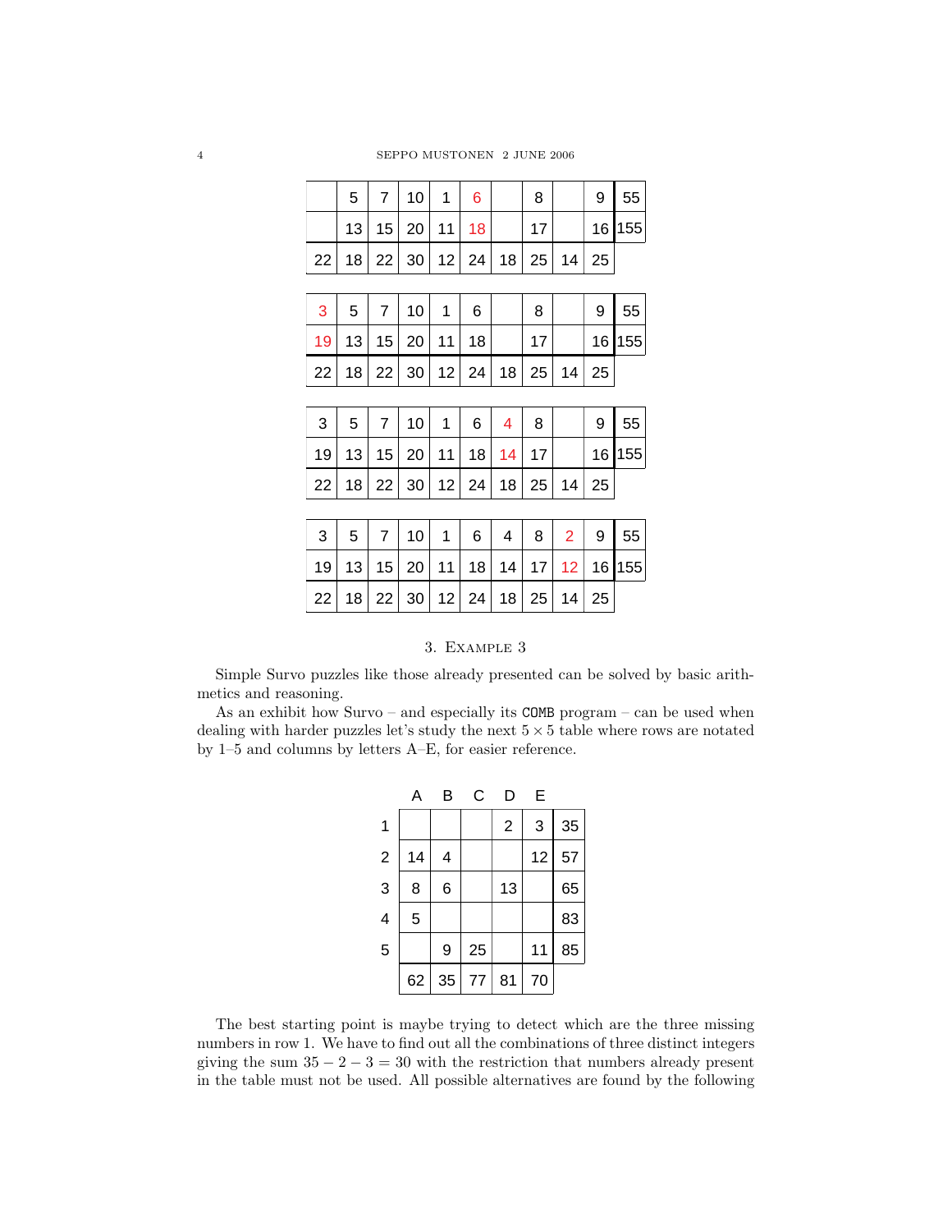|  | 5 | 7 | 10 | 1 | 6 |  | 8 |  | 9 | 55 |
|---|---|---|---|---|---|---|---|---|---|---|
|  | 13 | 15 | 20 | 11 | 18 |  | 17 |  | 16 | 155 |
| 22 | 18 | 22 | 30 | 12 | 24 | 18 | 25 | 14 | 25 |  |

| 3 | 5 | 7 | 10 | 1 | 6 |  | 8 |  | 9 | 55 |
|---|---|---|---|---|---|---|---|---|---|---|
| 19 | 13 | 15 | 20 | 11 | 18 |  | 17 |  | 16 | 155 |
| 22 | 18 | 22 | 30 | 12 | 24 | 18 | 25 | 14 | 25 |  |

| 3 | 5 | 7 | 10 | 1 | 6 | 4 | 8 |  | 9 | 55 |
|---|---|---|---|---|---|---|---|---|---|---|
| 19 | 13 | 15 | 20 | 11 | 18 | 14 | 17 |  | 16 | 155 |
| 22 | 18 | 22 | 30 | 12 | 24 | 18 | 25 | 14 | 25 |  |

| 3 | 5 | 7 | 10 | 1 | 6 | 4 | 8 | 2 | 9 | 55 |
|---|---|---|---|---|---|---|---|---|---|---|
| 19 | 13 | 15 | 20 | 11 | 18 | 14 | 17 | 12 | 16 | 155 |
| 22 | 18 | 22 | 30 | 12 | 24 | 18 | 25 | 14 | 25 |  |

## 3. Example 3

Simple Survo puzzles like those already presented can be solved by basic arithmetics and reasoning.

As an exhibit how Survo – and especially its COMB program – can be used when dealing with harder puzzles let's study the next $5 \times 5$ table where rows are notated by 1–5 and columns by letters A–E, for easier reference.

|  | A | B | C | D | E |  |
|---|---|---|---|---|---|---|
| 1 |  |  |  | 2 | 3 | 35 |
| 2 | 14 | 4 |  |  | 12 | 57 |
| 3 | 8 | 6 |  | 13 |  | 65 |
| 4 | 5 |  |  |  |  | 83 |
| 5 |  | 9 | 25 |  | 11 | 85 |
|  | 62 | 35 | 77 | 81 | 70 |  |

The best starting point is maybe trying to detect which are the three missing numbers in row 1. We have to find out all the combinations of three distinct integers giving the sum $35 - 2 - 3 = 30$ with the restriction that numbers already present in the table must not be used. All possible alternatives are found by the following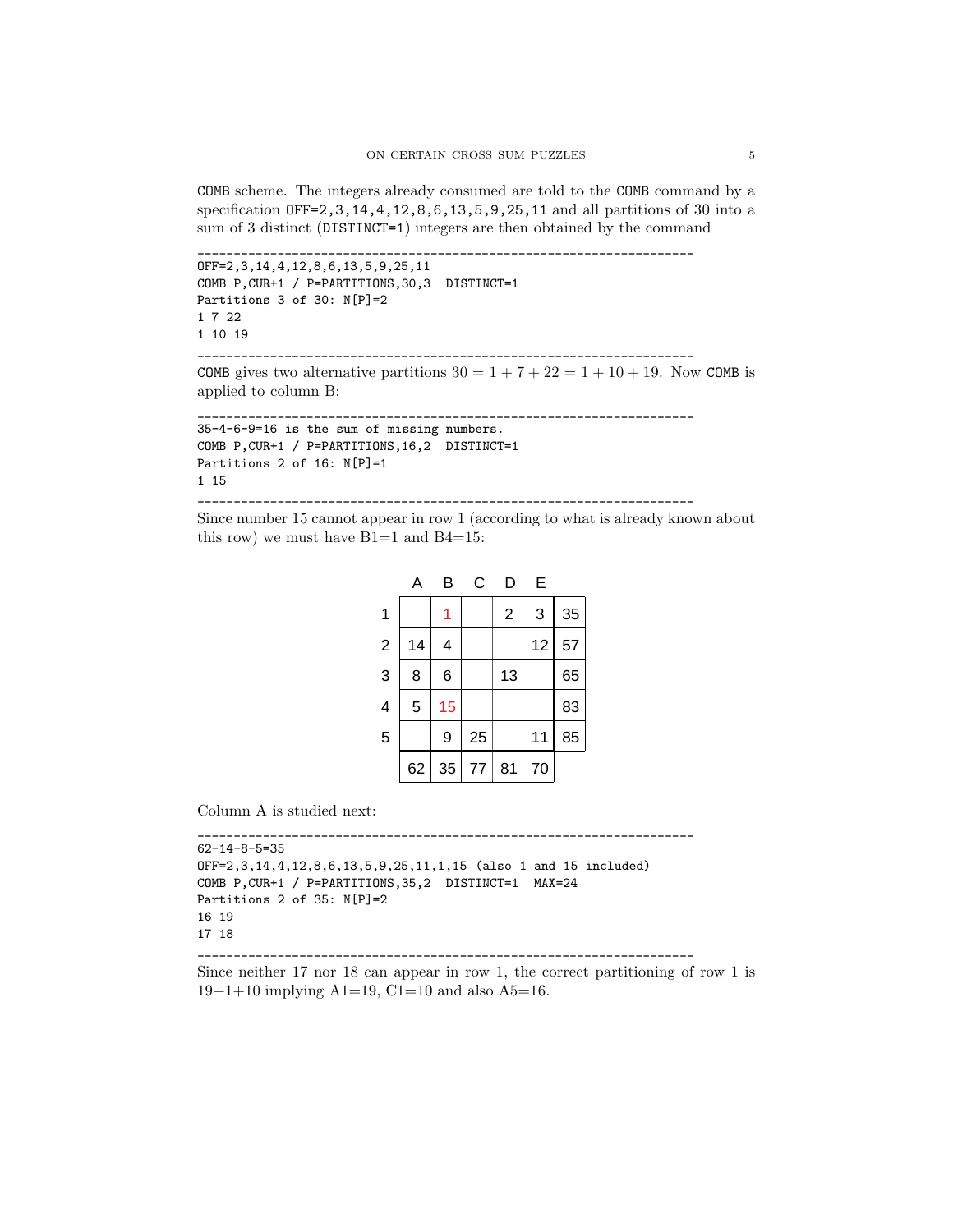COMB scheme. The integers already consumed are told to the COMB command by a specification OFF=2,3,14,4,12,8,6,13,5,9,25,11 and all partitions of 30 into a sum of 3 distinct (DISTINCT=1) integers are then obtained by the command

```
--------------------------------------------------------------------
OFF=2,3,14,4,12,8,6,13,5,9,25,11
COMB P,CUR+1 / P=PARTITIONS,30,3  DISTINCT=1
Partitions 3 of 30: N[P]=2
1 7 22
1 10 19
--------------------------------------------------------------------
```

COMB gives two alternative partitions $30 = 1 + 7 + 22 = 1 + 10 + 19$. Now COMB is applied to column B:

```
--------------------------------------------------------------------
35-4-6-9=16 is the sum of missing numbers.
COMB P,CUR+1 / P=PARTITIONS,16,2  DISTINCT=1
Partitions 2 of 16: N[P]=1
1 15
--------------------------------------------------------------------
```

Since number 15 cannot appear in row 1 (according to what is already known about this row) we must have B1=1 and B4=15:

| | A | B | C | D | E | |
|---|---|---|---|---|---|---|
| 1 | | 1 | | 2 | 3 | 35 |
| 2 | 14 | 4 | | | 12 | 57 |
| 3 | 8 | 6 | | 13 | | 65 |
| 4 | 5 | 15 | | | | 83 |
| 5 | | 9 | 25 | | 11 | 85 |
| | 62 | 35 | 77 | 81 | 70 | |

Column A is studied next:

```
--------------------------------------------------------------------
62-14-8-5=35
OFF=2,3,14,4,12,8,6,13,5,9,25,11,1,15 (also 1 and 15 included)
COMB P,CUR+1 / P=PARTITIONS,35,2  DISTINCT=1  MAX=24
Partitions 2 of 35: N[P]=2
16 19
17 18
--------------------------------------------------------------------
```

Since neither 17 nor 18 can appear in row 1, the correct partitioning of row 1 is 19+1+10 implying A1=19, C1=10 and also A5=16.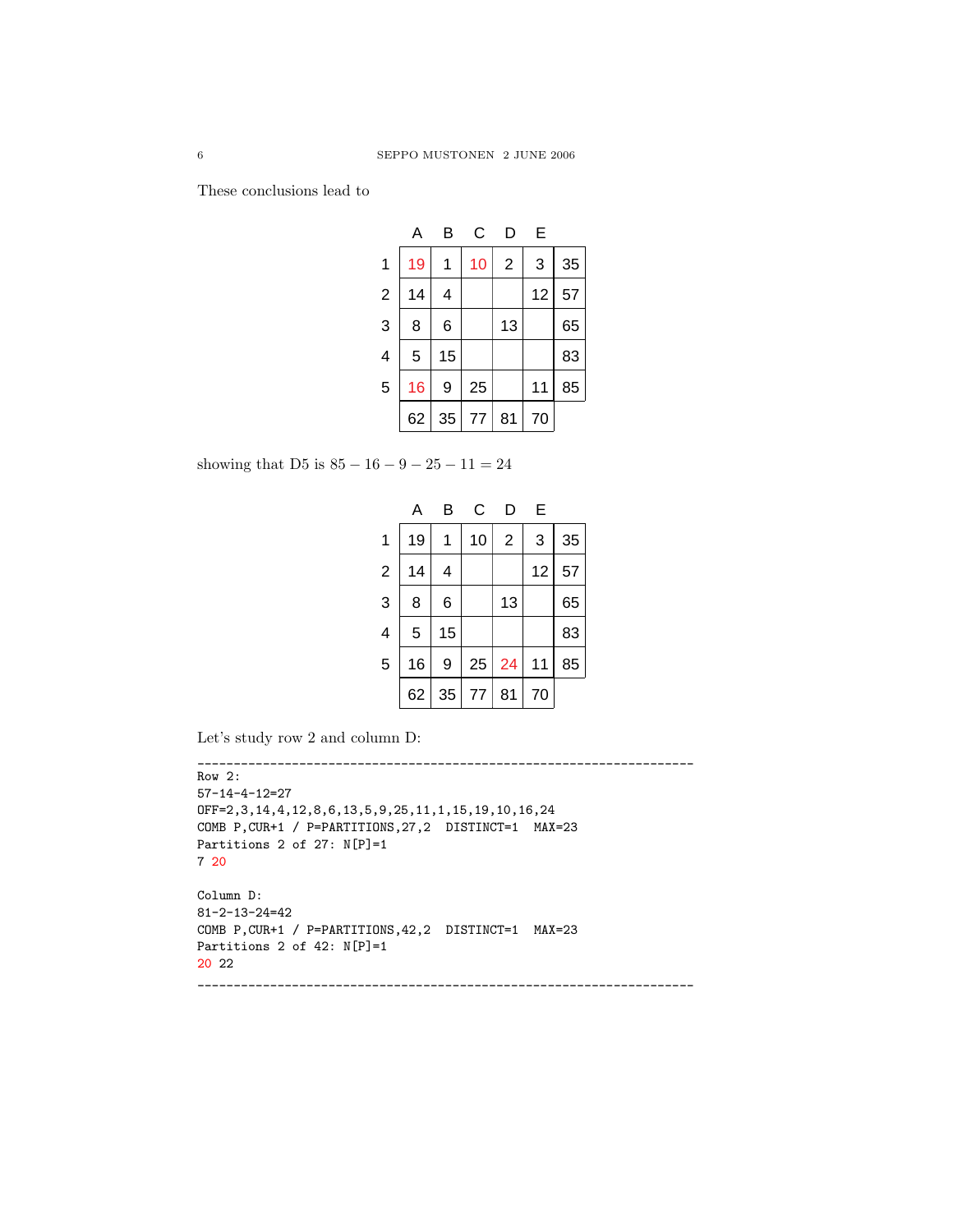These conclusions lead to

| | A | B | C | D | E | |
|---|---|---|---|---|---|---|
| 1 | 19 | 1 | 10 | 2 | 3 | 35 |
| 2 | 14 | 4 | | | 12 | 57 |
| 3 | 8 | 6 | | 13 | | 65 |
| 4 | 5 | 15 | | | | 83 |
| 5 | 16 | 9 | 25 | | 11 | 85 |
| | 62 | 35 | 77 | 81 | 70 | |

showing that D5 is $85 - 16 - 9 - 25 - 11 = 24$

| | A | B | C | D | E | |
|---|---|---|---|---|---|---|
| 1 | 19 | 1 | 10 | 2 | 3 | 35 |
| 2 | 14 | 4 | | | 12 | 57 |
| 3 | 8 | 6 | | 13 | | 65 |
| 4 | 5 | 15 | | | | 83 |
| 5 | 16 | 9 | 25 | 24 | 11 | 85 |
| | 62 | 35 | 77 | 81 | 70 | |

Let's study row 2 and column D:

```
____________________________________________________________________
Row 2:
57-14-4-12=27
OFF=2,3,14,4,12,8,6,13,5,9,25,11,1,15,19,10,16,24
COMB P,CUR+1 / P=PARTITIONS,27,2  DISTINCT=1  MAX=23
Partitions 2 of 27: N[P]=1
7 20

Column D:
81-2-13-24=42
COMB P,CUR+1 / P=PARTITIONS,42,2  DISTINCT=1  MAX=23
Partitions 2 of 42: N[P]=1
20 22
____________________________________________________________________
```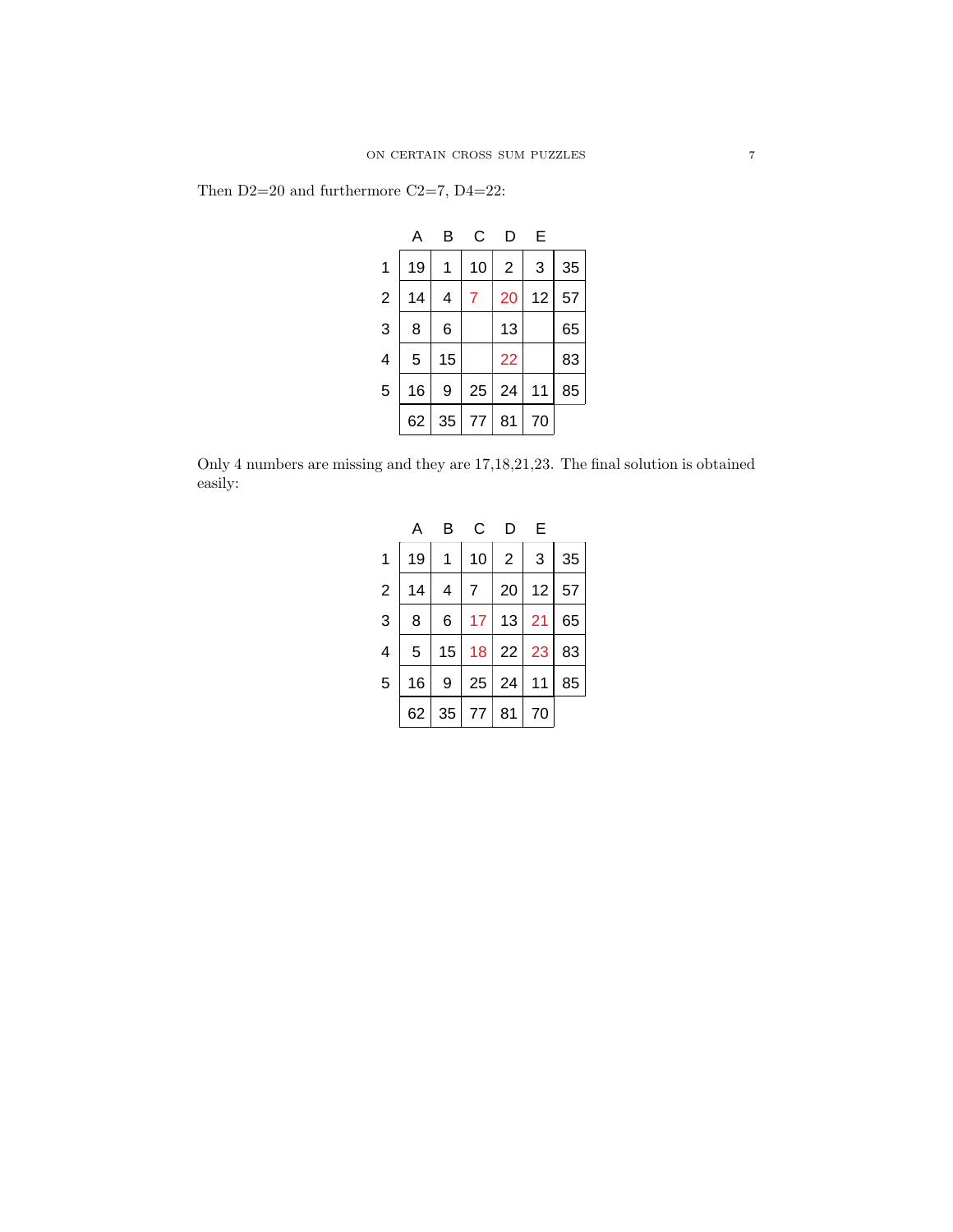Then D2=20 and furthermore C2=7, D4=22:

| | A | B | C | D | E | |
|---|---|---|---|---|---|---|
| 1 | 19 | 1 | 10 | 2 | 3 | 35 |
| 2 | 14 | 4 | 7 | 20 | 12 | 57 |
| 3 | 8 | 6 | | 13 | | 65 |
| 4 | 5 | 15 | | 22 | | 83 |
| 5 | 16 | 9 | 25 | 24 | 11 | 85 |
| | 62 | 35 | 77 | 81 | 70 | |

Only 4 numbers are missing and they are 17,18,21,23. The final solution is obtained easily:

| | A | B | C | D | E | |
|---|---|---|---|---|---|---|
| 1 | 19 | 1 | 10 | 2 | 3 | 35 |
| 2 | 14 | 4 | 7 | 20 | 12 | 57 |
| 3 | 8 | 6 | 17 | 13 | 21 | 65 |
| 4 | 5 | 15 | 18 | 22 | 23 | 83 |
| 5 | 16 | 9 | 25 | 24 | 11 | 85 |
| | 62 | 35 | 77 | 81 | 70 | |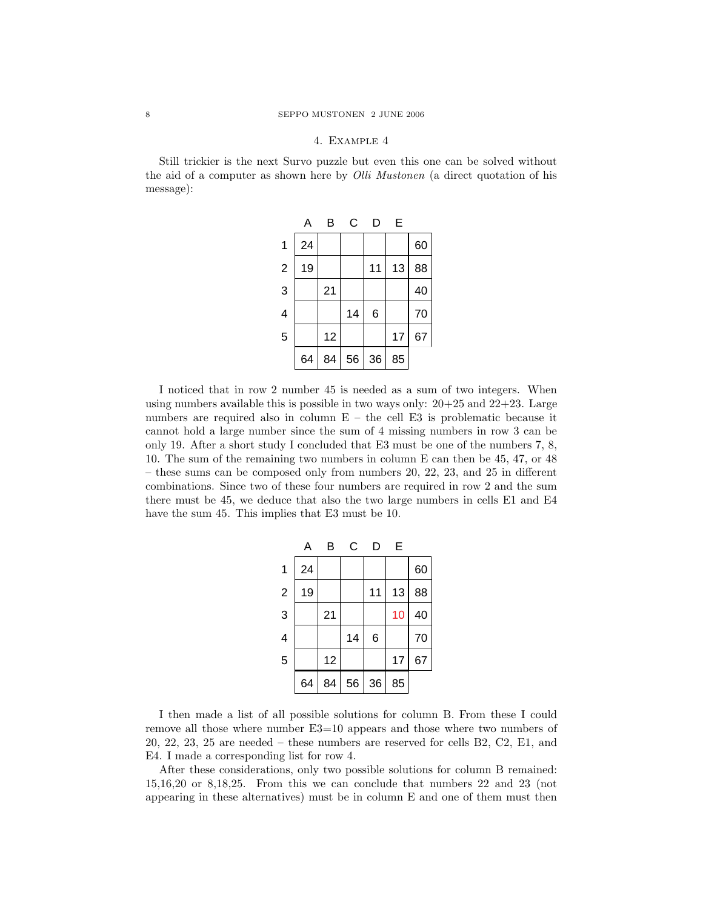## 4. Example 4

Still trickier is the next Survo puzzle but even this one can be solved without the aid of a computer as shown here by *Olli Mustonen* (a direct quotation of his message):

| | A | B | C | D | E | |
|---|---|---|---|---|---|---|
| 1 | 24 | | | | | 60 |
| 2 | 19 | | | 11 | 13 | 88 |
| 3 | | 21 | | | | 40 |
| 4 | | | 14 | 6 | | 70 |
| 5 | | 12 | | | 17 | 67 |
| | 64 | 84 | 56 | 36 | 85 | |

I noticed that in row 2 number 45 is needed as a sum of two integers. When using numbers available this is possible in two ways only: 20+25 and 22+23. Large numbers are required also in column E – the cell E3 is problematic because it cannot hold a large number since the sum of 4 missing numbers in row 3 can be only 19. After a short study I concluded that E3 must be one of the numbers 7, 8, 10. The sum of the remaining two numbers in column E can then be 45, 47, or 48 – these sums can be composed only from numbers 20, 22, 23, and 25 in different combinations. Since two of these four numbers are required in row 2 and the sum there must be 45, we deduce that also the two large numbers in cells E1 and E4 have the sum 45. This implies that E3 must be 10.

| | A | B | C | D | E | |
|---|---|---|---|---|---|---|
| 1 | 24 | | | | | 60 |
| 2 | 19 | | | 11 | 13 | 88 |
| 3 | | 21 | | | 10 | 40 |
| 4 | | | 14 | 6 | | 70 |
| 5 | | 12 | | | 17 | 67 |
| | 64 | 84 | 56 | 36 | 85 | |

I then made a list of all possible solutions for column B. From these I could remove all those where number E3=10 appears and those where two numbers of 20, 22, 23, 25 are needed – these numbers are reserved for cells B2, C2, E1, and E4. I made a corresponding list for row 4.

After these considerations, only two possible solutions for column B remained: 15,16,20 or 8,18,25. From this we can conclude that numbers 22 and 23 (not appearing in these alternatives) must be in column E and one of them must then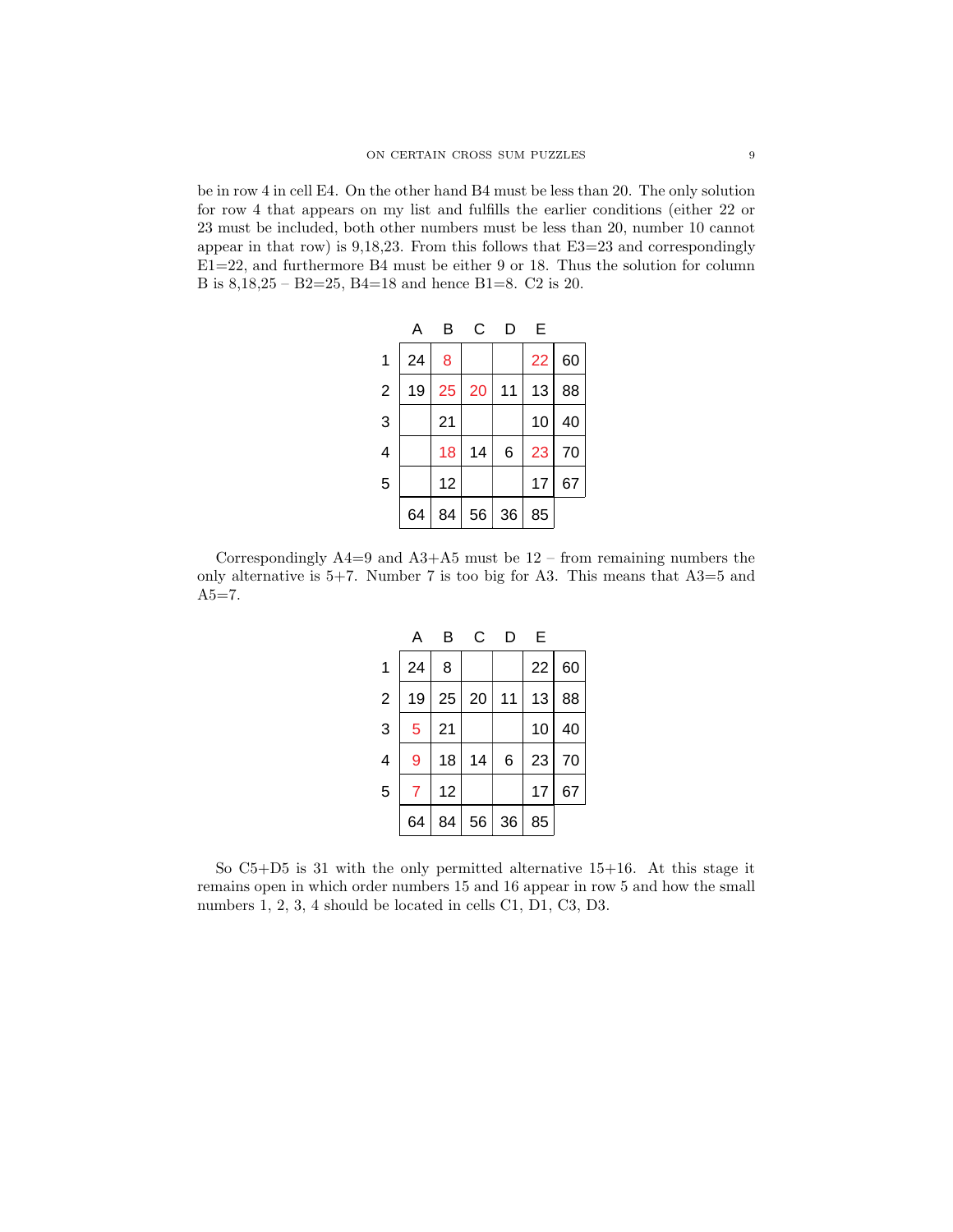be in row 4 in cell E4. On the other hand B4 must be less than 20. The only solution for row 4 that appears on my list and fulfills the earlier conditions (either 22 or 23 must be included, both other numbers must be less than 20, number 10 cannot appear in that row) is 9,18,23. From this follows that E3=23 and correspondingly E1=22, and furthermore B4 must be either 9 or 18. Thus the solution for column B is 8,18,25 – B2=25, B4=18 and hence B1=8. C2 is 20.

| | A | B | C | D | E | |
|---|---|---|---|---|---|---|
| 1 | 24 | 8 | | | 22 | 60 |
| 2 | 19 | 25 | 20 | 11 | 13 | 88 |
| 3 | | 21 | | | 10 | 40 |
| 4 | | 18 | 14 | 6 | 23 | 70 |
| 5 | | 12 | | | 17 | 67 |
| | 64 | 84 | 56 | 36 | 85 | |

Correspondingly A4=9 and A3+A5 must be 12 – from remaining numbers the only alternative is 5+7. Number 7 is too big for A3. This means that A3=5 and A5=7.

| | A | B | C | D | E | |
|---|---|---|---|---|---|---|
| 1 | 24 | 8 | | | 22 | 60 |
| 2 | 19 | 25 | 20 | 11 | 13 | 88 |
| 3 | 5 | 21 | | | 10 | 40 |
| 4 | 9 | 18 | 14 | 6 | 23 | 70 |
| 5 | 7 | 12 | | | 17 | 67 |
| | 64 | 84 | 56 | 36 | 85 | |

So C5+D5 is 31 with the only permitted alternative 15+16. At this stage it remains open in which order numbers 15 and 16 appear in row 5 and how the small numbers 1, 2, 3, 4 should be located in cells C1, D1, C3, D3.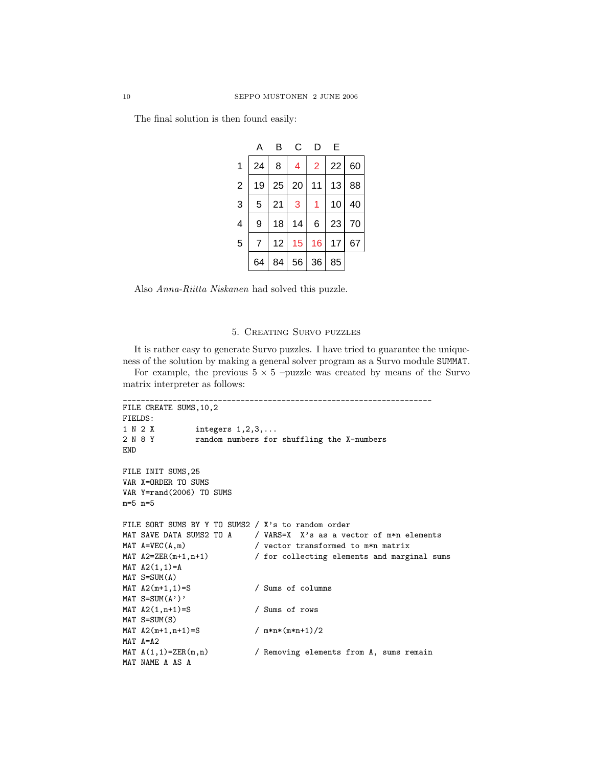The final solution is then found easily:

|   | A | B | C | D | E |   |
|---|---|---|---|---|---|---|
| 1 | 24 | 8 | 4 | 2 | 22 | 60 |
| 2 | 19 | 25 | 20 | 11 | 13 | 88 |
| 3 | 5 | 21 | 3 | 1 | 10 | 40 |
| 4 | 9 | 18 | 14 | 6 | 23 | 70 |
| 5 | 7 | 12 | 15 | 16 | 17 | 67 |
|   | 64 | 84 | 56 | 36 | 85 |   |

Also *Anna-Riitta Niskanen* had solved this puzzle.

## 5. Creating Survo puzzles

It is rather easy to generate Survo puzzles. I have tried to guarantee the uniqueness of the solution by making a general solver program as a Survo module `SUMMAT`.

For example, the previous $5 \times 5$ –puzzle was created by means of the Survo matrix interpreter as follows:

```
____________________________________________________________________
FILE CREATE SUMS,10,2
FIELDS:
1 N 2 X        integers 1,2,3,...
2 N 8 Y        random numbers for shuffling the X-numbers
END

FILE INIT SUMS,25
VAR X=ORDER TO SUMS
VAR Y=rand(2006) TO SUMS
m=5 n=5

FILE SORT SUMS BY Y TO SUMS2 / X's to random order
MAT SAVE DATA SUMS2 TO A     / VARS=X  X's as a vector of m*n elements
MAT A=VEC(A,m)               / vector transformed to m*n matrix
MAT A2=ZER(m+1,n+1)          / for collecting elements and marginal sums
MAT A2(1,1)=A
MAT S=SUM(A)
MAT A2(m+1,1)=S              / Sums of columns
MAT S=SUM(A')'
MAT A2(1,n+1)=S              / Sums of rows
MAT S=SUM(S)
MAT A2(m+1,n+1)=S            / m*n*(m*n+1)/2
MAT A=A2
MAT A(1,1)=ZER(m,n)          / Removing elements from A, sums remain
MAT NAME A AS A
```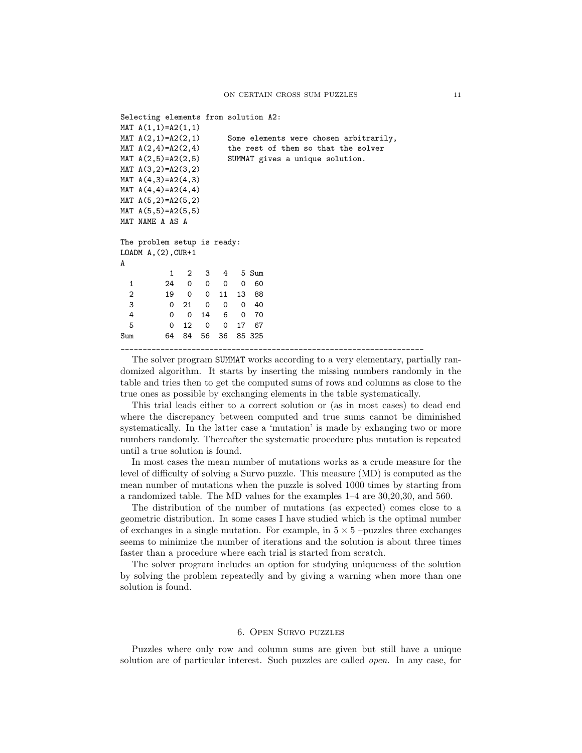```
Selecting elements from solution A2:
MAT A(1,1)=A2(1,1)
MAT A(2,1)=A2(2,1)      Some elements were chosen arbitrarily,
MAT A(2,4)=A2(2,4)      the rest of them so that the solver
MAT A(2,5)=A2(2,5)      SUMMAT gives a unique solution.
MAT A(3,2)=A2(3,2)
MAT A(4,3)=A2(4,3)
MAT A(4,4)=A2(4,4)
MAT A(5,2)=A2(5,2)
MAT A(5,5)=A2(5,5)
MAT NAME A AS A

The problem setup is ready:
LOADM A,(2),CUR+1
A
          1   2   3   4   5 Sum
  1      24   0   0   0   0  60
  2      19   0   0  11  13  88
  3       0  21   0   0   0  40
  4       0   0  14   6   0  70
  5       0  12   0   0  17  67
Sum      64  84  56  36  85 325
------------------------------------------------------------------
```

The solver program SUMMAT works according to a very elementary, partially randomized algorithm. It starts by inserting the missing numbers randomly in the table and tries then to get the computed sums of rows and columns as close to the true ones as possible by exchanging elements in the table systematically.

This trial leads either to a correct solution or (as in most cases) to dead end where the discrepancy between computed and true sums cannot be diminished systematically. In the latter case a 'mutation' is made by exhanging two or more numbers randomly. Thereafter the systematic procedure plus mutation is repeated until a true solution is found.

In most cases the mean number of mutations works as a crude measure for the level of difficulty of solving a Survo puzzle. This measure (MD) is computed as the mean number of mutations when the puzzle is solved 1000 times by starting from a randomized table. The MD values for the examples 1–4 are 30,20,30, and 560.

The distribution of the number of mutations (as expected) comes close to a geometric distribution. In some cases I have studied which is the optimal number of exchanges in a single mutation. For example, in $5 \times 5$ –puzzles three exchanges seems to minimize the number of iterations and the solution is about three times faster than a procedure where each trial is started from scratch.

The solver program includes an option for studying uniqueness of the solution by solving the problem repeatedly and by giving a warning when more than one solution is found.

## 6. Open Survo puzzles

Puzzles where only row and column sums are given but still have a unique solution are of particular interest. Such puzzles are called *open*. In any case, for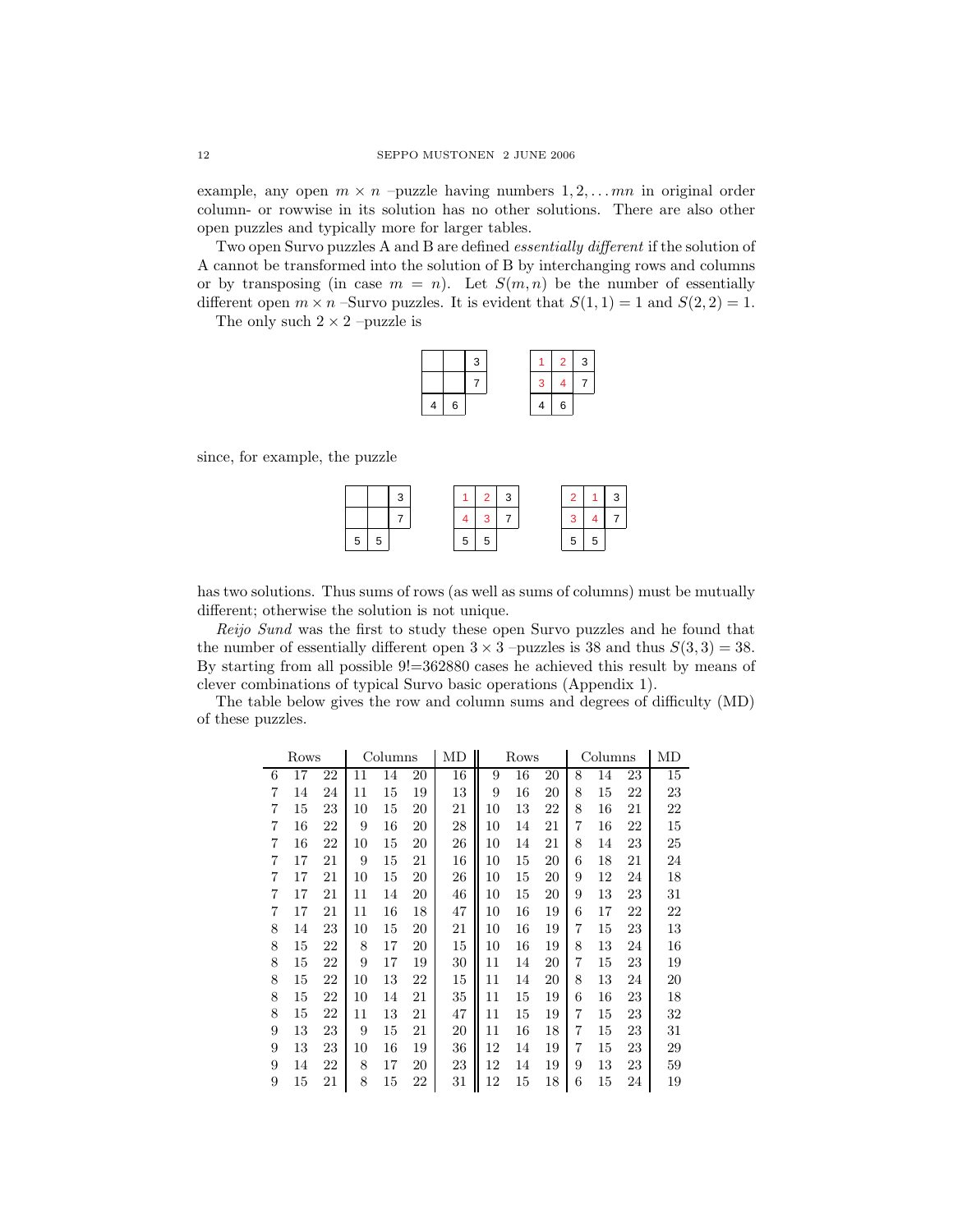example, any open $m \times n$ –puzzle having numbers $1, 2, \ldots mn$ in original order column- or rowwise in its solution has no other solutions. There are also other open puzzles and typically more for larger tables.

Two open Survo puzzles A and B are defined *essentially different* if the solution of A cannot be transformed into the solution of B by interchanging rows and columns or by transposing (in case $m = n$). Let $S(m, n)$ be the number of essentially different open $m \times n$ –Survo puzzles. It is evident that $S(1, 1) = 1$ and $S(2, 2) = 1$.

The only such $2 \times 2$ –puzzle is

|   |   | 3 |
|---|---|---|
|   |   | 7 |
| 4 | 6 |   |

| 1 | 2 | 3 |
|---|---|---|
| 3 | 4 | 7 |
| 4 | 6 |   |

since, for example, the puzzle

|   |   | 3 |
|---|---|---|
|   |   | 7 |
| 5 | 5 |   |

| 1 | 2 | 3 |
|---|---|---|
| 4 | 3 | 7 |
| 5 | 5 |   |

| 2 | 1 | 3 |
|---|---|---|
| 3 | 4 | 7 |
| 5 | 5 |   |

has two solutions. Thus sums of rows (as well as sums of columns) must be mutually different; otherwise the solution is not unique.

*Reijo Sund* was the first to study these open Survo puzzles and he found that the number of essentially different open $3 \times 3$ –puzzles is 38 and thus $S(3, 3) = 38$. By starting from all possible 9!=362880 cases he achieved this result by means of clever combinations of typical Survo basic operations (Appendix 1).

The table below gives the row and column sums and degrees of difficulty (MD) of these puzzles.

| Rows | | | Columns | | | MD | Rows | | | Columns | | | MD |
|---|---|---|---|---|---|---|---|---|---|---|---|---|---|
| 6 | 17 | 22 | 11 | 14 | 20 | 16 | 9 | 16 | 20 | 8 | 14 | 23 | 15 |
| 7 | 14 | 24 | 11 | 15 | 19 | 13 | 9 | 16 | 20 | 8 | 15 | 22 | 23 |
| 7 | 15 | 23 | 10 | 15 | 20 | 21 | 10 | 13 | 22 | 8 | 16 | 21 | 22 |
| 7 | 16 | 22 | 9 | 16 | 20 | 28 | 10 | 14 | 21 | 7 | 16 | 22 | 15 |
| 7 | 16 | 22 | 10 | 15 | 20 | 26 | 10 | 14 | 21 | 8 | 14 | 23 | 25 |
| 7 | 17 | 21 | 9 | 15 | 21 | 16 | 10 | 15 | 20 | 6 | 18 | 21 | 24 |
| 7 | 17 | 21 | 10 | 15 | 20 | 26 | 10 | 15 | 20 | 9 | 12 | 24 | 18 |
| 7 | 17 | 21 | 11 | 14 | 20 | 46 | 10 | 15 | 20 | 9 | 13 | 23 | 31 |
| 7 | 17 | 21 | 11 | 16 | 18 | 47 | 10 | 16 | 19 | 6 | 17 | 22 | 22 |
| 8 | 14 | 23 | 10 | 15 | 20 | 21 | 10 | 16 | 19 | 7 | 15 | 23 | 13 |
| 8 | 15 | 22 | 8 | 17 | 20 | 15 | 10 | 16 | 19 | 8 | 13 | 24 | 16 |
| 8 | 15 | 22 | 9 | 17 | 19 | 30 | 11 | 14 | 20 | 7 | 15 | 23 | 19 |
| 8 | 15 | 22 | 10 | 13 | 22 | 15 | 11 | 14 | 20 | 8 | 13 | 24 | 20 |
| 8 | 15 | 22 | 10 | 14 | 21 | 35 | 11 | 15 | 19 | 6 | 16 | 23 | 18 |
| 8 | 15 | 22 | 11 | 13 | 21 | 47 | 11 | 15 | 19 | 7 | 15 | 23 | 32 |
| 9 | 13 | 23 | 9 | 15 | 21 | 20 | 11 | 16 | 18 | 7 | 15 | 23 | 31 |
| 9 | 13 | 23 | 10 | 16 | 19 | 36 | 12 | 14 | 19 | 7 | 15 | 23 | 29 |
| 9 | 14 | 22 | 8 | 17 | 20 | 23 | 12 | 14 | 19 | 9 | 13 | 23 | 59 |
| 9 | 15 | 21 | 8 | 15 | 22 | 31 | 12 | 15 | 18 | 6 | 15 | 24 | 19 |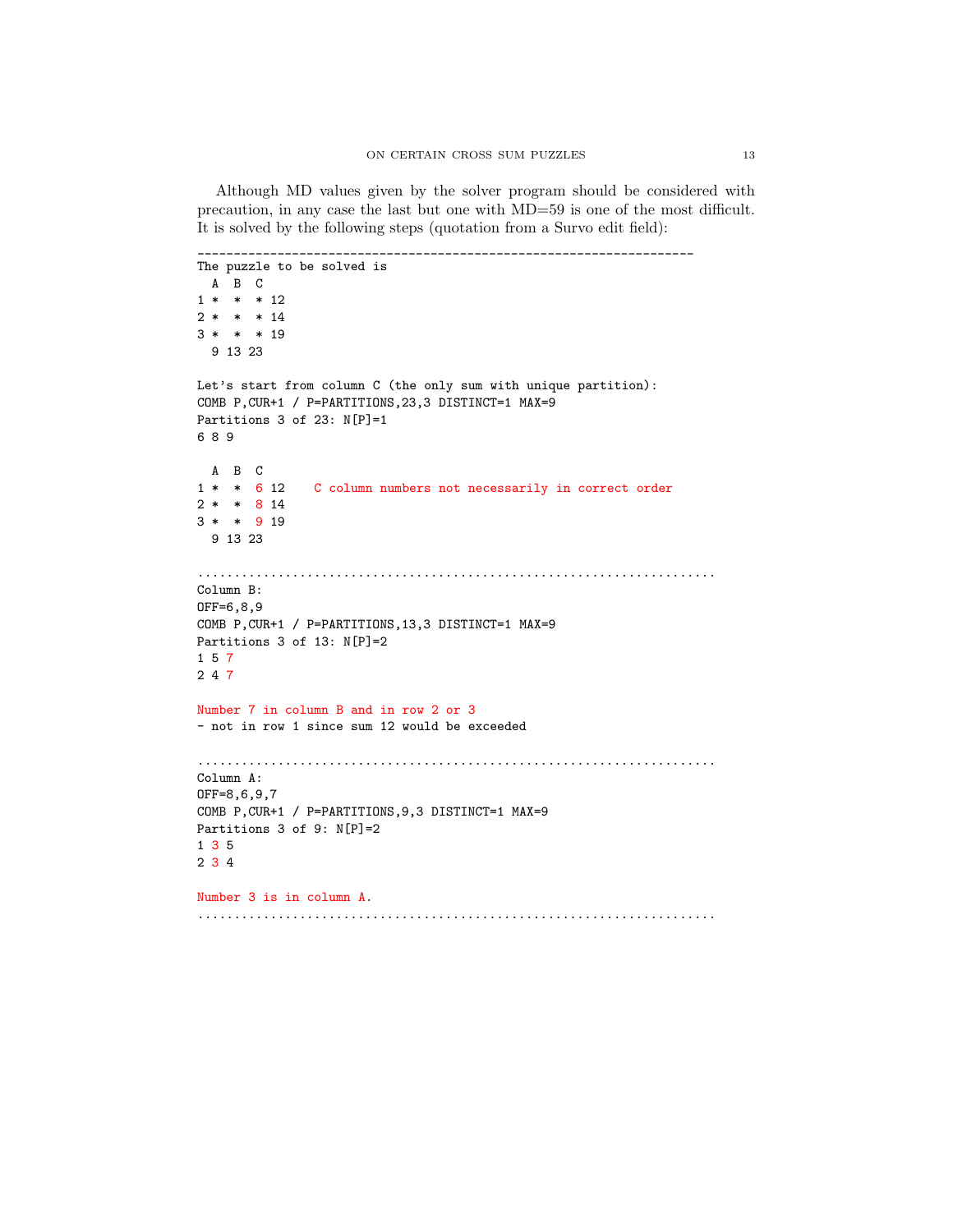Although MD values given by the solver program should be considered with precaution, in any case the last but one with MD=59 is one of the most difficult. It is solved by the following steps (quotation from a Survo edit field):

```
__________________________________________________________________
The puzzle to be solved is
  A  B  C
1 *  *  * 12
2 *  *  * 14
3 *  *  * 19
  9 13 23

Let's start from column C (the only sum with unique partition):
COMB P,CUR+1 / P=PARTITIONS,23,3 DISTINCT=1 MAX=9
Partitions 3 of 23: N[P]=1
6 8 9

  A  B  C
1 *  *  6 12    C column numbers not necessarily in correct order
2 *  *  8 14
3 *  *  9 19
  9 13 23

......................................................................
Column B:
OFF=6,8,9
COMB P,CUR+1 / P=PARTITIONS,13,3 DISTINCT=1 MAX=9
Partitions 3 of 13: N[P]=2
1 5 7
2 4 7

Number 7 in column B and in row 2 or 3
- not in row 1 since sum 12 would be exceeded

......................................................................
Column A:
OFF=8,6,9,7
COMB P,CUR+1 / P=PARTITIONS,9,3 DISTINCT=1 MAX=9
Partitions 3 of 9: N[P]=2
1 3 5
2 3 4

Number 3 is in column A.
......................................................................
```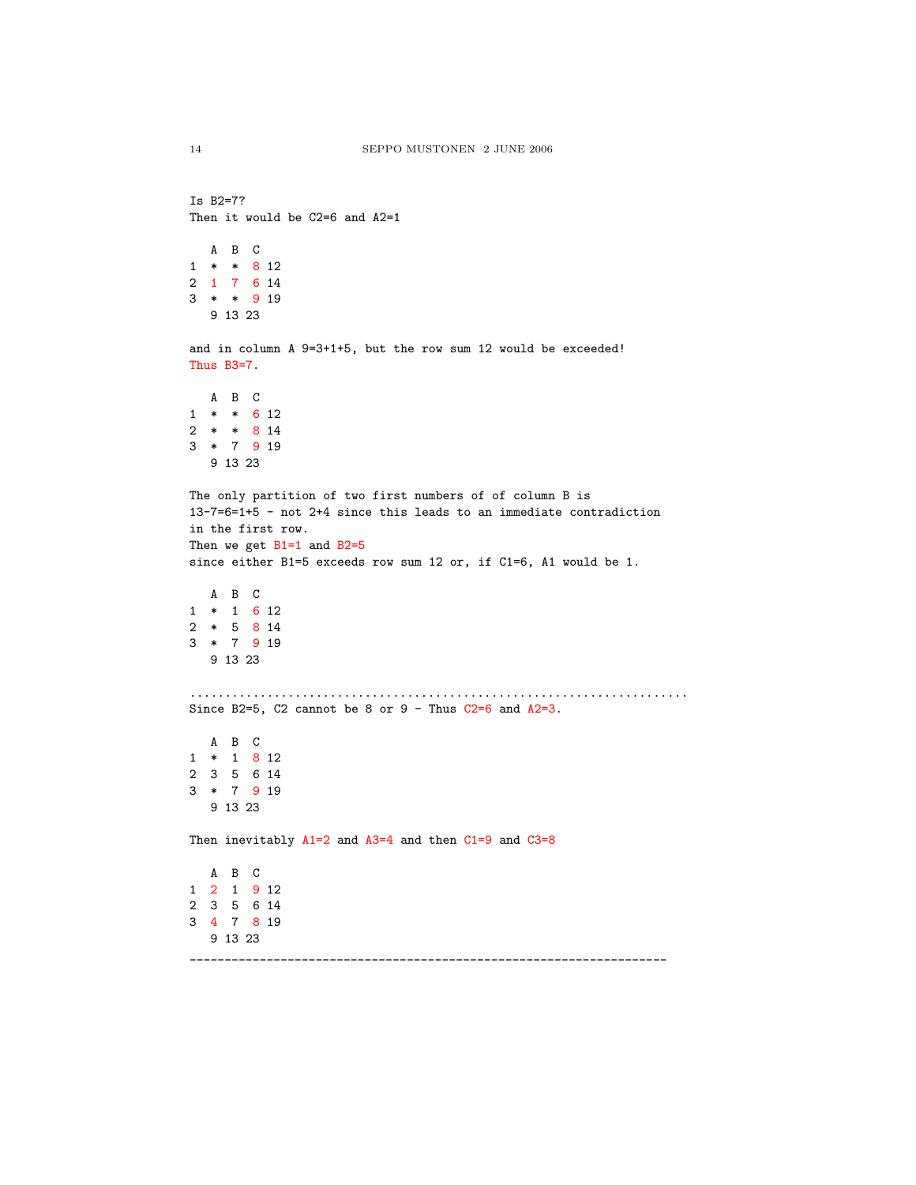```
Is B2=7?
Then it would be C2=6 and A2=1

   A  B  C
1  *  *  8 12
2  1  7  6 14
3  *  *  9 19
   9 13 23

and in column A 9=3+1+5, but the row sum 12 would be exceeded!
Thus B3=7.

   A  B  C
1  *  *  6 12
2  *  *  8 14
3  *  7  9 19
   9 13 23

The only partition of two first numbers of of column B is
13-7=6=1+5 - not 2+4 since this leads to an immediate contradiction
in the first row.
Then we get B1=1 and B2=5
since either B1=5 exceeds row sum 12 or, if C1=6, A1 would be 1.

   A  B  C
1  *  1  6 12
2  *  5  8 14
3  *  7  9 19
   9 13 23

.......................................................................
Since B2=5, C2 cannot be 8 or 9 - Thus C2=6 and A2=3.

   A  B  C
1  *  1  8 12
2  3  5  6 14
3  *  7  9 19
   9 13 23

Then inevitably A1=2 and A3=4 and then C1=9 and C3=8

   A  B  C
1  2  1  9 12
2  3  5  6 14
3  4  7  8 19
   9 13 23
---------------------------------------------------------------------
```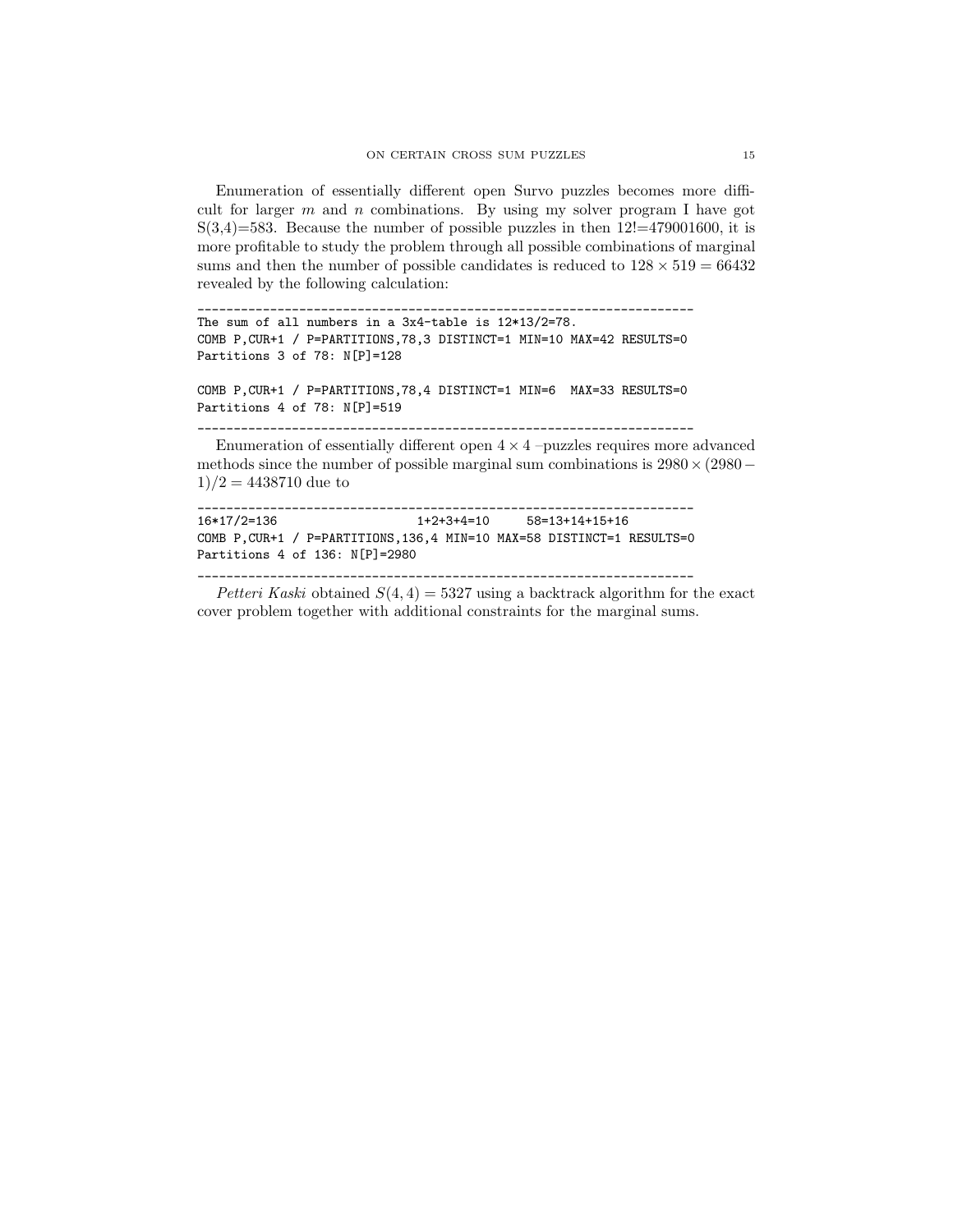Enumeration of essentially different open Survo puzzles becomes more difficult for larger $m$ and $n$ combinations. By using my solver program I have got S(3,4)=583. Because the number of possible puzzles in then 12!=479001600, it is more profitable to study the problem through all possible combinations of marginal sums and then the number of possible candidates is reduced to $128 \times 519 = 66432$ revealed by the following calculation:

```
____________________________________________________________________
The sum of all numbers in a 3x4-table is 12*13/2=78.
COMB P,CUR+1 / P=PARTITIONS,78,3 DISTINCT=1 MIN=10 MAX=42 RESULTS=0
Partitions 3 of 78: N[P]=128

COMB P,CUR+1 / P=PARTITIONS,78,4 DISTINCT=1 MIN=6  MAX=33 RESULTS=0
Partitions 4 of 78: N[P]=519
____________________________________________________________________
```

Enumeration of essentially different open $4 \times 4$ –puzzles requires more advanced methods since the number of possible marginal sum combinations is $2980 \times (2980 - 1)/2 = 4438710$ due to

```
____________________________________________________________________
16*17/2=136                   1+2+3+4=10     58=13+14+15+16
COMB P,CUR+1 / P=PARTITIONS,136,4 MIN=10 MAX=58 DISTINCT=1 RESULTS=0
Partitions 4 of 136: N[P]=2980
____________________________________________________________________
```

*Petteri Kaski* obtained $S(4,4) = 5327$ using a backtrack algorithm for the exact cover problem together with additional constraints for the marginal sums.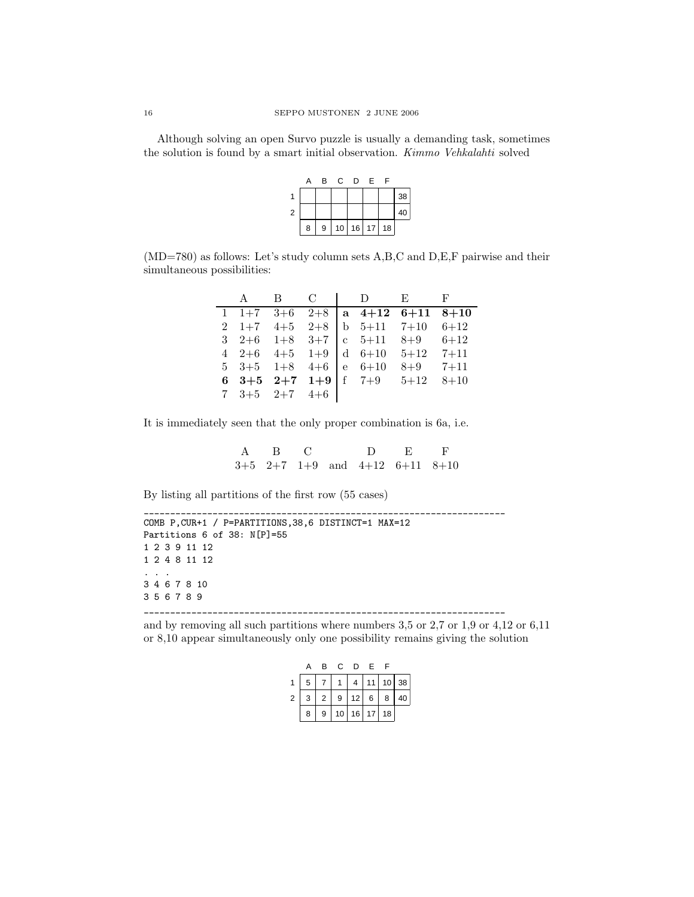Although solving an open Survo puzzle is usually a demanding task, sometimes the solution is found by a smart initial observation. *Kimmo Vehkalahti* solved

|   | A | B | C | D | E | F |    |
|---|---|---|---|---|---|---|----|
| 1 |   |   |   |   |   |   | 38 |
| 2 |   |   |   |   |   |   | 40 |
|   | 8 | 9 | 10 | 16 | 17 | 18 |   |

(MD=780) as follows: Let's study column sets A,B,C and D,E,F pairwise and their simultaneous possibilities:

|   | A | B | C |   | D | E | F |
|---|---|---|---|---|---|---|---|
| 1 | 1+7 | 3+6 | 2+8 | **a** | **4+12** | **6+11** | **8+10** |
| 2 | 1+7 | 4+5 | 2+8 | b | 5+11 | 7+10 | 6+12 |
| 3 | 2+6 | 1+8 | 3+7 | c | 5+11 | 8+9 | 6+12 |
| 4 | 2+6 | 4+5 | 1+9 | d | 6+10 | 5+12 | 7+11 |
| 5 | 3+5 | 1+8 | 4+6 | e | 6+10 | 8+9 | 7+11 |
| **6** | **3+5** | **2+7** | **1+9** | f | 7+9 | 5+12 | 8+10 |
| 7 | 3+5 | 2+7 | 4+6 |   |   |   |   |

It is immediately seen that the only proper combination is 6a, i.e.

| A | B | C |   | D | E | F |
|---|---|---|---|---|---|---|
| 3+5 | 2+7 | 1+9 | and | 4+12 | 6+11 | 8+10 |

By listing all partitions of the first row (55 cases)

```
------------------------------------------------------------------
COMB P,CUR+1 / P=PARTITIONS,38,6 DISTINCT=1 MAX=12
Partitions 6 of 38: N[P]=55
1 2 3 9 11 12
1 2 4 8 11 12
. . .
3 4 6 7 8 10
3 5 6 7 8 9
------------------------------------------------------------------
```

and by removing all such partitions where numbers 3,5 or 2,7 or 1,9 or 4,12 or 6,11 or 8,10 appear simultaneously only one possibility remains giving the solution

|   | A | B | C | D | E | F |    |
|---|---|---|---|---|---|---|----|
| 1 | 5 | 7 | 1 | 4 | 11 | 10 | 38 |
| 2 | 3 | 2 | 9 | 12 | 6 | 8 | 40 |
|   | 8 | 9 | 10 | 16 | 17 | 18 |   |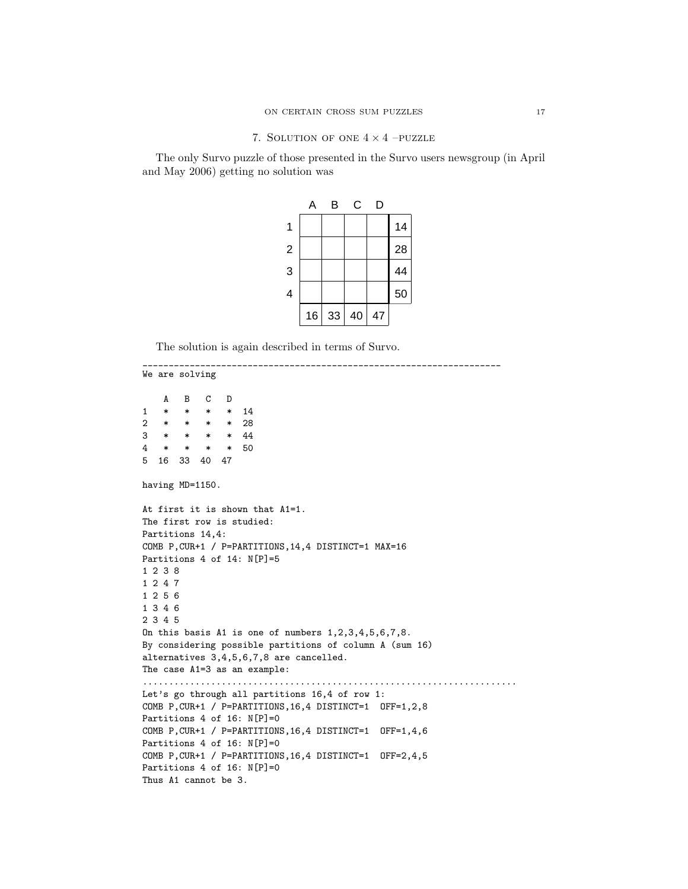## 7. Solution of one 4 × 4 –puzzle

The only Survo puzzle of those presented in the Survo users newsgroup (in April and May 2006) getting no solution was

|   | A | B | C | D |   |
|---|---|---|---|---|---|
| 1 |   |   |   |   | 14 |
| 2 |   |   |   |   | 28 |
| 3 |   |   |   |   | 44 |
| 4 |   |   |   |   | 50 |
|   | 16 | 33 | 40 | 47 |   |

The solution is again described in terms of Survo.

```
--------------------------------------------------------------------
We are solving

    A   B   C   D
1   *   *   *   *  14
2   *   *   *   *  28
3   *   *   *   *  44
4   *   *   *   *  50
5  16  33  40  47

having MD=1150.

At first it is shown that A1=1.
The first row is studied:
Partitions 14,4:
COMB P,CUR+1 / P=PARTITIONS,14,4 DISTINCT=1 MAX=16
Partitions 4 of 14: N[P]=5
1 2 3 8
1 2 4 7
1 2 5 6
1 3 4 6
2 3 4 5
On this basis A1 is one of numbers 1,2,3,4,5,6,7,8.
By considering possible partitions of column A (sum 16)
alternatives 3,4,5,6,7,8 are cancelled.
The case A1=3 as an example:
......................................................................
Let's go through all partitions 16,4 of row 1:
COMB P,CUR+1 / P=PARTITIONS,16,4 DISTINCT=1  OFF=1,2,8
Partitions 4 of 16: N[P]=0
COMB P,CUR+1 / P=PARTITIONS,16,4 DISTINCT=1  OFF=1,4,6
Partitions 4 of 16: N[P]=0
COMB P,CUR+1 / P=PARTITIONS,16,4 DISTINCT=1  OFF=2,4,5
Partitions 4 of 16: N[P]=0
Thus A1 cannot be 3.
```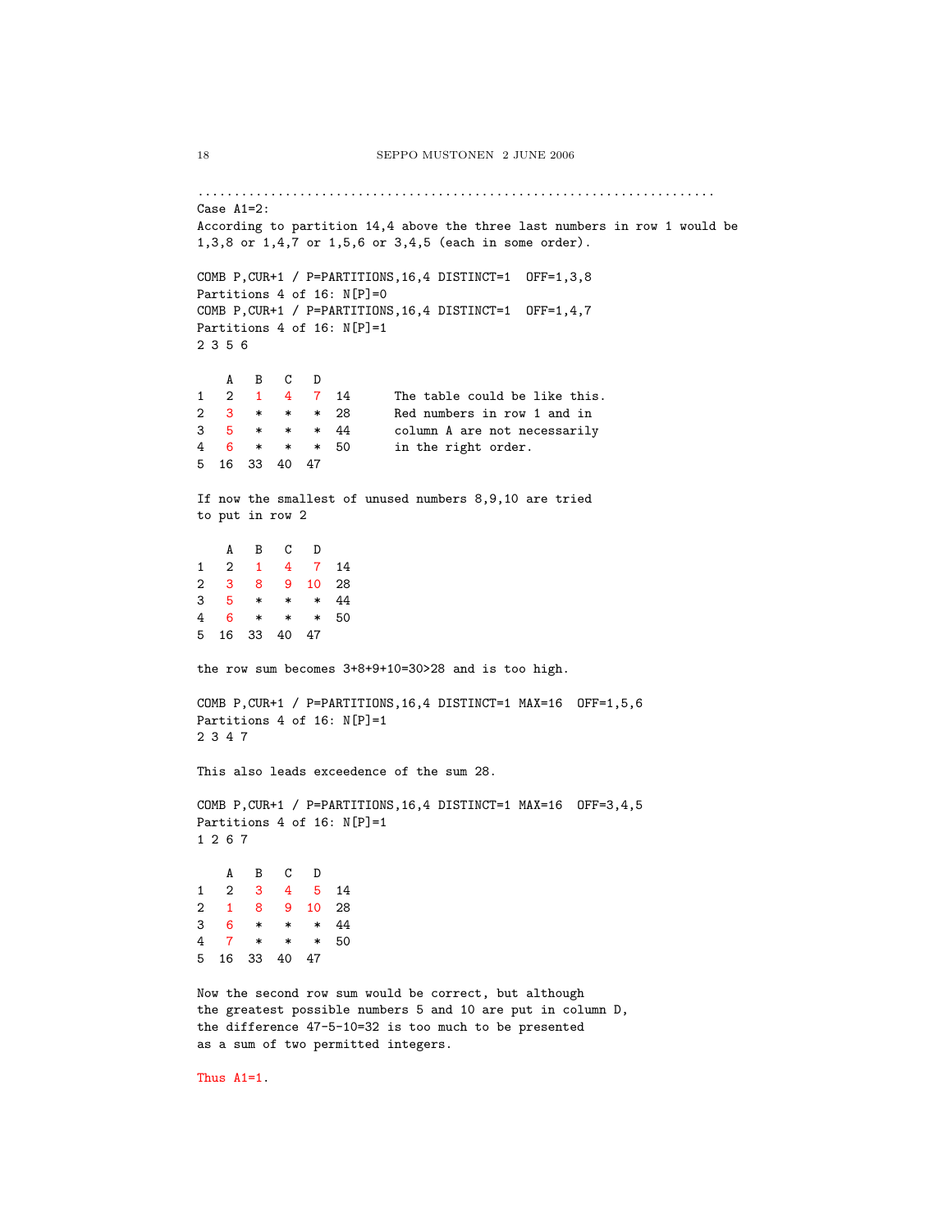.....................................................................

Case A1=2:
According to partition 14,4 above the three last numbers in row 1 would be 1,3,8 or 1,4,7 or 1,5,6 or 3,4,5 (each in some order).

```
COMB P,CUR+1 / P=PARTITIONS,16,4 DISTINCT=1  OFF=1,3,8
Partitions 4 of 16: N[P]=0
COMB P,CUR+1 / P=PARTITIONS,16,4 DISTINCT=1  OFF=1,4,7
Partitions 4 of 16: N[P]=1
2 3 5 6
```

```
    A   B   C   D
1   2   1   4   7  14      The table could be like this.
2   3   *   *   *  28      Red numbers in row 1 and in
3   5   *   *   *  44      column A are not necessarily
4   6   *   *   *  50      in the right order.
5  16  33  40  47
```

If now the smallest of unused numbers 8,9,10 are tried to put in row 2

```
    A   B   C   D
1   2   1   4   7  14
2   3   8   9  10  28
3   5   *   *   *  44
4   6   *   *   *  50
5  16  33  40  47
```

the row sum becomes 3+8+9+10=30>28 and is too high.

```
COMB P,CUR+1 / P=PARTITIONS,16,4 DISTINCT=1 MAX=16  OFF=1,5,6
Partitions 4 of 16: N[P]=1
2 3 4 7
```

This also leads exceedence of the sum 28.

```
COMB P,CUR+1 / P=PARTITIONS,16,4 DISTINCT=1 MAX=16  OFF=3,4,5
Partitions 4 of 16: N[P]=1
1 2 6 7
```

```
    A   B   C   D
1   2   3   4   5  14
2   1   8   9  10  28
3   6   *   *   *  44
4   7   *   *   *  50
5  16  33  40  47
```

Now the second row sum would be correct, but although the greatest possible numbers 5 and 10 are put in column D, the difference 47-5-10=32 is too much to be presented as a sum of two permitted integers.

Thus A1=1.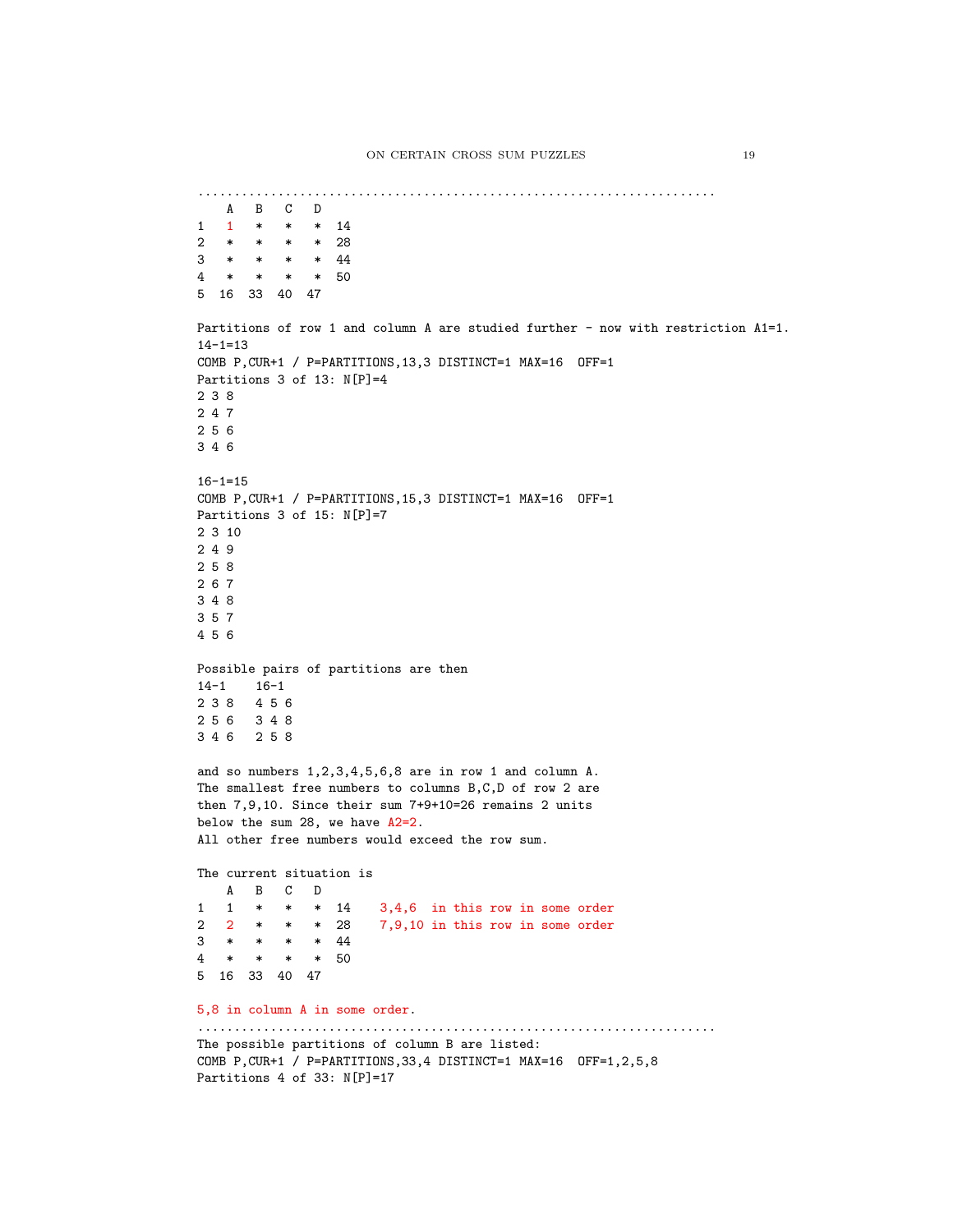```
.....................................................................
    A   B   C   D
1   1   *   *   *  14
2   *   *   *   *  28
3   *   *   *   *  44
4   *   *   *   *  50
5  16  33  40  47
```

Partitions of row 1 and column A are studied further - now with restriction A1=1.

```
14-1=13
COMB P,CUR+1 / P=PARTITIONS,13,3 DISTINCT=1 MAX=16  OFF=1
Partitions 3 of 13: N[P]=4
2 3 8
2 4 7
2 5 6
3 4 6

16-1=15
COMB P,CUR+1 / P=PARTITIONS,15,3 DISTINCT=1 MAX=16  OFF=1
Partitions 3 of 15: N[P]=7
2 3 10
2 4 9
2 5 8
2 6 7
3 4 8
3 5 7
4 5 6
```

Possible pairs of partitions are then

```
14-1    16-1
2 3 8   4 5 6
2 5 6   3 4 8
3 4 6   2 5 8
```

and so numbers 1,2,3,4,5,6,8 are in row 1 and column A.
The smallest free numbers to columns B,C,D of row 2 are
then 7,9,10. Since their sum 7+9+10=26 remains 2 units
below the sum 28, we have A2=2.
All other free numbers would exceed the row sum.

The current situation is

```
    A   B   C   D
1   1   *   *   *  14    3,4,6  in this row in some order
2   2   *   *   *  28    7,9,10 in this row in some order
3   *   *   *   *  44
4   *   *   *   *  50
5  16  33  40  47
```

5,8 in column A in some order.

```
.....................................................................
```

The possible partitions of column B are listed:

```
COMB P,CUR+1 / P=PARTITIONS,33,4 DISTINCT=1 MAX=16  OFF=1,2,5,8
Partitions 4 of 33: N[P]=17
```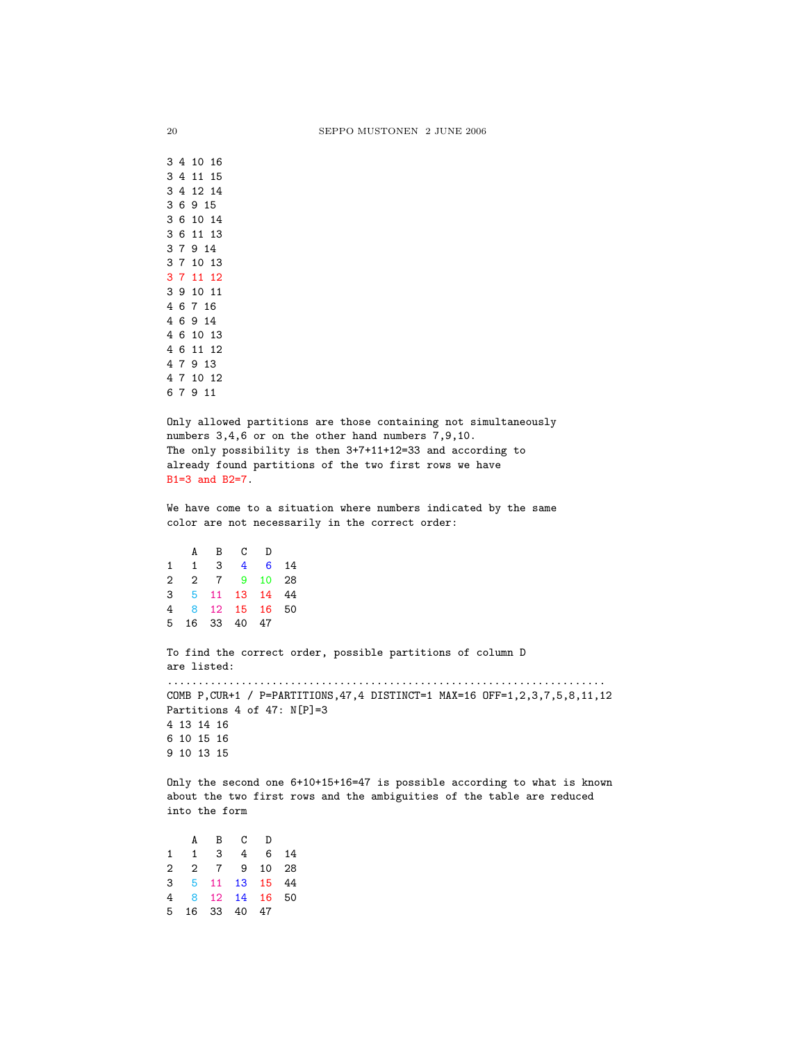```
3 4 10 16
3 4 11 15
3 4 12 14
3 6 9 15
3 6 10 14
3 6 11 13
3 7 9 14
3 7 10 13
3 7 11 12
3 9 10 11
4 6 7 16
4 6 9 14
4 6 10 13
4 6 11 12
4 7 9 13
4 7 10 12
6 7 9 11
```

Only allowed partitions are those containing not simultaneously numbers 3,4,6 or on the other hand numbers 7,9,10. The only possibility is then 3+7+11+12=33 and according to already found partitions of the two first rows we have B1=3 and B2=7.

We have come to a situation where numbers indicated by the same color are not necessarily in the correct order:

```
    A   B   C   D
1   1   3   4   6  14
2   2   7   9  10  28
3   5  11  13  14  44
4   8  12  15  16  50
5  16  33  40  47
```

To find the correct order, possible partitions of column D are listed:

```
.....................................................................
COMB P,CUR+1 / P=PARTITIONS,47,4 DISTINCT=1 MAX=16 OFF=1,2,3,7,5,8,11,12
Partitions 4 of 47: N[P]=3
4 13 14 16
6 10 15 16
9 10 13 15
```

Only the second one 6+10+15+16=47 is possible according to what is known about the two first rows and the ambiguities of the table are reduced into the form

```
    A   B   C   D
1   1   3   4   6  14
2   2   7   9  10  28
3   5  11  13  15  44
4   8  12  14  16  50
5  16  33  40  47
```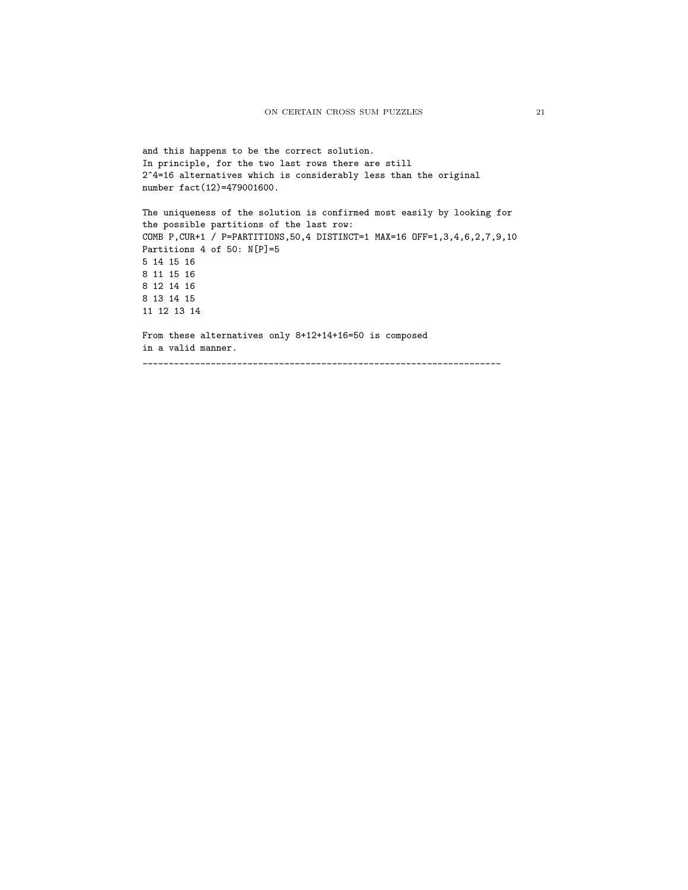```
and this happens to be the correct solution.
In principle, for the two last rows there are still
2^4=16 alternatives which is considerably less than the original
number fact(12)=479001600.

The uniqueness of the solution is confirmed most easily by looking for
the possible partitions of the last row:
COMB P,CUR+1 / P=PARTITIONS,50,4 DISTINCT=1 MAX=16 OFF=1,3,4,6,2,7,9,10
Partitions 4 of 50: N[P]=5
5 14 15 16
8 11 15 16
8 12 14 16
8 13 14 15
11 12 13 14

From these alternatives only 8+12+14+16=50 is composed
in a valid manner.
-------------------------------------------------------------------
```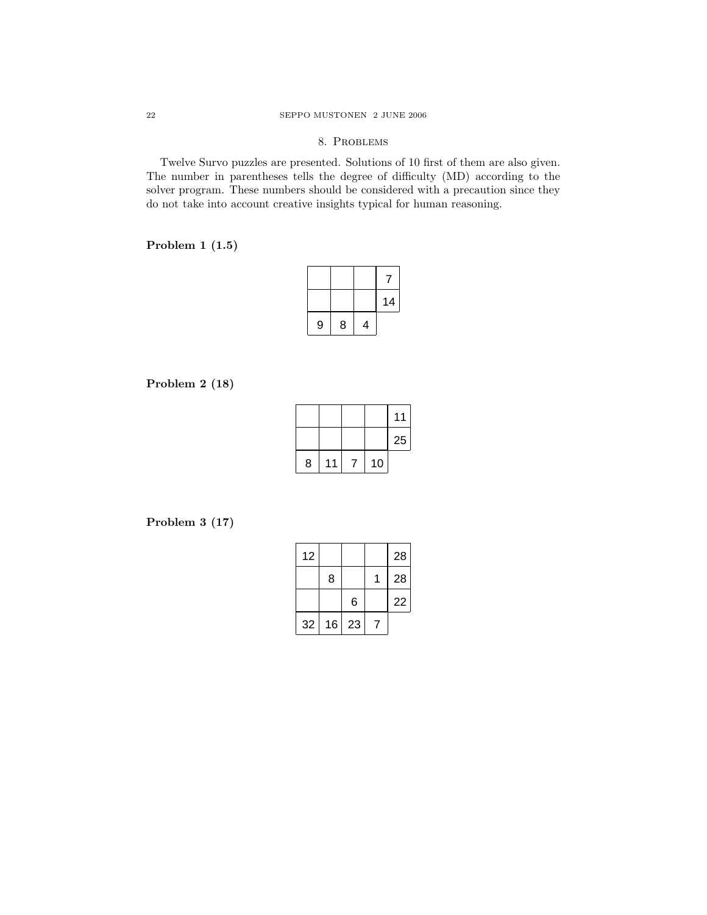## 8. Problems

Twelve Survo puzzles are presented. Solutions of 10 first of them are also given. The number in parentheses tells the degree of difficulty (MD) according to the solver program. These numbers should be considered with a precaution since they do not take into account creative insights typical for human reasoning.

**Problem 1 (1.5)**

| | | | |
|---|---|---|---|
| | | | 7 |
| | | | 14 |
| 9 | 8 | 4 | |

**Problem 2 (18)**

| | | | | |
|---|---|---|---|---|
| | | | | 11 |
| | | | | 25 |
| 8 | 11 | 7 | 10 | |

**Problem 3 (17)**

| | | | | |
|---|---|---|---|---|
| 12 | | | | 28 |
| | 8 | | 1 | 28 |
| | | 6 | | 22 |
| 32 | 16 | 23 | 7 | |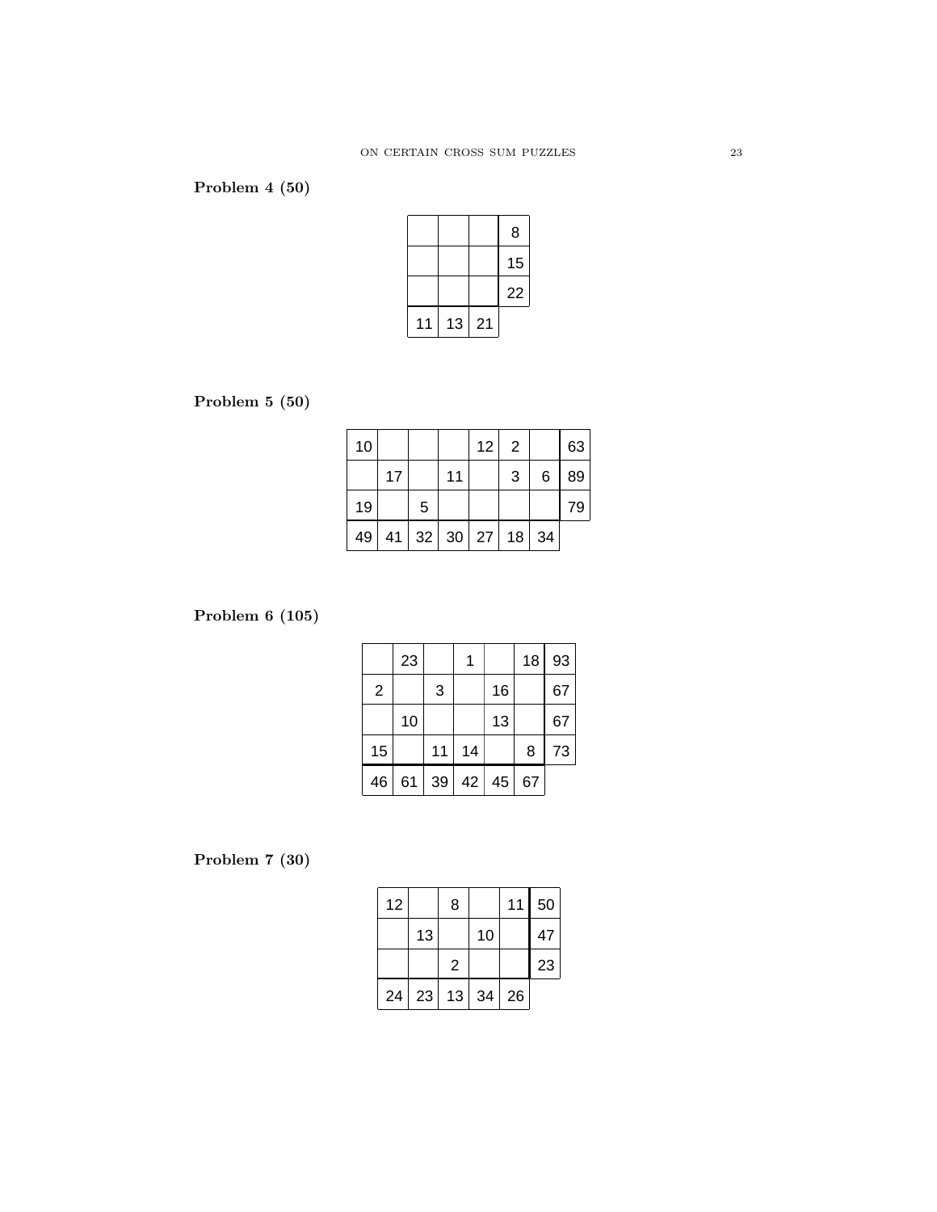**Problem 4 (50)**

| | | | |
|---|---|---|---|
| | | | 8 |
| | | | 15 |
| | | | 22 |
| 11 | 13 | 21 | |

**Problem 5 (50)**

| | | | | | | | |
|---|---|---|---|---|---|---|---|
| 10 | | | | 12 | 2 | | 63 |
| | 17 | | 11 | | 3 | 6 | 89 |
| 19 | | 5 | | | | | 79 |
| 49 | 41 | 32 | 30 | 27 | 18 | 34 | |

**Problem 6 (105)**

| | | | | | | |
|---|---|---|---|---|---|---|
| | 23 | | 1 | | 18 | 93 |
| 2 | | 3 | | 16 | | 67 |
| | 10 | | | 13 | | 67 |
| 15 | | 11 | 14 | | 8 | 73 |
| 46 | 61 | 39 | 42 | 45 | 67 | |

**Problem 7 (30)**

| | | | | | |
|---|---|---|---|---|---|
| 12 | | 8 | | 11 | 50 |
| | 13 | | 10 | | 47 |
| | | 2 | | | 23 |
| 24 | 23 | 13 | 34 | 26 | |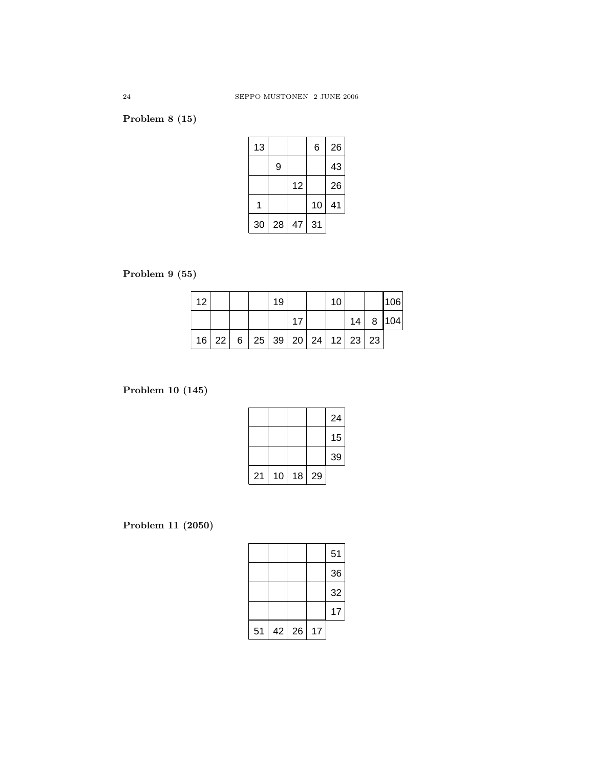**Problem 8 (15)**

| | | | | |
|---|---|---|---|---|
| 13 | | | 6 | 26 |
| | 9 | | | 43 |
| | | 12 | | 26 |
| 1 | | | 10 | 41 |
| 30 | 28 | 47 | 31 | |

**Problem 9 (55)**

| | | | | | | | | | | |
|---|---|---|---|---|---|---|---|---|---|---|
| 12 | | | | 19 | | | 10 | | | 106 |
| | | | | | 17 | | | 14 | 8 | 104 |
| 16 | 22 | 6 | 25 | 39 | 20 | 24 | 12 | 23 | 23 | |

**Problem 10 (145)**

| | | | | |
|---|---|---|---|---|
| | | | | 24 |
| | | | | 15 |
| | | | | 39 |
| 21 | 10 | 18 | 29 | |

**Problem 11 (2050)**

| | | | | |
|---|---|---|---|---|
| | | | | 51 |
| | | | | 36 |
| | | | | 32 |
| | | | | 17 |
| 51 | 42 | 26 | 17 | |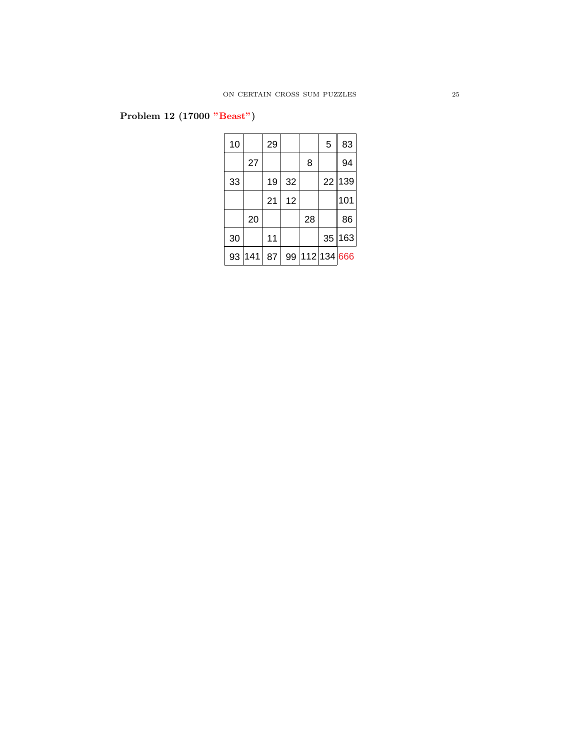**Problem 12 (17000 "Beast")**

| 10 | | 29 | | | 5 | 83 |
|---|---|---|---|---|---|---|
| | 27 | | | 8 | | 94 |
| 33 | | 19 | 32 | | 22 | 139 |
| | | 21 | 12 | | | 101 |
| | 20 | | | 28 | | 86 |
| 30 | | 11 | | | 35 | 163 |
| 93 | 141 | 87 | 99 | 112 | 134 | 666 |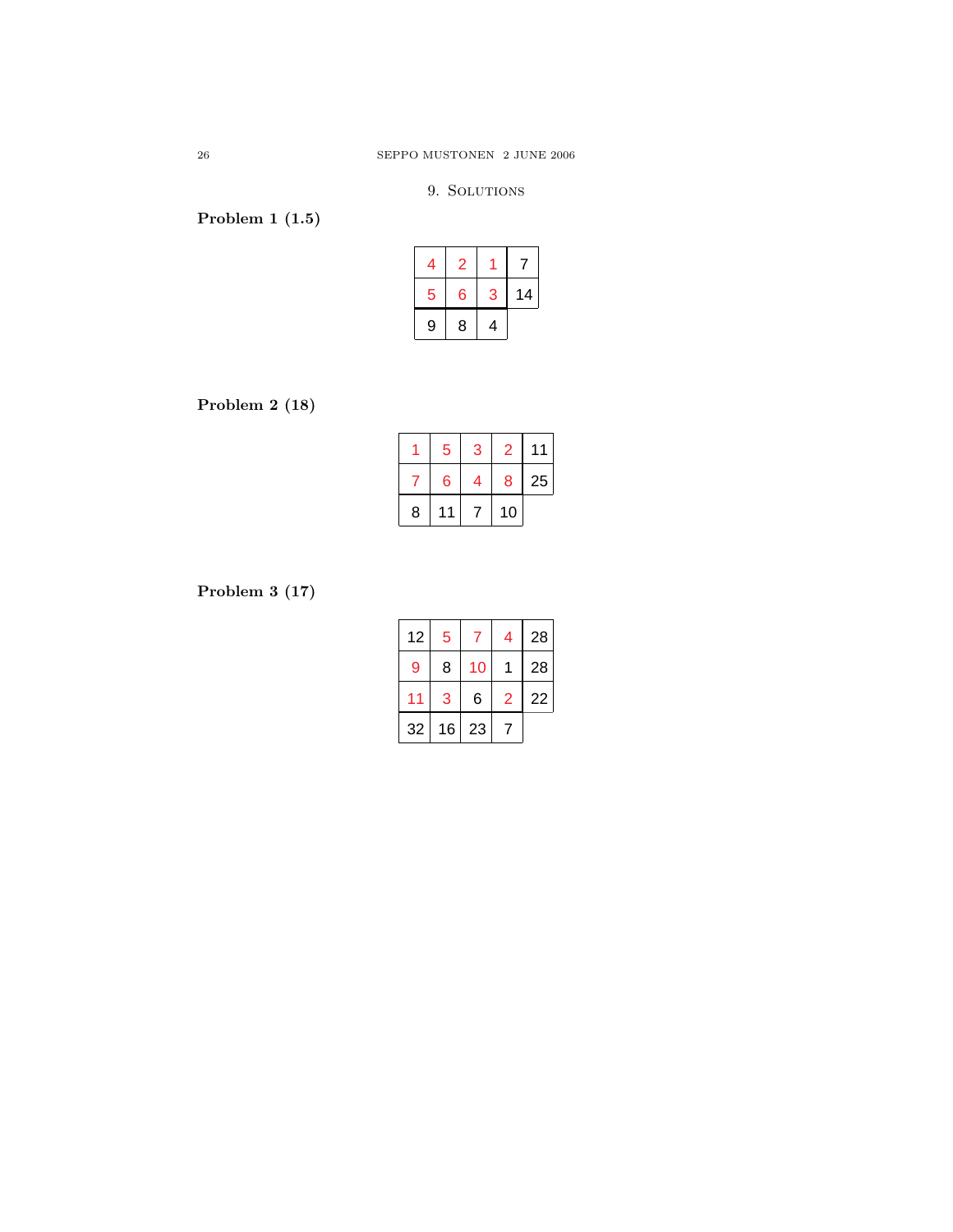## 9. Solutions

**Problem 1 (1.5)**

| | | | |
|---|---|---|---|
| 4 | 2 | 1 | 7 |
| 5 | 6 | 3 | 14 |
| 9 | 8 | 4 | |

**Problem 2 (18)**

| | | | | |
|---|---|---|---|---|
| 1 | 5 | 3 | 2 | 11 |
| 7 | 6 | 4 | 8 | 25 |
| 8 | 11 | 7 | 10 | |

**Problem 3 (17)**

| | | | | |
|---|---|---|---|---|
| 12 | 5 | 7 | 4 | 28 |
| 9 | 8 | 10 | 1 | 28 |
| 11 | 3 | 6 | 2 | 22 |
| 32 | 16 | 23 | 7 | |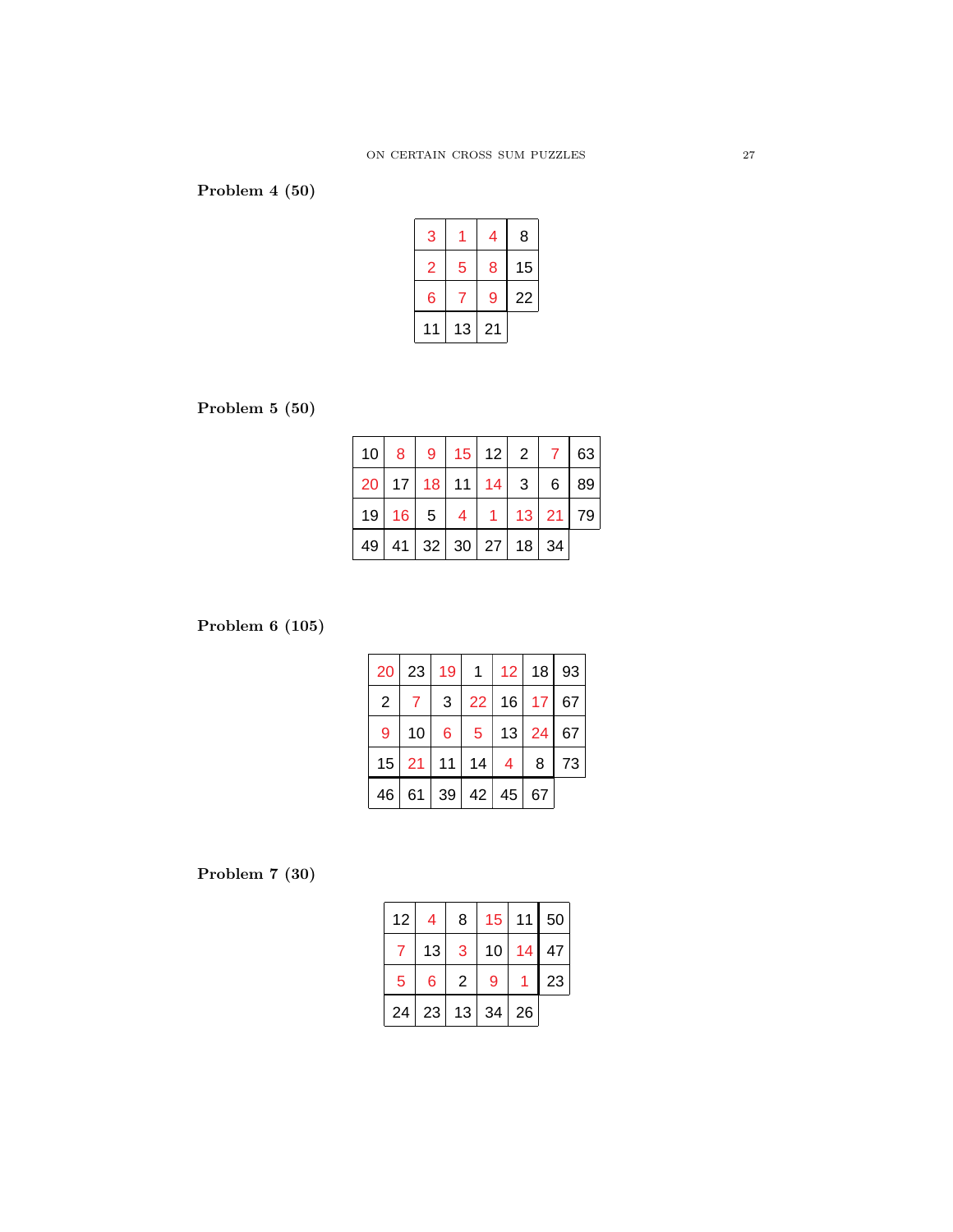**Problem 4 (50)**

| 3 | 1 | 4 | 8 |
|---|---|---|---|
| 2 | 5 | 8 | 15 |
| 6 | 7 | 9 | 22 |
| 11 | 13 | 21 | |

**Problem 5 (50)**

| 10 | 8 | 9 | 15 | 12 | 2 | 7 | 63 |
|---|---|---|---|---|---|---|---|
| 20 | 17 | 18 | 11 | 14 | 3 | 6 | 89 |
| 19 | 16 | 5 | 4 | 1 | 13 | 21 | 79 |
| 49 | 41 | 32 | 30 | 27 | 18 | 34 | |

**Problem 6 (105)**

| 20 | 23 | 19 | 1 | 12 | 18 | 93 |
|---|---|---|---|---|---|---|
| 2 | 7 | 3 | 22 | 16 | 17 | 67 |
| 9 | 10 | 6 | 5 | 13 | 24 | 67 |
| 15 | 21 | 11 | 14 | 4 | 8 | 73 |
| 46 | 61 | 39 | 42 | 45 | 67 | |

**Problem 7 (30)**

| 12 | 4 | 8 | 15 | 11 | 50 |
|---|---|---|---|---|---|
| 7 | 13 | 3 | 10 | 14 | 47 |
| 5 | 6 | 2 | 9 | 1 | 23 |
| 24 | 23 | 13 | 34 | 26 | |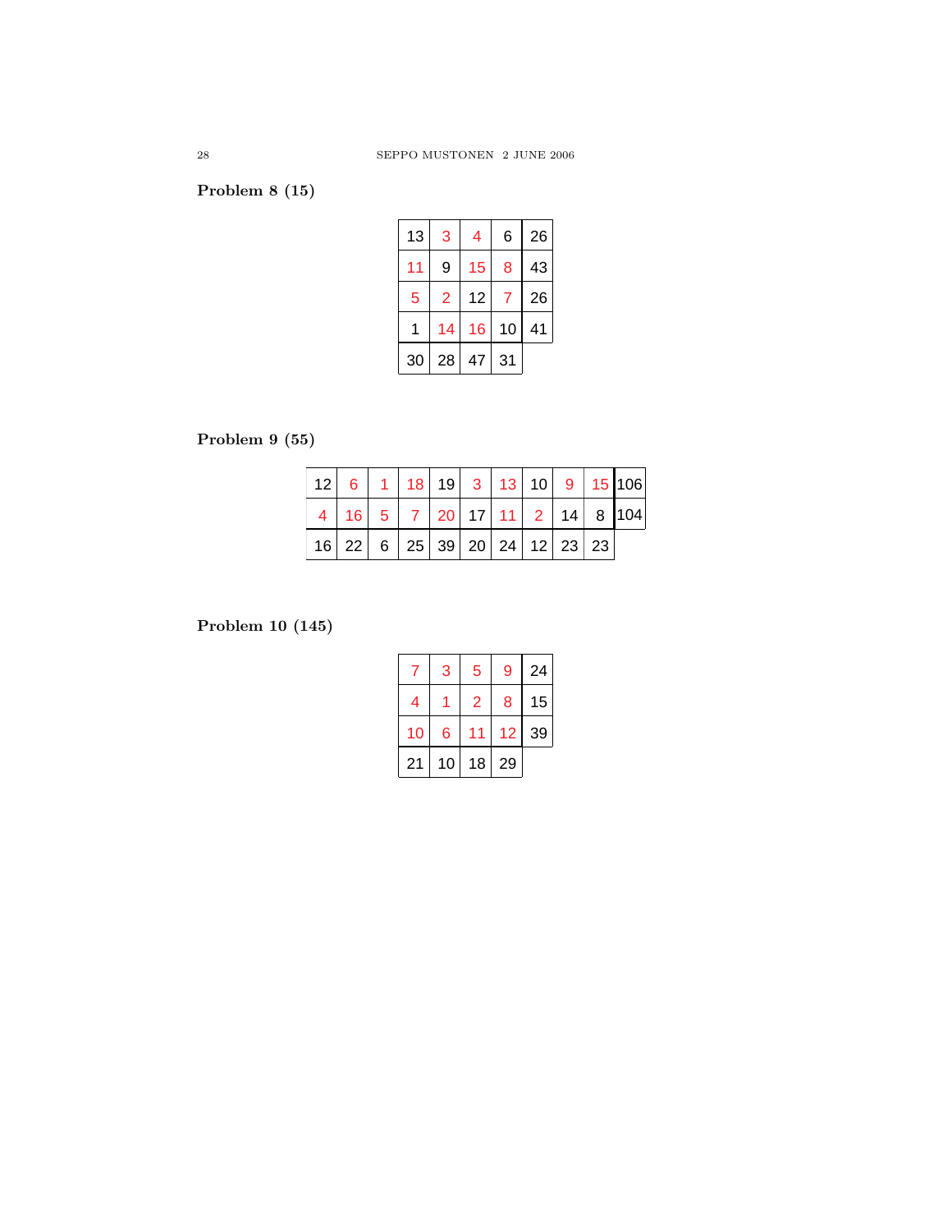**Problem 8 (15)**

| | | | | |
|---|---|---|---|---|
| 13 | 3 | 4 | 6 | 26 |
| 11 | 9 | 15 | 8 | 43 |
| 5 | 2 | 12 | 7 | 26 |
| 1 | 14 | 16 | 10 | 41 |
| 30 | 28 | 47 | 31 | |

**Problem 9 (55)**

| | | | | | | | | | | |
|---|---|---|---|---|---|---|---|---|---|---|
| 12 | 6 | 1 | 18 | 19 | 3 | 13 | 10 | 9 | 15 | 106 |
| 4 | 16 | 5 | 7 | 20 | 17 | 11 | 2 | 14 | 8 | 104 |
| 16 | 22 | 6 | 25 | 39 | 20 | 24 | 12 | 23 | 23 | |

**Problem 10 (145)**

| | | | | |
|---|---|---|---|---|
| 7 | 3 | 5 | 9 | 24 |
| 4 | 1 | 2 | 8 | 15 |
| 10 | 6 | 11 | 12 | 39 |
| 21 | 10 | 18 | 29 | |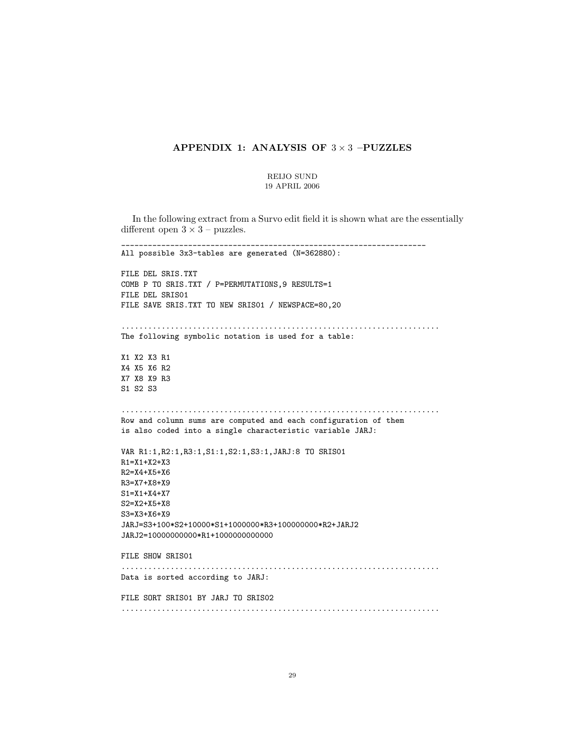## APPENDIX 1: ANALYSIS OF $3 \times 3$ –PUZZLES

REIJO SUND
19 APRIL 2006

In the following extract from a Survo edit field it is shown what are the essentially different open $3 \times 3$ – puzzles.

```
____________________________________________________________________
All possible 3x3-tables are generated (N=362880):

FILE DEL SRIS.TXT
COMB P TO SRIS.TXT / P=PERMUTATIONS,9 RESULTS=1
FILE DEL SRIS01
FILE SAVE SRIS.TXT TO NEW SRIS01 / NEWSPACE=80,20

....................................................................
The following symbolic notation is used for a table:

X1 X2 X3 R1
X4 X5 X6 R2
X7 X8 X9 R3
S1 S2 S3

....................................................................
Row and column sums are computed and each configuration of them
is also coded into a single characteristic variable JARJ:

VAR R1:1,R2:1,R3:1,S1:1,S2:1,S3:1,JARJ:8 TO SRIS01
R1=X1+X2+X3
R2=X4+X5+X6
R3=X7+X8+X9
S1=X1+X4+X7
S2=X2+X5+X8
S3=X3+X6+X9
JARJ=S3+100*S2+10000*S1+1000000*R3+100000000*R2+JARJ2
JARJ2=10000000000*R1+1000000000000

FILE SHOW SRIS01
....................................................................
Data is sorted according to JARJ:

FILE SORT SRIS01 BY JARJ TO SRIS02
....................................................................
```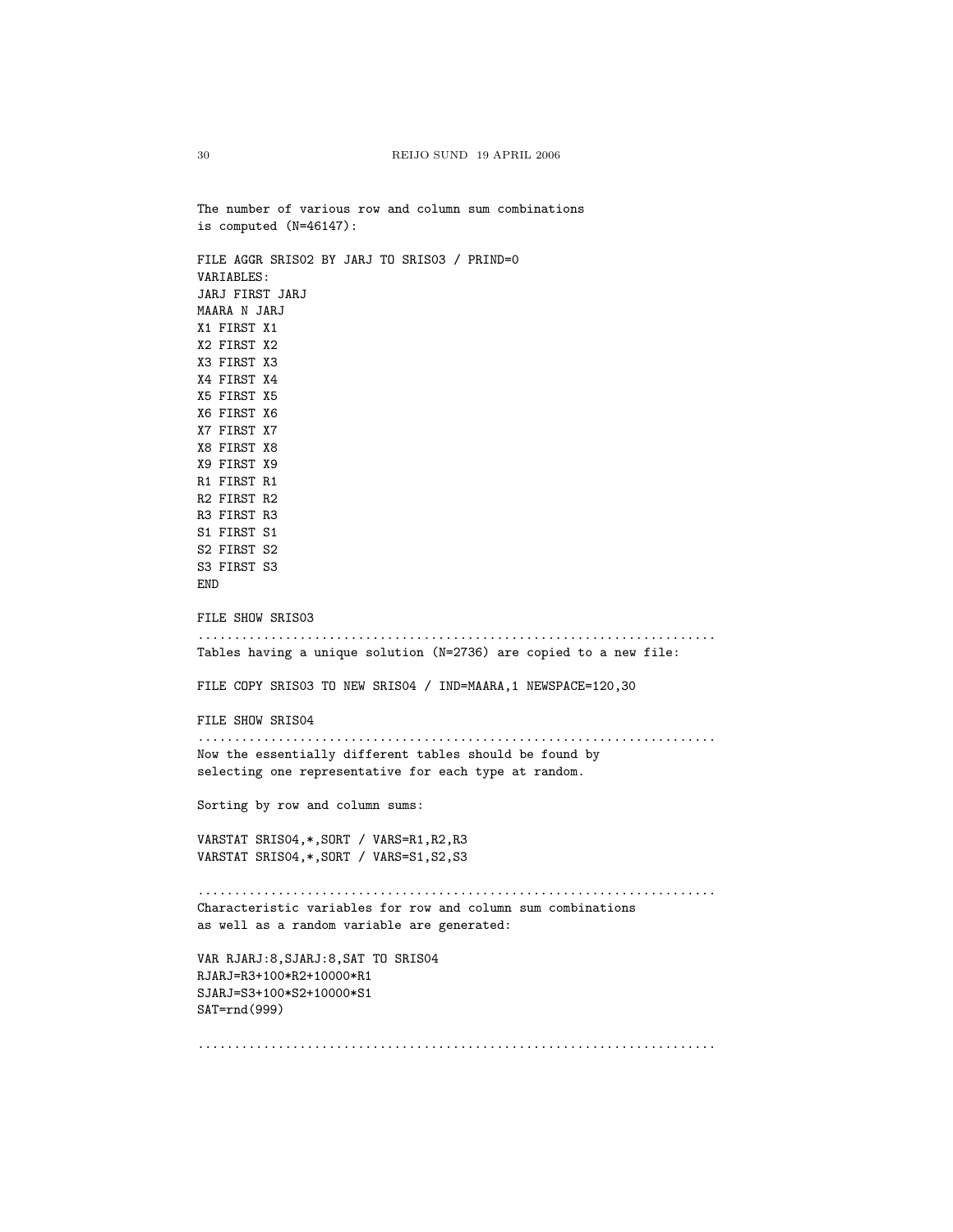The number of various row and column sum combinations
is computed (N=46147):

```
FILE AGGR SRIS02 BY JARJ TO SRIS03 / PRIND=0
VARIABLES:
JARJ FIRST JARJ
MAARA N JARJ
X1 FIRST X1
X2 FIRST X2
X3 FIRST X3
X4 FIRST X4
X5 FIRST X5
X6 FIRST X6
X7 FIRST X7
X8 FIRST X8
X9 FIRST X9
R1 FIRST R1
R2 FIRST R2
R3 FIRST R3
S1 FIRST S1
S2 FIRST S2
S3 FIRST S3
END

FILE SHOW SRIS03
```

.....................................................................

Tables having a unique solution (N=2736) are copied to a new file:

```
FILE COPY SRIS03 TO NEW SRIS04 / IND=MAARA,1 NEWSPACE=120,30

FILE SHOW SRIS04
```

.....................................................................

Now the essentially different tables should be found by
selecting one representative for each type at random.

Sorting by row and column sums:

```
VARSTAT SRIS04,*,SORT / VARS=R1,R2,R3
VARSTAT SRIS04,*,SORT / VARS=S1,S2,S3
```

.....................................................................

Characteristic variables for row and column sum combinations
as well as a random variable are generated:

```
VAR RJARJ:8,SJARJ:8,SAT TO SRIS04
RJARJ=R3+100*R2+10000*R1
SJARJ=S3+100*S2+10000*S1
SAT=rnd(999)
```

.....................................................................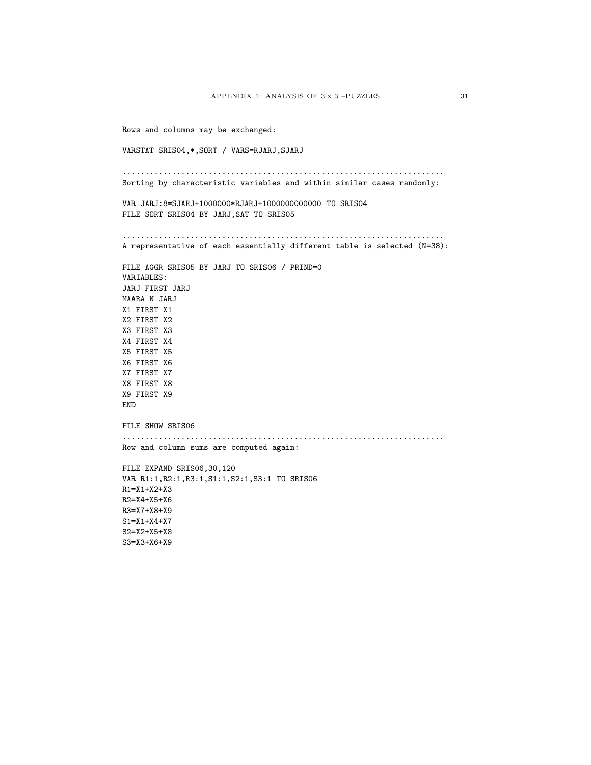Rows and columns may be exchanged:

```
VARSTAT SRIS04,*,SORT / VARS=RJARJ,SJARJ
```

....................................................................
Sorting by characteristic variables and within similar cases randomly:

```
VAR JARJ:8=SJARJ+1000000*RJARJ+1000000000000 TO SRIS04
FILE SORT SRIS04 BY JARJ,SAT TO SRIS05
```

....................................................................
A representative of each essentially different table is selected (N=38):

```
FILE AGGR SRIS05 BY JARJ TO SRIS06 / PRIND=0
VARIABLES:
JARJ FIRST JARJ
MAARA N JARJ
X1 FIRST X1
X2 FIRST X2
X3 FIRST X3
X4 FIRST X4
X5 FIRST X5
X6 FIRST X6
X7 FIRST X7
X8 FIRST X8
X9 FIRST X9
END

FILE SHOW SRIS06
```

....................................................................
Row and column sums are computed again:

```
FILE EXPAND SRIS06,30,120
VAR R1:1,R2:1,R3:1,S1:1,S2:1,S3:1 TO SRIS06
R1=X1+X2+X3
R2=X4+X5+X6
R3=X7+X8+X9
S1=X1+X4+X7
S2=X2+X5+X8
S3=X3+X6+X9
```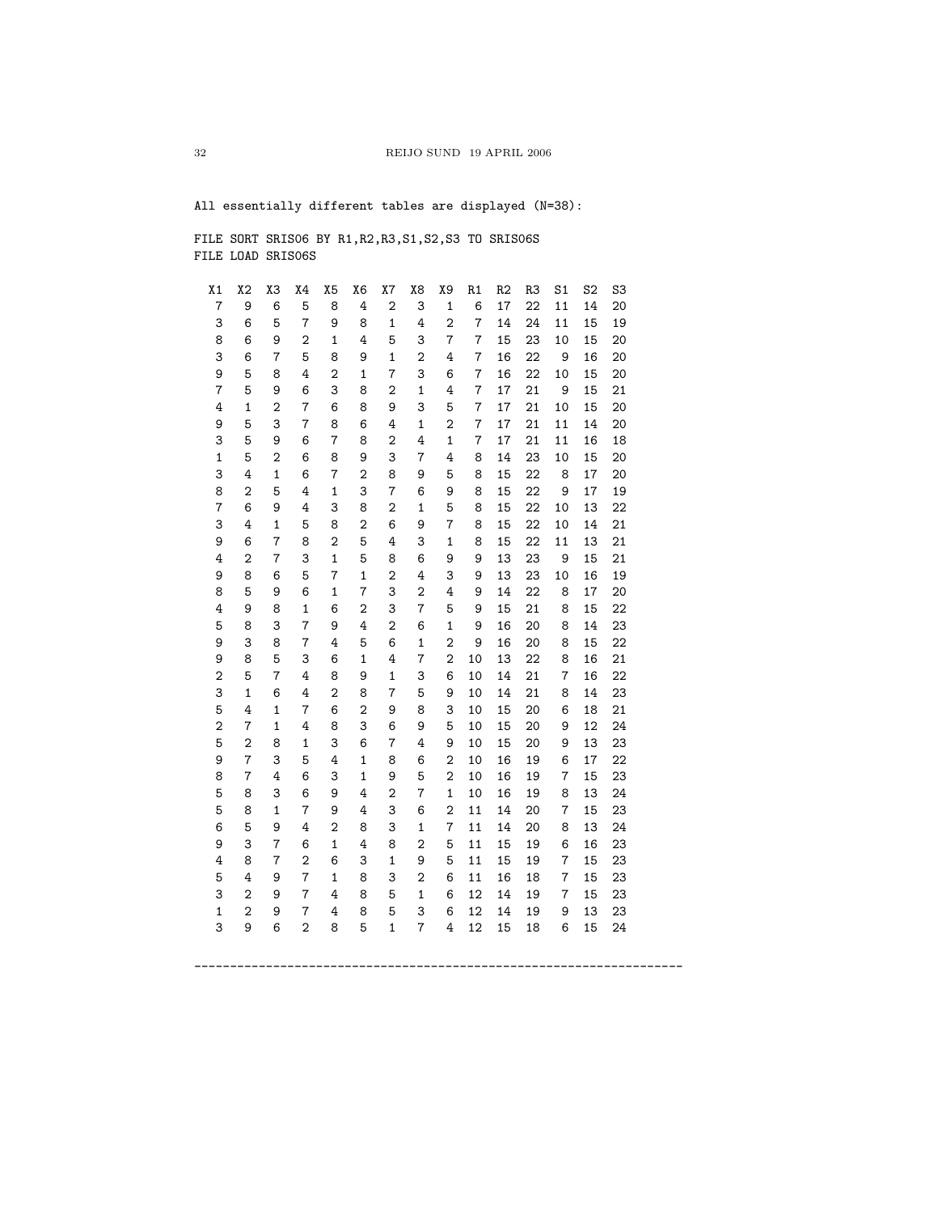```
All essentially different tables are displayed (N=38):

FILE SORT SRIS06 BY R1,R2,R3,S1,S2,S3 TO SRIS06S
FILE LOAD SRIS06S
```

| X1 | X2 | X3 | X4 | X5 | X6 | X7 | X8 | X9 | R1 | R2 | R3 | S1 | S2 | S3 |
|---|---|---|---|---|---|---|---|---|---|---|---|---|---|---|
| 7 | 9 | 6 | 5 | 8 | 4 | 2 | 3 | 1 | 6 | 17 | 22 | 11 | 14 | 20 |
| 3 | 6 | 5 | 7 | 9 | 8 | 1 | 4 | 2 | 7 | 14 | 24 | 11 | 15 | 19 |
| 8 | 6 | 9 | 2 | 1 | 4 | 5 | 3 | 7 | 7 | 15 | 23 | 10 | 15 | 20 |
| 3 | 6 | 7 | 5 | 8 | 9 | 1 | 2 | 4 | 7 | 16 | 22 | 9 | 16 | 20 |
| 9 | 5 | 8 | 4 | 2 | 1 | 7 | 3 | 6 | 7 | 16 | 22 | 10 | 15 | 20 |
| 7 | 5 | 9 | 6 | 3 | 8 | 2 | 1 | 4 | 7 | 17 | 21 | 9 | 15 | 21 |
| 4 | 1 | 2 | 7 | 6 | 8 | 9 | 3 | 5 | 7 | 17 | 21 | 10 | 15 | 20 |
| 9 | 5 | 3 | 7 | 8 | 6 | 4 | 1 | 2 | 7 | 17 | 21 | 11 | 14 | 20 |
| 3 | 5 | 9 | 6 | 7 | 8 | 2 | 4 | 1 | 7 | 17 | 21 | 11 | 16 | 18 |
| 1 | 5 | 2 | 6 | 8 | 9 | 3 | 7 | 4 | 8 | 14 | 23 | 10 | 15 | 20 |
| 3 | 4 | 1 | 6 | 7 | 2 | 8 | 9 | 5 | 8 | 15 | 22 | 8 | 17 | 20 |
| 8 | 2 | 5 | 4 | 1 | 3 | 7 | 6 | 9 | 8 | 15 | 22 | 9 | 17 | 19 |
| 7 | 6 | 9 | 4 | 3 | 8 | 2 | 1 | 5 | 8 | 15 | 22 | 10 | 13 | 22 |
| 3 | 4 | 1 | 5 | 8 | 2 | 6 | 9 | 7 | 8 | 15 | 22 | 10 | 14 | 21 |
| 9 | 6 | 7 | 8 | 2 | 5 | 4 | 3 | 1 | 8 | 15 | 22 | 11 | 13 | 21 |
| 4 | 2 | 7 | 3 | 1 | 5 | 8 | 6 | 9 | 9 | 13 | 23 | 9 | 15 | 21 |
| 9 | 8 | 6 | 5 | 7 | 1 | 2 | 4 | 3 | 9 | 13 | 23 | 10 | 16 | 19 |
| 8 | 5 | 9 | 6 | 1 | 7 | 3 | 2 | 4 | 9 | 14 | 22 | 8 | 17 | 20 |
| 4 | 9 | 8 | 1 | 6 | 2 | 3 | 7 | 5 | 9 | 15 | 21 | 8 | 15 | 22 |
| 5 | 8 | 3 | 7 | 9 | 4 | 2 | 6 | 1 | 9 | 16 | 20 | 8 | 14 | 23 |
| 9 | 3 | 8 | 7 | 4 | 5 | 6 | 1 | 2 | 9 | 16 | 20 | 8 | 15 | 22 |
| 9 | 8 | 5 | 3 | 6 | 1 | 4 | 7 | 2 | 10 | 13 | 22 | 8 | 16 | 21 |
| 2 | 5 | 7 | 4 | 8 | 9 | 1 | 3 | 6 | 10 | 14 | 21 | 7 | 16 | 22 |
| 3 | 1 | 6 | 4 | 2 | 8 | 7 | 5 | 9 | 10 | 14 | 21 | 8 | 14 | 23 |
| 5 | 4 | 1 | 7 | 6 | 2 | 9 | 8 | 3 | 10 | 15 | 20 | 6 | 18 | 21 |
| 2 | 7 | 1 | 4 | 8 | 3 | 6 | 9 | 5 | 10 | 15 | 20 | 9 | 12 | 24 |
| 5 | 2 | 8 | 1 | 3 | 6 | 7 | 4 | 9 | 10 | 15 | 20 | 9 | 13 | 23 |
| 9 | 7 | 3 | 5 | 4 | 1 | 8 | 6 | 2 | 10 | 16 | 19 | 6 | 17 | 22 |
| 8 | 7 | 4 | 6 | 3 | 1 | 9 | 5 | 2 | 10 | 16 | 19 | 7 | 15 | 23 |
| 5 | 8 | 3 | 6 | 9 | 4 | 2 | 7 | 1 | 10 | 16 | 19 | 8 | 13 | 24 |
| 5 | 8 | 1 | 7 | 9 | 4 | 3 | 6 | 2 | 11 | 14 | 20 | 7 | 15 | 23 |
| 6 | 5 | 9 | 4 | 2 | 8 | 3 | 1 | 7 | 11 | 14 | 20 | 8 | 13 | 24 |
| 9 | 3 | 7 | 6 | 1 | 4 | 8 | 2 | 5 | 11 | 15 | 19 | 6 | 16 | 23 |
| 4 | 8 | 7 | 2 | 6 | 3 | 1 | 9 | 5 | 11 | 15 | 19 | 7 | 15 | 23 |
| 5 | 4 | 9 | 7 | 1 | 8 | 3 | 2 | 6 | 11 | 16 | 18 | 7 | 15 | 23 |
| 3 | 2 | 9 | 7 | 4 | 8 | 5 | 1 | 6 | 12 | 14 | 19 | 7 | 15 | 23 |
| 1 | 2 | 9 | 7 | 4 | 8 | 5 | 3 | 6 | 12 | 14 | 19 | 9 | 13 | 23 |
| 3 | 9 | 6 | 2 | 8 | 5 | 1 | 7 | 4 | 12 | 15 | 18 | 6 | 15 | 24 |

---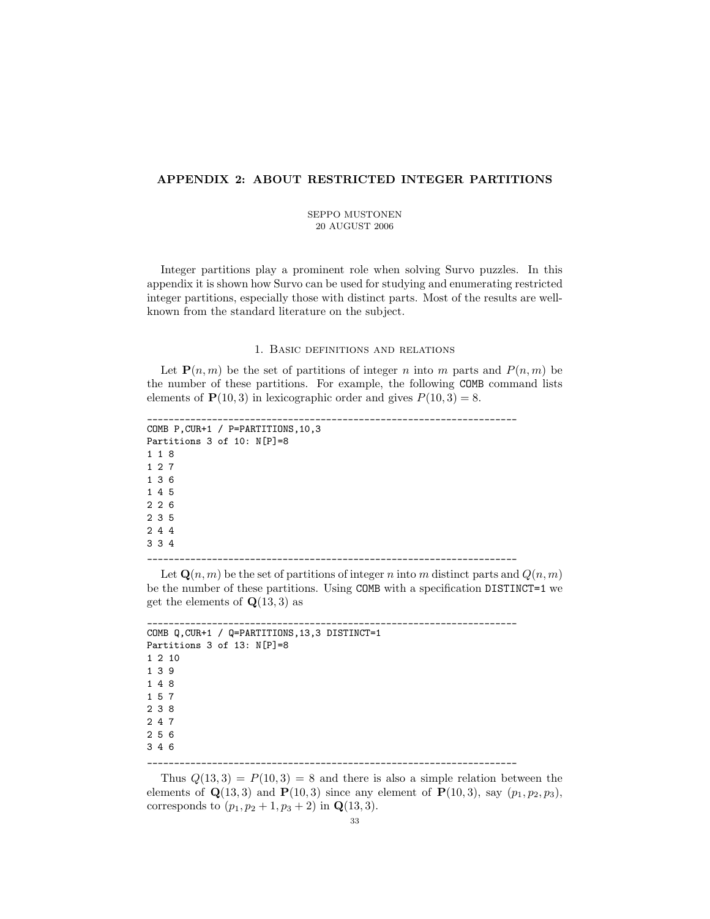## APPENDIX 2: ABOUT RESTRICTED INTEGER PARTITIONS

SEPPO MUSTONEN
20 AUGUST 2006

Integer partitions play a prominent role when solving Survo puzzles. In this appendix it is shown how Survo can be used for studying and enumerating restricted integer partitions, especially those with distinct parts. Most of the results are well-known from the standard literature on the subject.

### 1. Basic definitions and relations

Let $\mathbf{P}(n, m)$ be the set of partitions of integer $n$ into $m$ parts and $P(n, m)$ be the number of these partitions. For example, the following `COMB` command lists elements of $\mathbf{P}(10, 3)$ in lexicographic order and gives $P(10, 3) = 8$.

```
____________________________________________________________________
COMB P,CUR+1 / P=PARTITIONS,10,3
Partitions 3 of 10: N[P]=8
1 1 8
1 2 7
1 3 6
1 4 5
2 2 6
2 3 5
2 4 4
3 3 4
____________________________________________________________________
```

Let $\mathbf{Q}(n, m)$ be the set of partitions of integer $n$ into $m$ distinct parts and $Q(n, m)$ be the number of these partitions. Using `COMB` with a specification `DISTINCT=1` we get the elements of $\mathbf{Q}(13, 3)$ as

```
____________________________________________________________________
COMB Q,CUR+1 / Q=PARTITIONS,13,3 DISTINCT=1
Partitions 3 of 13: N[P]=8
1 2 10
1 3 9
1 4 8
1 5 7
2 3 8
2 4 7
2 5 6
3 4 6
____________________________________________________________________
```

Thus $Q(13, 3) = P(10, 3) = 8$ and there is also a simple relation between the elements of $\mathbf{Q}(13, 3)$ and $\mathbf{P}(10, 3)$ since any element of $\mathbf{P}(10, 3)$, say $(p_1, p_2, p_3)$, corresponds to $(p_1, p_2 + 1, p_3 + 2)$ in $\mathbf{Q}(13, 3)$.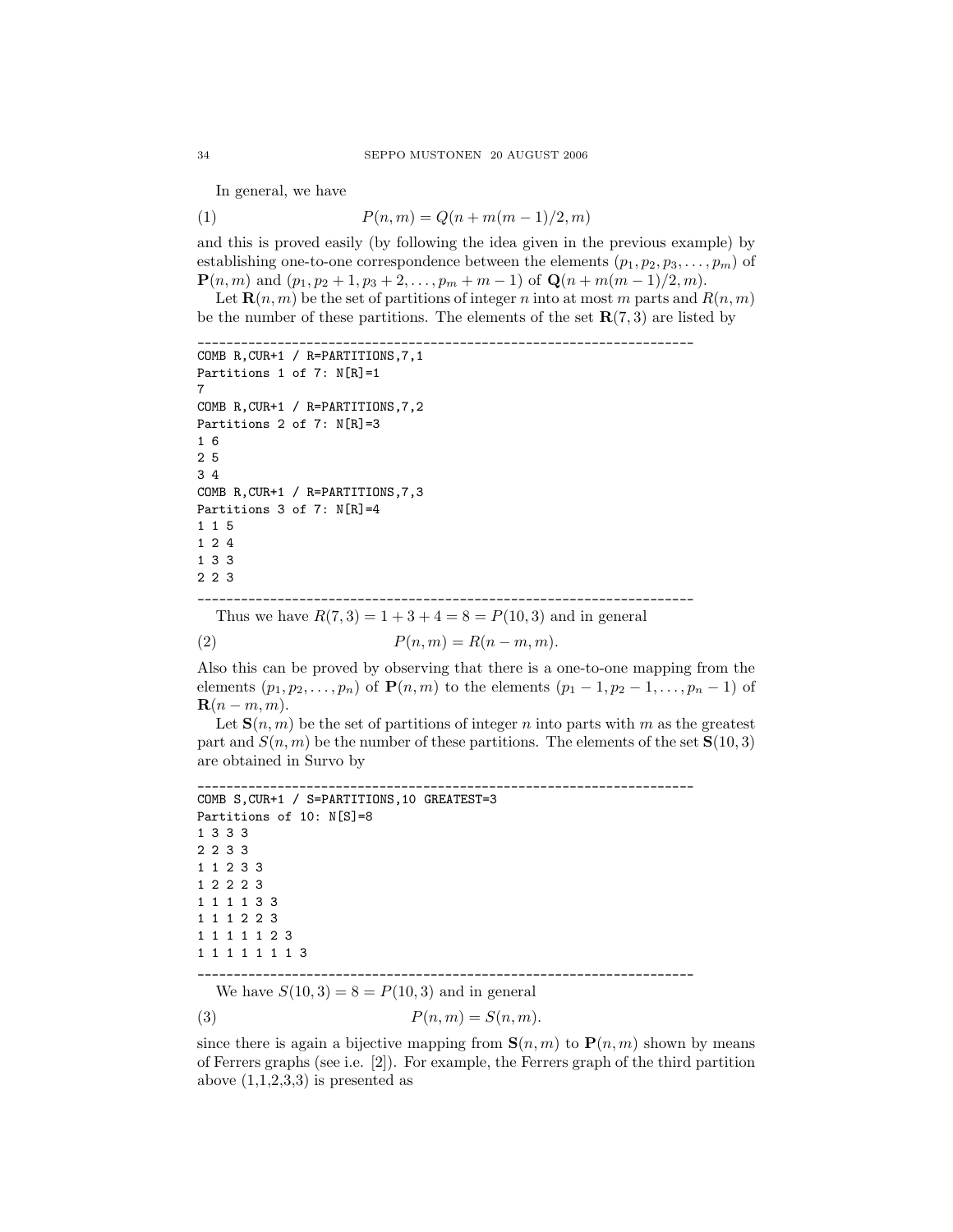In general, we have

$$P(n,m) = Q(n + m(m-1)/2, m) \tag{1}$$

and this is proved easily (by following the idea given in the previous example) by establishing one-to-one correspondence between the elements $(p_1, p_2, p_3, \ldots, p_m)$ of $\mathbf{P}(n,m)$ and $(p_1, p_2 + 1, p_3 + 2, \ldots, p_m + m - 1)$ of $\mathbf{Q}(n + m(m-1)/2, m)$.

Let $\mathbf{R}(n,m)$ be the set of partitions of integer $n$ into at most $m$ parts and $R(n,m)$ be the number of these partitions. The elements of the set $\mathbf{R}(7,3)$ are listed by

```
____________________________________________________________________
COMB R,CUR+1 / R=PARTITIONS,7,1
Partitions 1 of 7: N[R]=1
7
COMB R,CUR+1 / R=PARTITIONS,7,2
Partitions 2 of 7: N[R]=3
1 6
2 5
3 4
COMB R,CUR+1 / R=PARTITIONS,7,3
Partitions 3 of 7: N[R]=4
1 1 5
1 2 4
1 3 3
2 2 3
____________________________________________________________________
```

Thus we have $R(7,3) = 1 + 3 + 4 = 8 = P(10,3)$ and in general

$$P(n,m) = R(n-m, m). \tag{2}$$

Also this can be proved by observing that there is a one-to-one mapping from the elements $(p_1, p_2, \ldots, p_n)$ of $\mathbf{P}(n,m)$ to the elements $(p_1 - 1, p_2 - 1, \ldots, p_n - 1)$ of $\mathbf{R}(n-m, m)$.

Let $\mathbf{S}(n,m)$ be the set of partitions of integer $n$ into parts with $m$ as the greatest part and $S(n,m)$ be the number of these partitions. The elements of the set $\mathbf{S}(10,3)$ are obtained in Survo by

```
____________________________________________________________________
COMB S,CUR+1 / S=PARTITIONS,10 GREATEST=3
Partitions of 10: N[S]=8
1 3 3 3
2 2 3 3
1 1 2 3 3
1 2 2 2 3
1 1 1 1 3 3
1 1 1 2 2 3
1 1 1 1 1 2 3
1 1 1 1 1 1 1 3
____________________________________________________________________
```

We have $S(10,3) = 8 = P(10,3)$ and in general

$$P(n,m) = S(n,m). \tag{3}$$

since there is again a bijective mapping from $\mathbf{S}(n,m)$ to $\mathbf{P}(n,m)$ shown by means of Ferrers graphs (see i.e. [2]). For example, the Ferrers graph of the third partition above (1,1,2,3,3) is presented as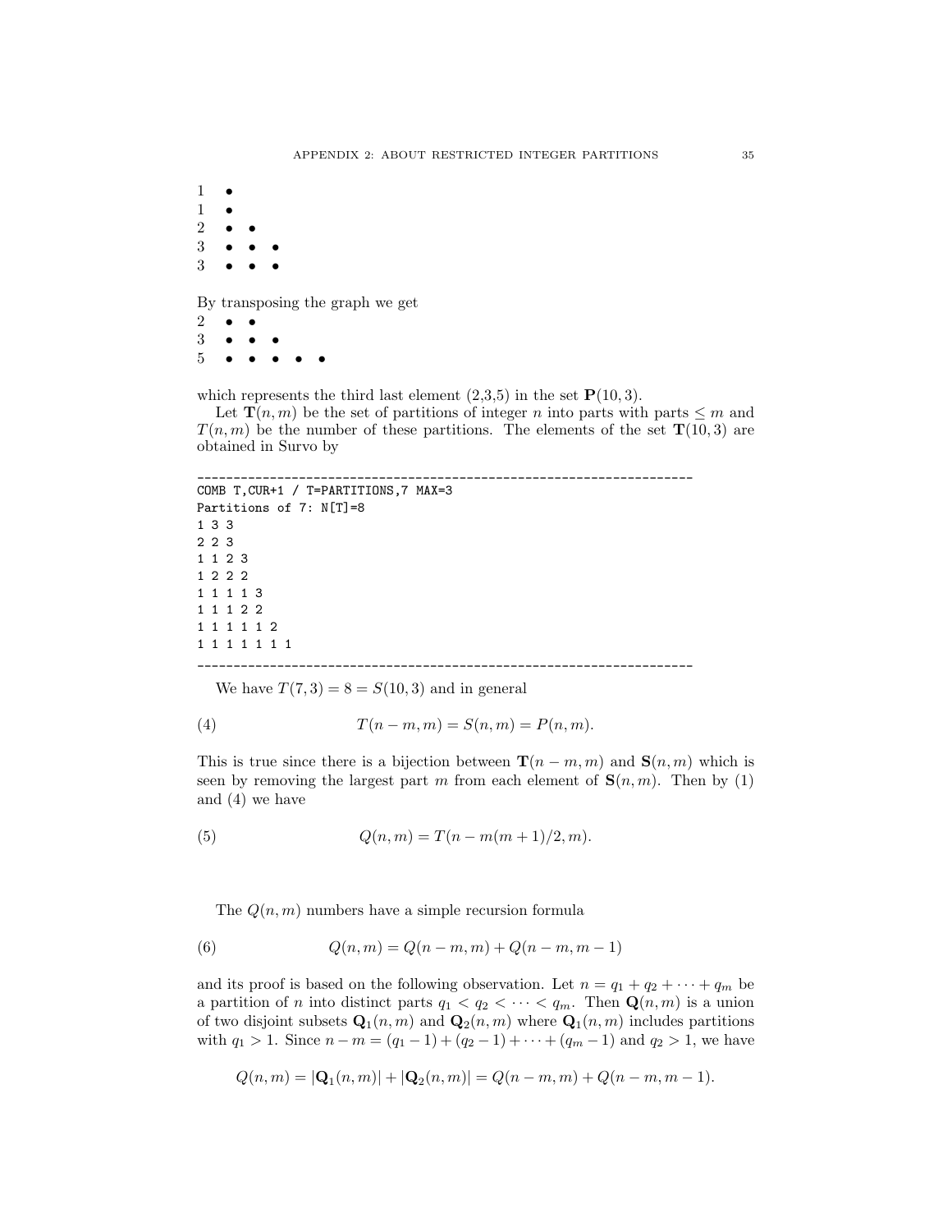```
1  •
1  •
2  • •
3  • • •
3  • • •
```

By transposing the graph we get

```
2  • •
3  • • •
5  • • • • •
```

which represents the third last element (2,3,5) in the set $\mathbf{P}(10,3)$.

Let $\mathbf{T}(n,m)$ be the set of partitions of integer $n$ into parts with parts $\leq m$ and $T(n,m)$ be the number of these partitions. The elements of the set $\mathbf{T}(10,3)$ are obtained in Survo by

```
____________________________________________________________________
COMB T,CUR+1 / T=PARTITIONS,7 MAX=3
Partitions of 7: N[T]=8
1 3 3
2 2 3
1 1 2 3
1 2 2 2
1 1 1 1 3
1 1 1 2 2
1 1 1 1 1 2
1 1 1 1 1 1 1
____________________________________________________________________
```

We have $T(7,3) = 8 = S(10,3)$ and in general

$$T(n-m,m) = S(n,m) = P(n,m). \tag{4}$$

This is true since there is a bijection between $\mathbf{T}(n-m,m)$ and $\mathbf{S}(n,m)$ which is seen by removing the largest part $m$ from each element of $\mathbf{S}(n,m)$. Then by (1) and (4) we have

$$Q(n,m) = T(n-m(m+1)/2, m). \tag{5}$$

The $Q(n,m)$ numbers have a simple recursion formula

$$Q(n,m) = Q(n-m,m) + Q(n-m,m-1) \tag{6}$$

and its proof is based on the following observation. Let $n = q_1 + q_2 + \cdots + q_m$ be a partition of $n$ into distinct parts $q_1 < q_2 < \cdots < q_m$. Then $\mathbf{Q}(n,m)$ is a union of two disjoint subsets $\mathbf{Q}_1(n,m)$ and $\mathbf{Q}_2(n,m)$ where $\mathbf{Q}_1(n,m)$ includes partitions with $q_1 > 1$. Since $n - m = (q_1 - 1) + (q_2 - 1) + \cdots + (q_m - 1)$ and $q_2 > 1$, we have

$$Q(n,m) = |\mathbf{Q}_1(n,m)| + |\mathbf{Q}_2(n,m)| = Q(n-m,m) + Q(n-m,m-1).$$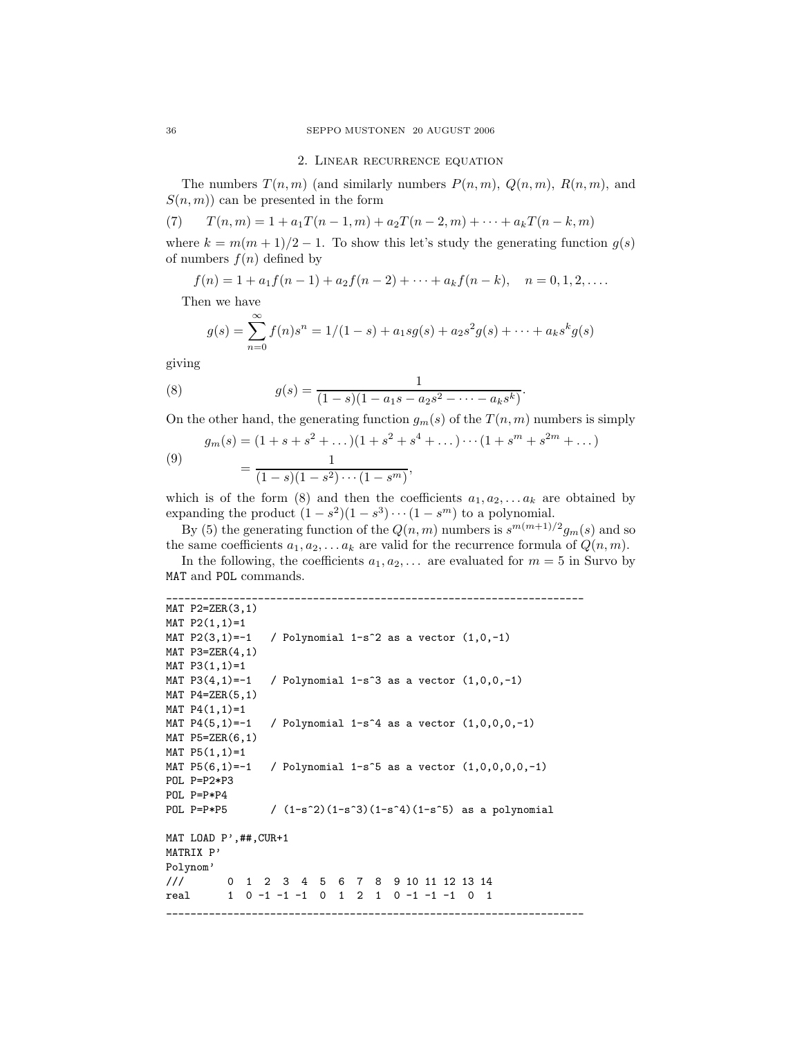## 2. Linear recurrence equation

The numbers $T(n,m)$ (and similarly numbers $P(n,m)$, $Q(n,m)$, $R(n,m)$, and $S(n,m)$) can be presented in the form

$$T(n,m) = 1 + a_1 T(n-1,m) + a_2 T(n-2,m) + \cdots + a_k T(n-k,m) \tag{7}$$

where $k = m(m+1)/2 - 1$. To show this let's study the generating function $g(s)$ of numbers $f(n)$ defined by

$$f(n) = 1 + a_1 f(n-1) + a_2 f(n-2) + \cdots + a_k f(n-k), \quad n = 0, 1, 2, \ldots.$$

Then we have

$$g(s) = \sum_{n=0}^{\infty} f(n)s^n = 1/(1-s) + a_1 s g(s) + a_2 s^2 g(s) + \cdots + a_k s^k g(s)$$

giving

$$g(s) = \frac{1}{(1-s)(1 - a_1 s - a_2 s^2 - \cdots - a_k s^k)}. \tag{8}$$

On the other hand, the generating function $g_m(s)$ of the $T(n,m)$ numbers is simply

$$\begin{aligned} g_m(s) &= (1 + s + s^2 + \ldots)(1 + s^2 + s^4 + \ldots) \cdots (1 + s^m + s^{2m} + \ldots) \\ &= \frac{1}{(1-s)(1-s^2)\cdots(1-s^m)}, \end{aligned} \tag{9}$$

which is of the form (8) and then the coefficients $a_1, a_2, \ldots a_k$ are obtained by expanding the product $(1-s^2)(1-s^3)\cdots(1-s^m)$ to a polynomial.

By (5) the generating function of the $Q(n,m)$ numbers is $s^{m(m+1)/2} g_m(s)$ and so the same coefficients $a_1, a_2, \ldots a_k$ are valid for the recurrence formula of $Q(n,m)$.

In the following, the coefficients $a_1, a_2, \ldots$ are evaluated for $m = 5$ in Survo by `MAT` and `POL` commands.

```
____________________________________________________________________
MAT P2=ZER(3,1)
MAT P2(1,1)=1
MAT P2(3,1)=-1   / Polynomial 1-s^2 as a vector (1,0,-1)
MAT P3=ZER(4,1)
MAT P3(1,1)=1
MAT P3(4,1)=-1   / Polynomial 1-s^3 as a vector (1,0,0,-1)
MAT P4=ZER(5,1)
MAT P4(1,1)=1
MAT P4(5,1)=-1   / Polynomial 1-s^4 as a vector (1,0,0,0,-1)
MAT P5=ZER(6,1)
MAT P5(1,1)=1
MAT P5(6,1)=-1   / Polynomial 1-s^5 as a vector (1,0,0,0,0,-1)
POL P=P2*P3
POL P=P*P4
POL P=P*P5       / (1-s^2)(1-s^3)(1-s^4)(1-s^5) as a polynomial

MAT LOAD P',##,CUR+1
MATRIX P'
Polynom'
///       0  1  2  3  4  5  6  7  8  9 10 11 12 13 14
real      1  0 -1 -1 -1  0  1  2  1  0 -1 -1 -1  0  1
____________________________________________________________________
```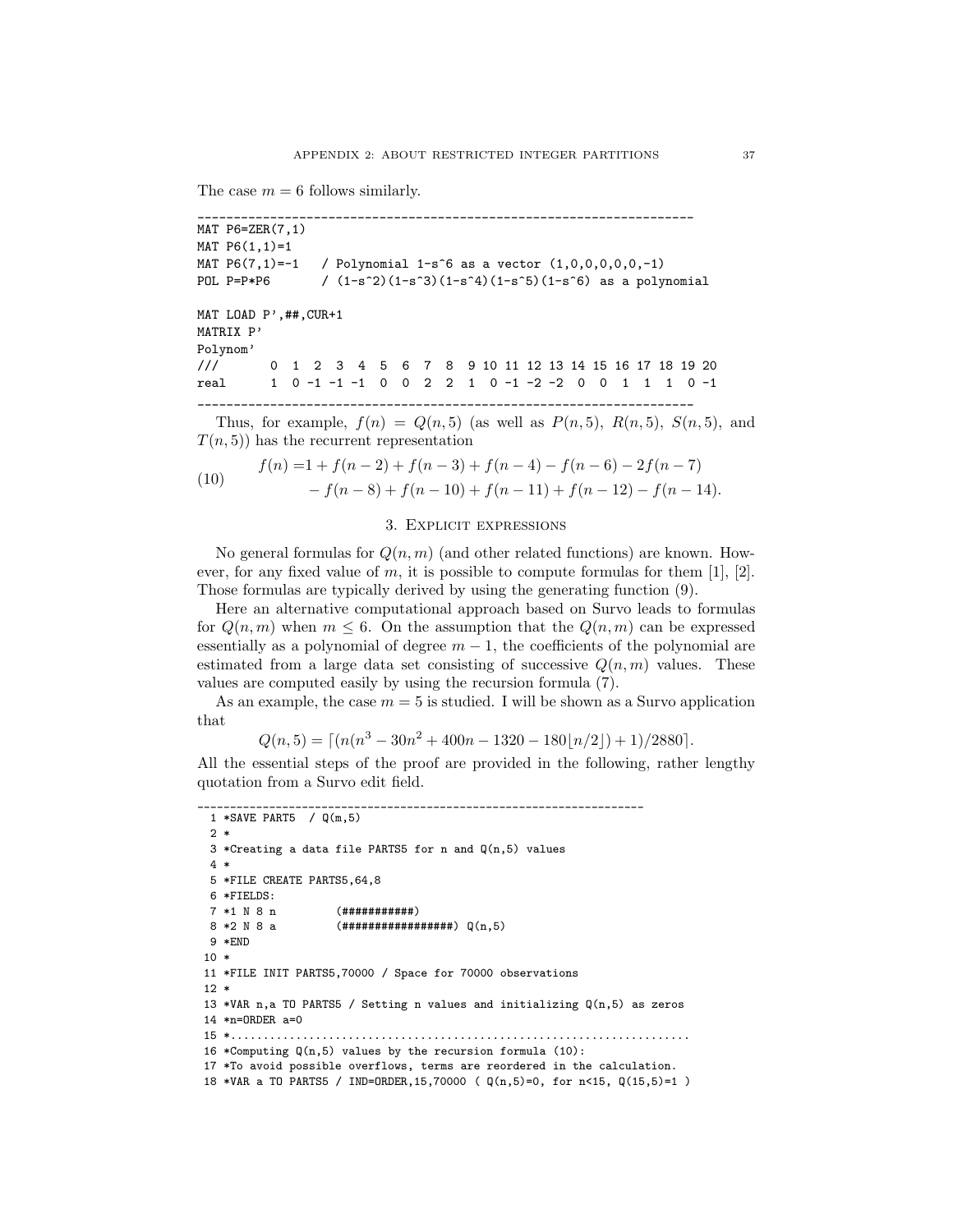The case $m = 6$ follows similarly.

```
--------------------------------------------------------------------
MAT P6=ZER(7,1)
MAT P6(1,1)=1
MAT P6(7,1)=-1   / Polynomial 1-s^6 as a vector (1,0,0,0,0,0,-1)
POL P=P*P6       / (1-s^2)(1-s^3)(1-s^4)(1-s^5)(1-s^6) as a polynomial

MAT LOAD P',##,CUR+1
MATRIX P'
Polynom'
///       0  1  2  3  4  5  6  7  8  9 10 11 12 13 14 15 16 17 18 19 20
real      1  0 -1 -1 -1  0  0  2  2  1  0 -1 -2 -2  0  0  1  1  1  0 -1
--------------------------------------------------------------------
```

Thus, for example, $f(n) = Q(n, 5)$ (as well as $P(n, 5)$, $R(n, 5)$, $S(n, 5)$, and $T(n, 5)$) has the recurrent representation

$$
\begin{aligned}
f(n) =& 1 + f(n-2) + f(n-3) + f(n-4) - f(n-6) - 2f(n-7) \\
& - f(n-8) + f(n-10) + f(n-11) + f(n-12) - f(n-14).
\end{aligned}
\tag{10}
$$

## 3. Explicit expressions

No general formulas for $Q(n, m)$ (and other related functions) are known. However, for any fixed value of $m$, it is possible to compute formulas for them [1], [2]. Those formulas are typically derived by using the generating function (9).

Here an alternative computational approach based on Survo leads to formulas for $Q(n, m)$ when $m \leq 6$. On the assumption that the $Q(n, m)$ can be expressed essentially as a polynomial of degree $m - 1$, the coefficients of the polynomial are estimated from a large data set consisting of successive $Q(n, m)$ values. These values are computed easily by using the recursion formula (7).

As an example, the case $m = 5$ is studied. I will be shown as a Survo application that

$$
Q(n, 5) = \lceil (n(n^3 - 30n^2 + 400n - 1320 - 180\lfloor n/2 \rfloor) + 1)/2880 \rceil .
$$

All the essential steps of the proof are provided in the following, rather lengthy quotation from a Survo edit field.

```
--------------------------------------------------------------------
  1 *SAVE PART5  / Q(m,5)
  2 *
  3 *Creating a data file PARTS5 for n and Q(n,5) values
  4 *
  5 *FILE CREATE PARTS5,64,8
  6 *FIELDS:
  7 *1 N 8 n         (###########)
  8 *2 N 8 a         (#################) Q(n,5)
  9 *END
 10 *
 11 *FILE INIT PARTS5,70000 / Space for 70000 observations
 12 *
 13 *VAR n,a TO PARTS5 / Setting n values and initializing Q(n,5) as zeros
 14 *n=ORDER a=0
 15 *...................................................................
 16 *Computing Q(n,5) values by the recursion formula (10):
 17 *To avoid possible overflows, terms are reordered in the calculation.
 18 *VAR a TO PARTS5 / IND=ORDER,15,70000 ( Q(n,5)=0, for n<15, Q(15,5)=1 )
```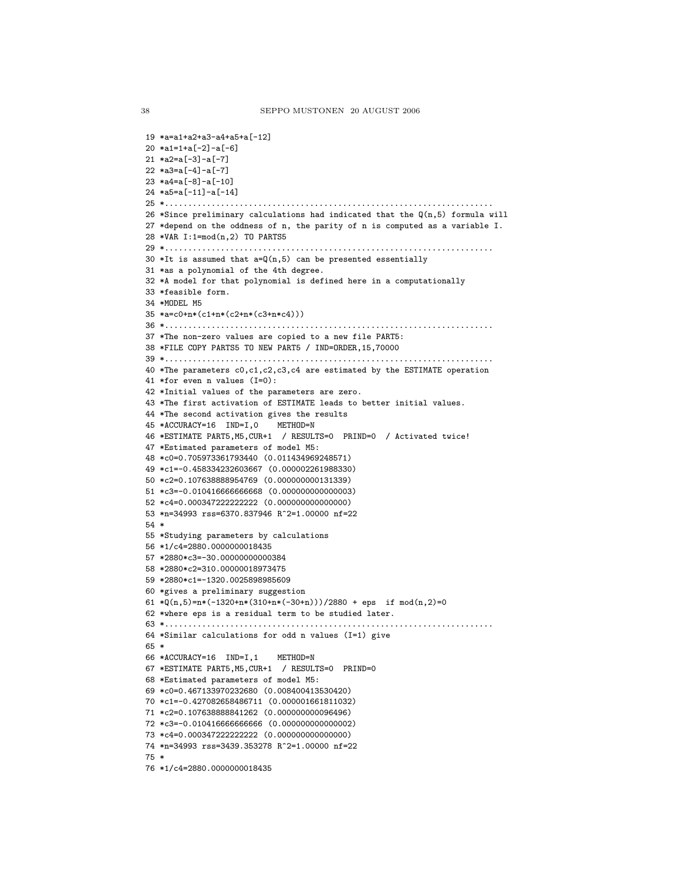```
19 *a=a1+a2+a3-a4+a5+a[-12]
20 *a1=1+a[-2]-a[-6]
21 *a2=a[-3]-a[-7]
22 *a3=a[-4]-a[-7]
23 *a4=a[-8]-a[-10]
24 *a5=a[-11]-a[-14]
25 *...................................................................
26 *Since preliminary calculations had indicated that the Q(n,5) formula will
27 *depend on the oddness of n, the parity of n is computed as a variable I.
28 *VAR I:1=mod(n,2) TO PARTS5
29 *...................................................................
30 *It is assumed that a=Q(n,5) can be presented essentially
31 *as a polynomial of the 4th degree.
32 *A model for that polynomial is defined here in a computationally
33 *feasible form.
34 *MODEL M5
35 *a=c0+n*(c1+n*(c2+n*(c3+n*c4)))
36 *...................................................................
37 *The non-zero values are copied to a new file PART5:
38 *FILE COPY PARTS5 TO NEW PART5 / IND=ORDER,15,70000
39 *...................................................................
40 *The parameters c0,c1,c2,c3,c4 are estimated by the ESTIMATE operation
41 *for even n values (I=0):
42 *Initial values of the parameters are zero.
43 *The first activation of ESTIMATE leads to better initial values.
44 *The second activation gives the results
45 *ACCURACY=16  IND=I,0    METHOD=N
46 *ESTIMATE PART5,M5,CUR+1  / RESULTS=0  PRIND=0  / Activated twice!
47 *Estimated parameters of model M5:
48 *c0=0.705973361793440 (0.011434969248571)
49 *c1=-0.458334232603667 (0.000002261988330)
50 *c2=0.107638888954769 (0.000000000131339)
51 *c3=-0.010416666666668 (0.000000000000003)
52 *c4=0.000347222222222 (0.000000000000000)
53 *n=34993 rss=6370.837946 R^2=1.00000 nf=22
54 *
55 *Studying parameters by calculations
56 *1/c4=2880.0000000018435
57 *2880*c3=-30.00000000000384
58 *2880*c2=310.00000018973475
59 *2880*c1=-1320.0025898985609
60 *gives a preliminary suggestion
61 *Q(n,5)=n*(-1320+n*(310+n*(-30+n)))/2880 + eps  if mod(n,2)=0
62 *where eps is a residual term to be studied later.
63 *...................................................................
64 *Similar calculations for odd n values (I=1) give
65 *
66 *ACCURACY=16  IND=I,1    METHOD=N
67 *ESTIMATE PART5,M5,CUR+1  / RESULTS=0  PRIND=0
68 *Estimated parameters of model M5:
69 *c0=0.467133970232680 (0.008400413530420)
70 *c1=-0.427082658486711 (0.000001661811032)
71 *c2=0.107638888841262 (0.000000000096496)
72 *c3=-0.010416666666666 (0.000000000000002)
73 *c4=0.000347222222222 (0.000000000000000)
74 *n=34993 rss=3439.353278 R^2=1.00000 nf=22
75 *
76 *1/c4=2880.0000000018435
```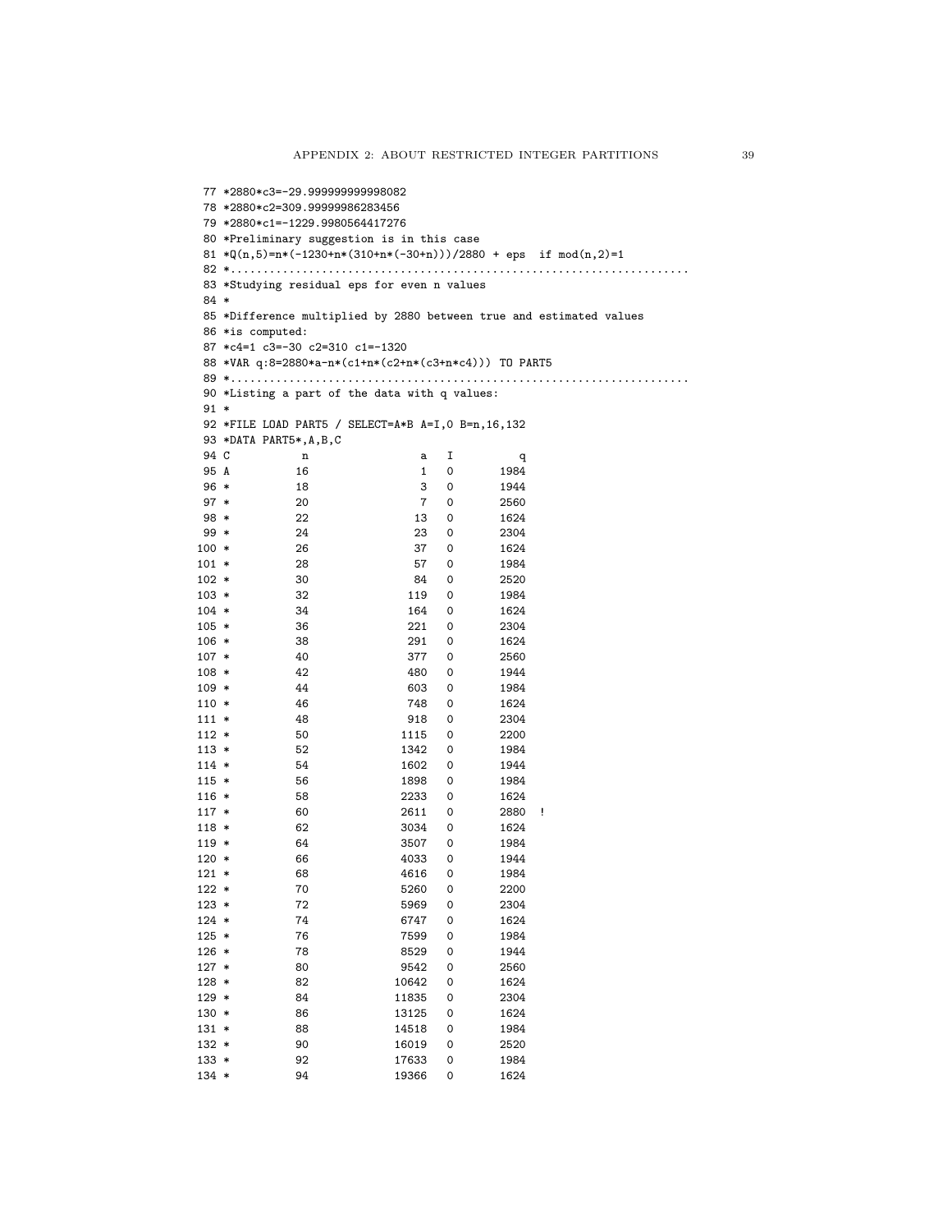```
 77 *2880*c3=-29.999999999998082
 78 *2880*c2=309.99999986283456
 79 *2880*c1=-1229.9980564417276
 80 *Preliminary suggestion is in this case
 81 *Q(n,5)=n*(-1230+n*(310+n*(-30+n)))/2880 + eps  if mod(n,2)=1
 82 *...................................................................
 83 *Studying residual eps for even n values
 84 *
 85 *Difference multiplied by 2880 between true and estimated values
 86 *is computed:
 87 *c4=1 c3=-30 c2=310 c1=-1320
 88 *VAR q:8=2880*a-n*(c1+n*(c2+n*(c3+n*c4))) TO PART5
 89 *...................................................................
 90 *Listing a part of the data with q values:
 91 *
 92 *FILE LOAD PART5 / SELECT=A*B A=I,0 B=n,16,132
 93 *DATA PART5*,A,B,C
 94 C          n                a   I         q
 95 A         16                1   0      1984
 96 *         18                3   0      1944
 97 *         20                7   0      2560
 98 *         22               13   0      1624
 99 *         24               23   0      2304
100 *         26               37   0      1624
101 *         28               57   0      1984
102 *         30               84   0      2520
103 *         32              119   0      1984
104 *         34              164   0      1624
105 *         36              221   0      2304
106 *         38              291   0      1624
107 *         40              377   0      2560
108 *         42              480   0      1944
109 *         44              603   0      1984
110 *         46              748   0      1624
111 *         48              918   0      2304
112 *         50             1115   0      2200
113 *         52             1342   0      1984
114 *         54             1602   0      1944
115 *         56             1898   0      1984
116 *         58             2233   0      1624
117 *         60             2611   0      2880  !
118 *         62             3034   0      1624
119 *         64             3507   0      1984
120 *         66             4033   0      1944
121 *         68             4616   0      1984
122 *         70             5260   0      2200
123 *         72             5969   0      2304
124 *         74             6747   0      1624
125 *         76             7599   0      1984
126 *         78             8529   0      1944
127 *         80             9542   0      2560
128 *         82            10642   0      1624
129 *         84            11835   0      2304
130 *         86            13125   0      1624
131 *         88            14518   0      1984
132 *         90            16019   0      2520
133 *         92            17633   0      1984
134 *         94            19366   0      1624
```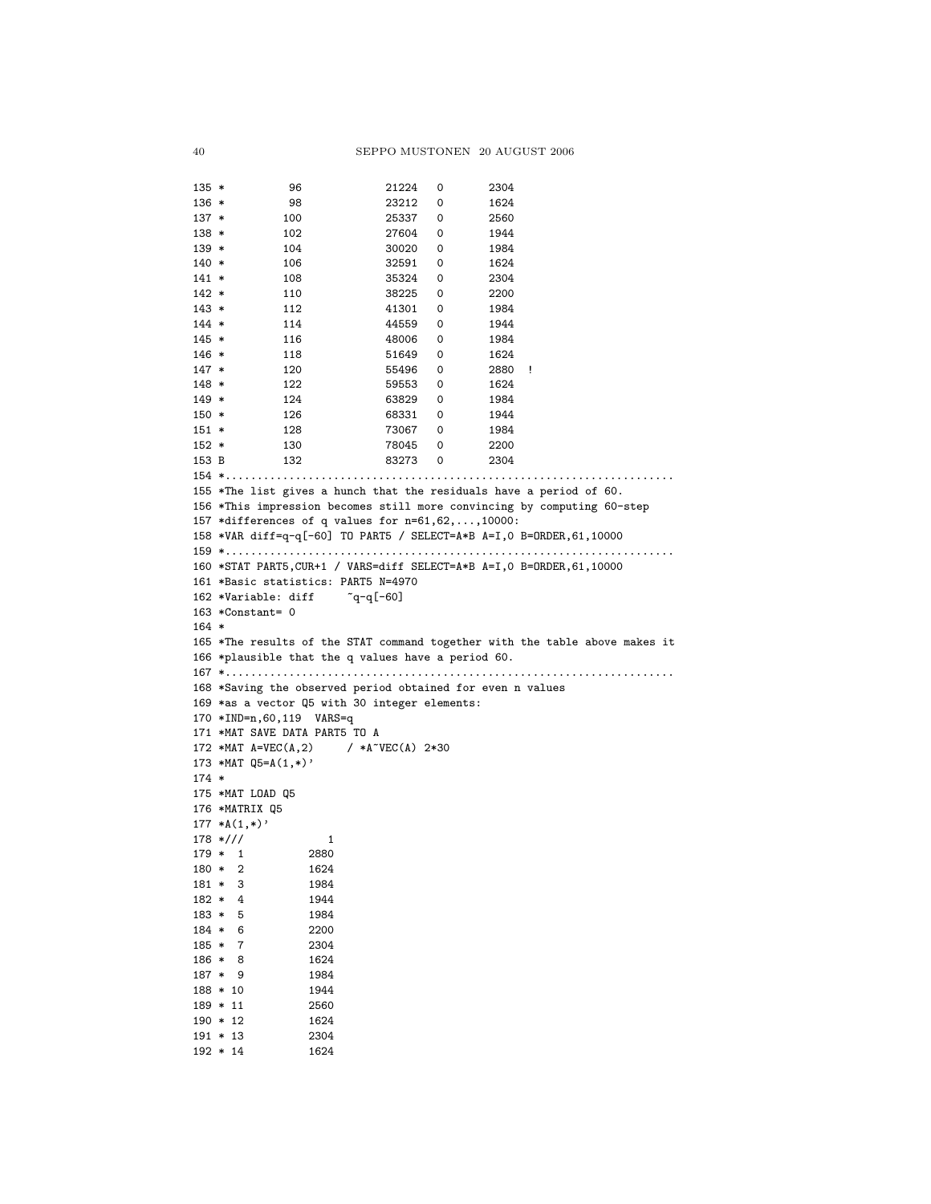```
135 *         96            21224   0       2304
136 *         98            23212   0       1624
137 *        100            25337   0       2560
138 *        102            27604   0       1944
139 *        104            30020   0       1984
140 *        106            32591   0       1624
141 *        108            35324   0       2304
142 *        110            38225   0       2200
143 *        112            41301   0       1984
144 *        114            44559   0       1944
145 *        116            48006   0       1984
146 *        118            51649   0       1624
147 *        120            55496   0       2880  !
148 *        122            59553   0       1624
149 *        124            63829   0       1984
150 *        126            68331   0       1944
151 *        128            73067   0       1984
152 *        130            78045   0       2200
153 B        132            83273   0       2304
154 *...................................................................
155 *The list gives a hunch that the residuals have a period of 60.
156 *This impression becomes still more convincing by computing 60-step
157 *differences of q values for n=61,62,...,10000:
158 *VAR diff=q-q[-60] TO PART5 / SELECT=A*B A=I,0 B=ORDER,61,10000
159 *...................................................................
160 *STAT PART5,CUR+1 / VARS=diff SELECT=A*B A=I,0 B=ORDER,61,10000
161 *Basic statistics: PART5 N=4970
162 *Variable: diff     ~q-q[-60]
163 *Constant= 0
164 *
165 *The results of the STAT command together with the table above makes it
166 *plausible that the q values have a period 60.
167 *...................................................................
168 *Saving the observed period obtained for even n values
169 *as a vector Q5 with 30 integer elements:
170 *IND=n,60,119  VARS=q
171 *MAT SAVE DATA PART5 TO A
172 *MAT A=VEC(A,2)     / *A~VEC(A) 2*30
173 *MAT Q5=A(1,*)'
174 *
175 *MAT LOAD Q5
176 *MATRIX Q5
177 *A(1,*)'
178 *///            1
179 *  1         2880
180 *  2         1624
181 *  3         1984
182 *  4         1944
183 *  5         1984
184 *  6         2200
185 *  7         2304
186 *  8         1624
187 *  9         1984
188 * 10         1944
189 * 11         2560
190 * 12         1624
191 * 13         2304
192 * 14         1624
```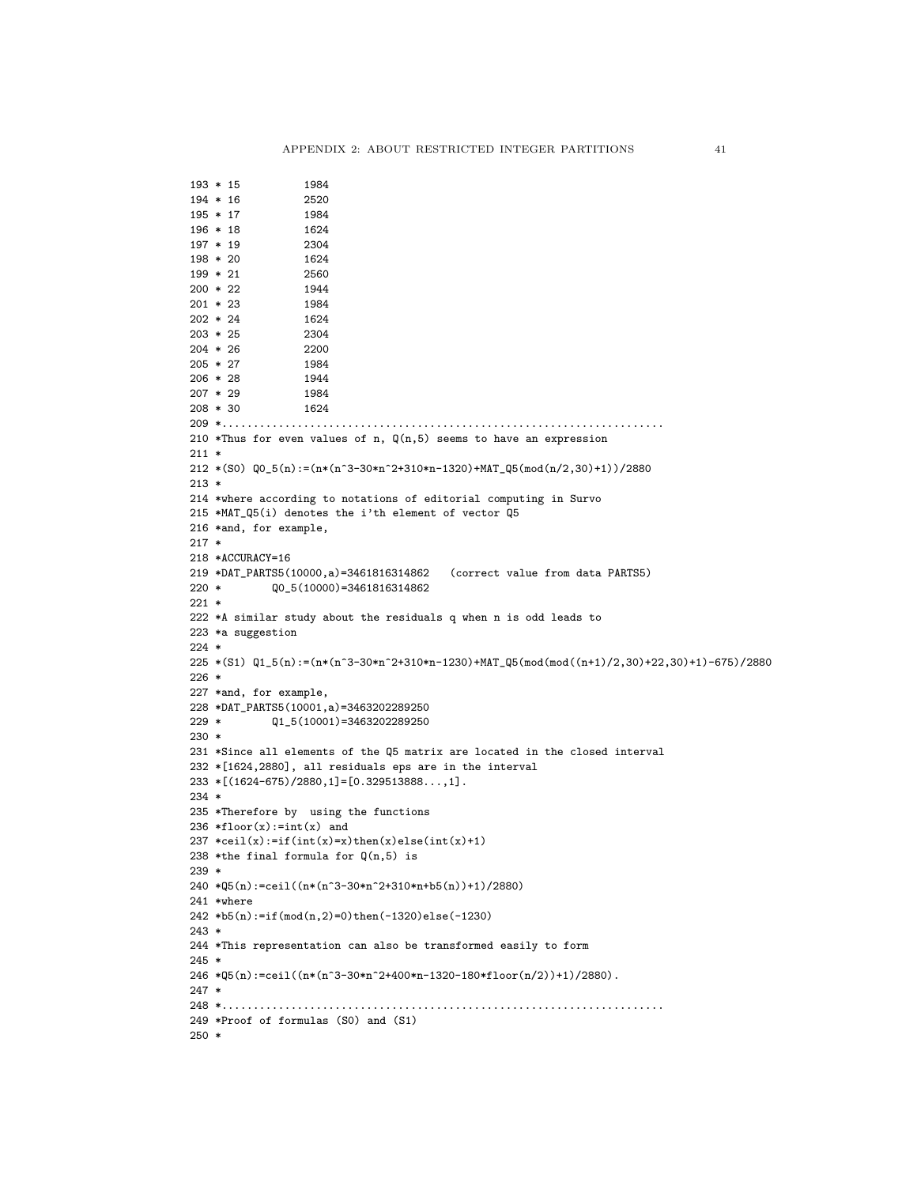```
193 * 15          1984
194 * 16          2520
195 * 17          1984
196 * 18          1624
197 * 19          2304
198 * 20          1624
199 * 21          2560
200 * 22          1944
201 * 23          1984
202 * 24          1624
203 * 25          2304
204 * 26          2200
205 * 27          1984
206 * 28          1944
207 * 29          1984
208 * 30          1624
209 *..................................................................
210 *Thus for even values of n, Q(n,5) seems to have an expression
211 *
212 *(S0) Q0_5(n):=(n*(n^3-30*n^2+310*n-1320)+MAT_Q5(mod(n/2,30)+1))/2880
213 *
214 *where according to notations of editorial computing in Survo
215 *MAT_Q5(i) denotes the i'th element of vector Q5
216 *and, for example,
217 *
218 *ACCURACY=16
219 *DAT_PARTS5(10000,a)=3461816314862   (correct value from data PARTS5)
220 *        Q0_5(10000)=3461816314862
221 *
222 *A similar study about the residuals q when n is odd leads to
223 *a suggestion
224 *
225 *(S1) Q1_5(n):=(n*(n^3-30*n^2+310*n-1230)+MAT_Q5(mod(mod((n+1)/2,30)+22,30)+1)-675)/2880
226 *
227 *and, for example,
228 *DAT_PARTS5(10001,a)=3463202289250
229 *        Q1_5(10001)=3463202289250
230 *
231 *Since all elements of the Q5 matrix are located in the closed interval
232 *[1624,2880], all residuals eps are in the interval
233 *[(1624-675)/2880,1]=[0.329513888...,1].
234 *
235 *Therefore by  using the functions
236 *floor(x):=int(x) and
237 *ceil(x):=if(int(x)=x)then(x)else(int(x)+1)
238 *the final formula for Q(n,5) is
239 *
240 *Q5(n):=ceil((n*(n^3-30*n^2+310*n+b5(n))+1)/2880)
241 *where
242 *b5(n):=if(mod(n,2)=0)then(-1320)else(-1230)
243 *
244 *This representation can also be transformed easily to form
245 *
246 *Q5(n):=ceil((n*(n^3-30*n^2+400*n-1320-180*floor(n/2))+1)/2880).
247 *
248 *..................................................................
249 *Proof of formulas (S0) and (S1)
250 *
```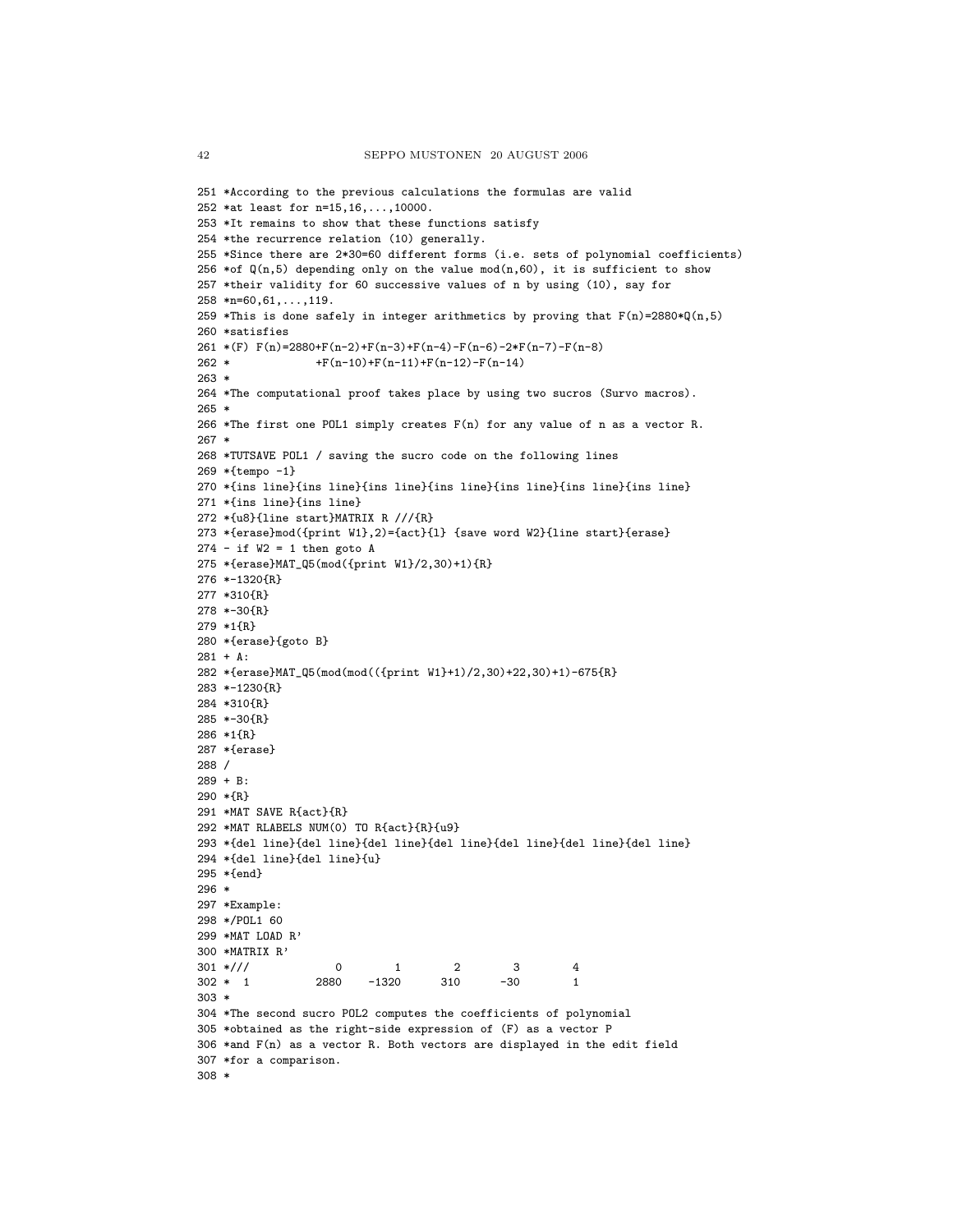```
251 *According to the previous calculations the formulas are valid
252 *at least for n=15,16,...,10000.
253 *It remains to show that these functions satisfy
254 *the recurrence relation (10) generally.
255 *Since there are 2*30=60 different forms (i.e. sets of polynomial coefficients)
256 *of Q(n,5) depending only on the value mod(n,60), it is sufficient to show
257 *their validity for 60 successive values of n by using (10), say for
258 *n=60,61,...,119.
259 *This is done safely in integer arithmetics by proving that F(n)=2880*Q(n,5)
260 *satisfies
261 *(F) F(n)=2880+F(n-2)+F(n-3)+F(n-4)-F(n-6)-2*F(n-7)-F(n-8)
262 *             +F(n-10)+F(n-11)+F(n-12)-F(n-14)
263 *
264 *The computational proof takes place by using two sucros (Survo macros).
265 *
266 *The first one POL1 simply creates F(n) for any value of n as a vector R.
267 *
268 *TUTSAVE POL1 / saving the sucro code on the following lines
269 *{tempo -1}
270 *{ins line}{ins line}{ins line}{ins line}{ins line}{ins line}{ins line}
271 *{ins line}{ins line}
272 *{u8}{line start}MATRIX R ///{R}
273 *{erase}mod({print W1},2)={act}{l} {save word W2}{line start}{erase}
274 - if W2 = 1 then goto A
275 *{erase}MAT_Q5(mod({print W1}/2,30)+1){R}
276 *-1320{R}
277 *310{R}
278 *-30{R}
279 *1{R}
280 *{erase}{goto B}
281 + A:
282 *{erase}MAT_Q5(mod(mod(({print W1}+1)/2,30)+22,30)+1)-675{R}
283 *-1230{R}
284 *310{R}
285 *-30{R}
286 *1{R}
287 *{erase}
288 /
289 + B:
290 *{R}
291 *MAT SAVE R{act}{R}
292 *MAT RLABELS NUM(0) TO R{act}{R}{u9}
293 *{del line}{del line}{del line}{del line}{del line}{del line}{del line}
294 *{del line}{del line}{u}
295 *{end}
296 *
297 *Example:
298 */POL1 60
299 *MAT LOAD R'
300 *MATRIX R'
301 *///            0        1        2        3        4
302 *  1          2880    -1320      310      -30        1
303 *
304 *The second sucro POL2 computes the coefficients of polynomial
305 *obtained as the right-side expression of (F) as a vector P
306 *and F(n) as a vector R. Both vectors are displayed in the edit field
307 *for a comparison.
308 *
```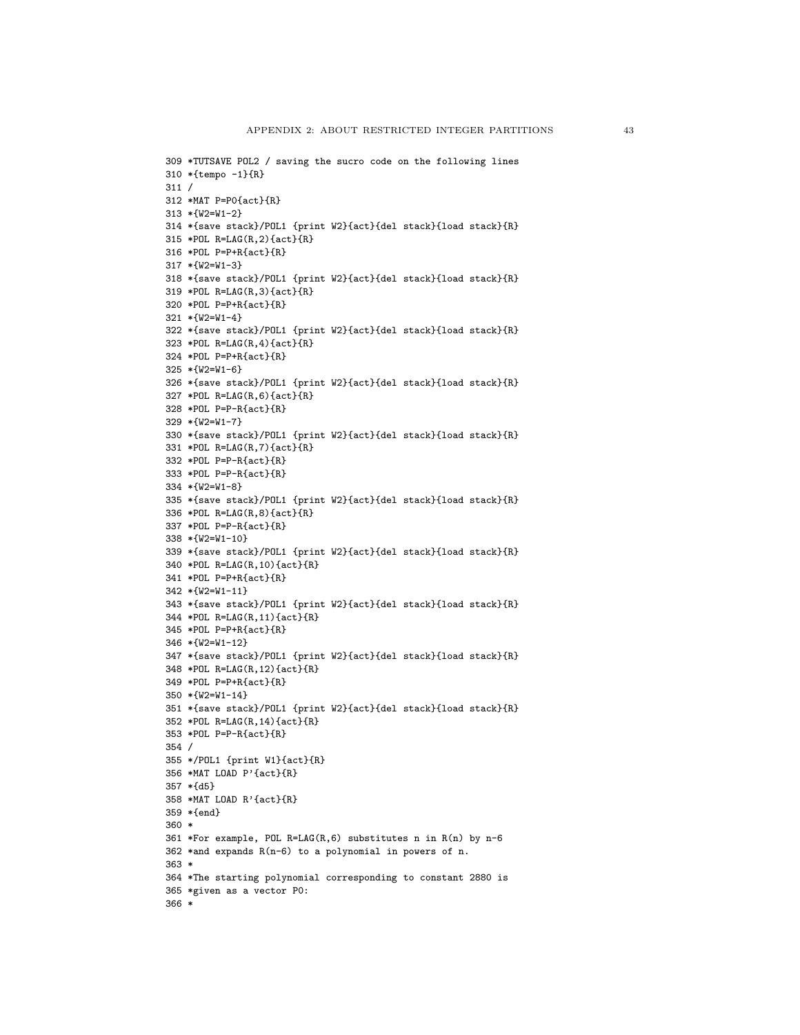```
309 *TUTSAVE POL2 / saving the sucro code on the following lines
310 *{tempo -1}{R}
311 /
312 *MAT P=P0{act}{R}
313 *{W2=W1-2}
314 *{save stack}/POL1 {print W2}{act}{del stack}{load stack}{R}
315 *POL R=LAG(R,2){act}{R}
316 *POL P=P+R{act}{R}
317 *{W2=W1-3}
318 *{save stack}/POL1 {print W2}{act}{del stack}{load stack}{R}
319 *POL R=LAG(R,3){act}{R}
320 *POL P=P+R{act}{R}
321 *{W2=W1-4}
322 *{save stack}/POL1 {print W2}{act}{del stack}{load stack}{R}
323 *POL R=LAG(R,4){act}{R}
324 *POL P=P+R{act}{R}
325 *{W2=W1-6}
326 *{save stack}/POL1 {print W2}{act}{del stack}{load stack}{R}
327 *POL R=LAG(R,6){act}{R}
328 *POL P=P-R{act}{R}
329 *{W2=W1-7}
330 *{save stack}/POL1 {print W2}{act}{del stack}{load stack}{R}
331 *POL R=LAG(R,7){act}{R}
332 *POL P=P-R{act}{R}
333 *POL P=P-R{act}{R}
334 *{W2=W1-8}
335 *{save stack}/POL1 {print W2}{act}{del stack}{load stack}{R}
336 *POL R=LAG(R,8){act}{R}
337 *POL P=P-R{act}{R}
338 *{W2=W1-10}
339 *{save stack}/POL1 {print W2}{act}{del stack}{load stack}{R}
340 *POL R=LAG(R,10){act}{R}
341 *POL P=P+R{act}{R}
342 *{W2=W1-11}
343 *{save stack}/POL1 {print W2}{act}{del stack}{load stack}{R}
344 *POL R=LAG(R,11){act}{R}
345 *POL P=P+R{act}{R}
346 *{W2=W1-12}
347 *{save stack}/POL1 {print W2}{act}{del stack}{load stack}{R}
348 *POL R=LAG(R,12){act}{R}
349 *POL P=P+R{act}{R}
350 *{W2=W1-14}
351 *{save stack}/POL1 {print W2}{act}{del stack}{load stack}{R}
352 *POL R=LAG(R,14){act}{R}
353 *POL P=P-R{act}{R}
354 /
355 */POL1 {print W1}{act}{R}
356 *MAT LOAD P'{act}{R}
357 *{d5}
358 *MAT LOAD R'{act}{R}
359 *{end}
360 *
361 *For example, POL R=LAG(R,6) substitutes n in R(n) by n-6
362 *and expands R(n-6) to a polynomial in powers of n.
363 *
364 *The starting polynomial corresponding to constant 2880 is
365 *given as a vector P0:
366 *
```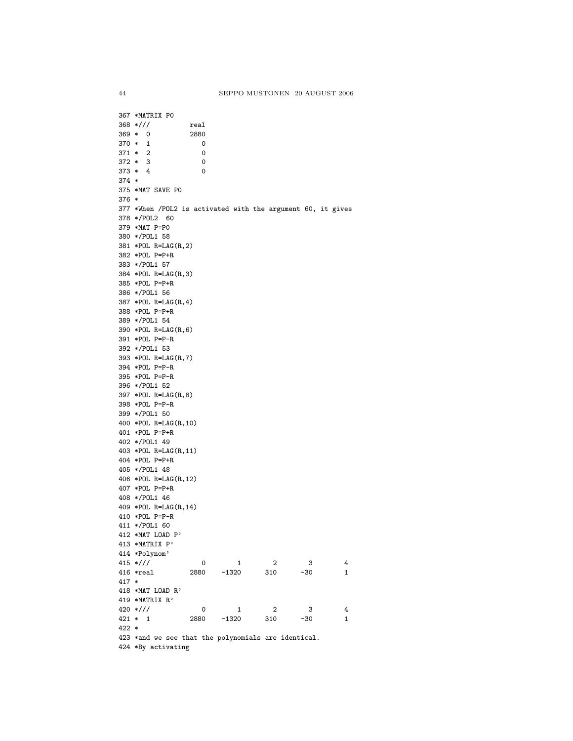```
367 *MATRIX P0
368 *///          real
369 *  0          2880
370 *  1             0
371 *  2             0
372 *  3             0
373 *  4             0
374 *
375 *MAT SAVE P0
376 *
377 *When /POL2 is activated with the argument 60, it gives
378 */POL2  60
379 *MAT P=P0
380 */POL1 58
381 *POL R=LAG(R,2)
382 *POL P=P+R
383 */POL1 57
384 *POL R=LAG(R,3)
385 *POL P=P+R
386 */POL1 56
387 *POL R=LAG(R,4)
388 *POL P=P+R
389 */POL1 54
390 *POL R=LAG(R,6)
391 *POL P=P-R
392 */POL1 53
393 *POL R=LAG(R,7)
394 *POL P=P-R
395 *POL P=P-R
396 */POL1 52
397 *POL R=LAG(R,8)
398 *POL P=P-R
399 */POL1 50
400 *POL R=LAG(R,10)
401 *POL P=P+R
402 */POL1 49
403 *POL R=LAG(R,11)
404 *POL P=P+R
405 */POL1 48
406 *POL R=LAG(R,12)
407 *POL P=P+R
408 */POL1 46
409 *POL R=LAG(R,14)
410 *POL P=P-R
411 */POL1 60
412 *MAT LOAD P'
413 *MATRIX P'
414 *Polynom'
415 *///            0        1        2        3        4
416 *real         2880    -1320      310      -30        1
417 *
418 *MAT LOAD R'
419 *MATRIX R'
420 *///            0        1        2        3        4
421 *  1          2880    -1320      310      -30        1
422 *
423 *and we see that the polynomials are identical.
424 *By activating
```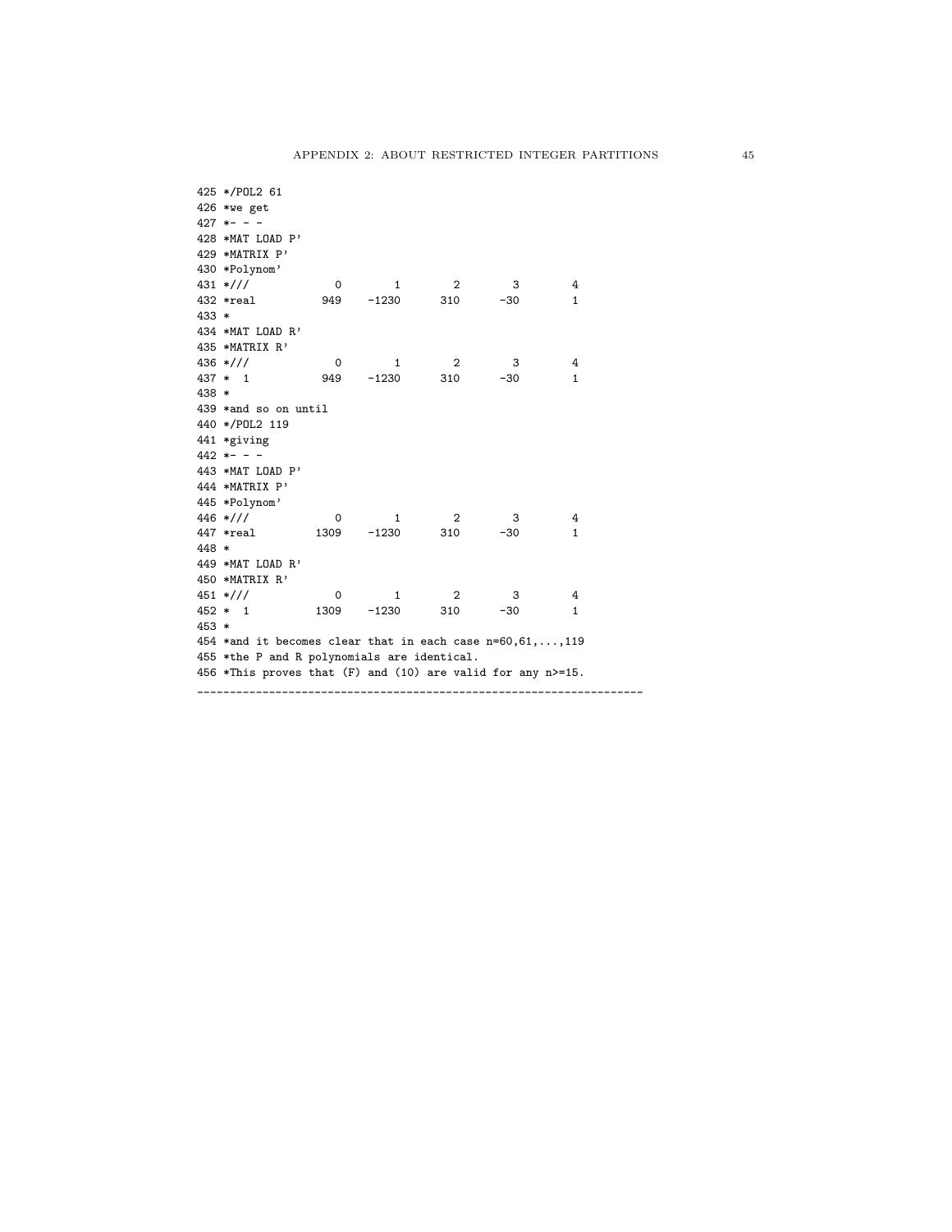```
425 */POL2 61
426 *we get
427 *- - -
428 *MAT LOAD P'
429 *MATRIX P'
430 *Polynom'
431 *///            0       1       2       3       4
432 *real         949   -1230     310     -30       1
433 *
434 *MAT LOAD R'
435 *MATRIX R'
436 *///            0       1       2       3       4
437 *  1          949   -1230     310     -30       1
438 *
439 *and so on until
440 */POL2 119
441 *giving
442 *- - -
443 *MAT LOAD P'
444 *MATRIX P'
445 *Polynom'
446 *///            0       1       2       3       4
447 *real        1309   -1230     310     -30       1
448 *
449 *MAT LOAD R'
450 *MATRIX R'
451 *///            0       1       2       3       4
452 *  1         1309   -1230     310     -30       1
453 *
454 *and it becomes clear that in each case n=60,61,...,119
455 *the P and R polynomials are identical.
456 *This proves that (F) and (10) are valid for any n>=15.
-------------------------------------------------------------------
```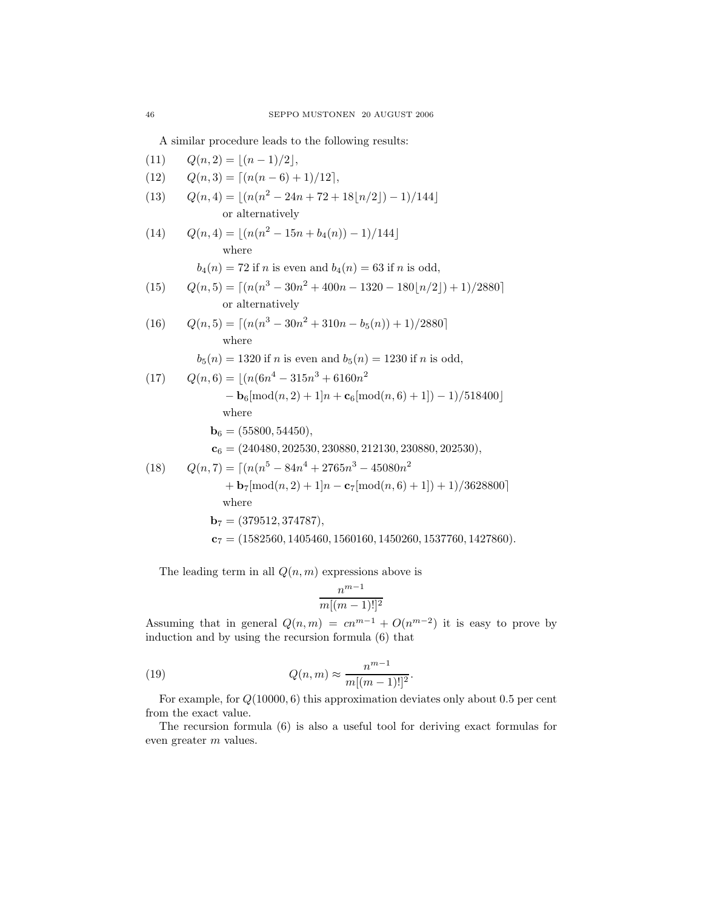A similar procedure leads to the following results:

$$Q(n,2) = \lfloor (n-1)/2 \rfloor, \tag{11}$$

$$Q(n,3) = \lceil (n(n-6)+1)/12 \rceil, \tag{12}$$

$$Q(n,4) = \lfloor (n(n^2-24n+72+18\lfloor n/2 \rfloor)-1)/144 \rfloor \tag{13}$$

or alternatively

$$Q(n,4) = \lfloor (n(n^2-15n+b_4(n))-1)/144 \rfloor \tag{14}$$

where

$b_4(n) = 72$ if $n$ is even and $b_4(n) = 63$ if $n$ is odd,

$$Q(n,5) = \lceil (n(n^3-30n^2+400n-1320-180\lfloor n/2 \rfloor)+1)/2880 \rceil \tag{15}$$

or alternatively

$$Q(n,5) = \lceil (n(n^3-30n^2+310n-b_5(n))+1)/2880 \rceil \tag{16}$$

where

$b_5(n) = 1320$ if $n$ is even and $b_5(n) = 1230$ if $n$ is odd,

$$Q(n,6) = \lfloor (n(6n^4-315n^3+6160n^2 - \mathbf{b}_6[\mathrm{mod}(n,2)+1]n+\mathbf{c}_6[\mathrm{mod}(n,6)+1])-1)/518400 \rfloor \tag{17}$$

where

$\mathbf{b}_6 = (55800, 54450)$,

$\mathbf{c}_6 = (240480, 202530, 230880, 212130, 230880, 202530)$,

$$Q(n,7) = \lceil (n(n^5-84n^4+2765n^3-45080n^2 + \mathbf{b}_7[\mathrm{mod}(n,2)+1]n-\mathbf{c}_7[\mathrm{mod}(n,6)+1])+1)/3628800 \rceil \tag{18}$$

where

$\mathbf{b}_7 = (379512, 374787)$,

$\mathbf{c}_7 = (1582560, 1405460, 1560160, 1450260, 1537760, 1427860)$.

The leading term in all $Q(n,m)$ expressions above is

$$\frac{n^{m-1}}{m[(m-1)!]^2}$$

Assuming that in general $Q(n,m) = cn^{m-1} + O(n^{m-2})$ it is easy to prove by induction and by using the recursion formula (6) that

$$Q(n,m) \approx \frac{n^{m-1}}{m[(m-1)!]^2}. \tag{19}$$

For example, for $Q(10000, 6)$ this approximation deviates only about 0.5 per cent from the exact value.

The recursion formula (6) is also a useful tool for deriving exact formulas for even greater $m$ values.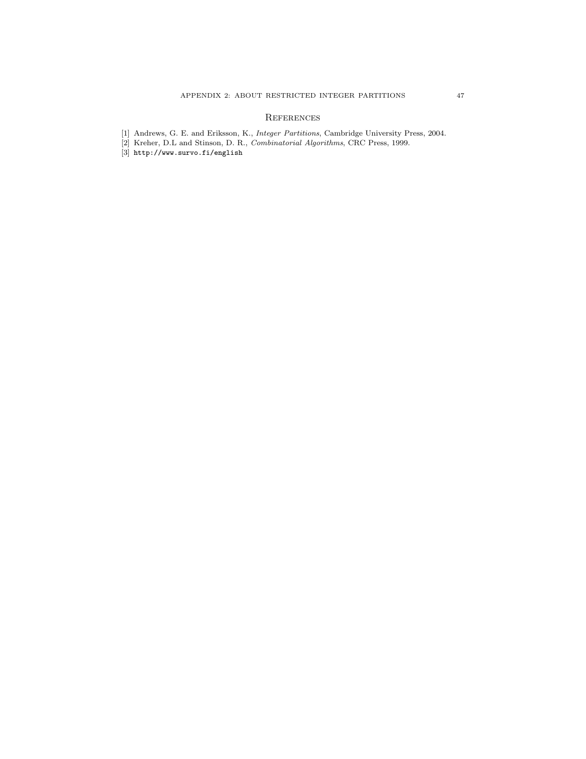## References

[1] Andrews, G. E. and Eriksson, K., *Integer Partitions*, Cambridge University Press, 2004.

[2] Kreher, D.L and Stinson, D. R., *Combinatorial Algorithms*, CRC Press, 1999.

[3] `http://www.survo.fi/english`